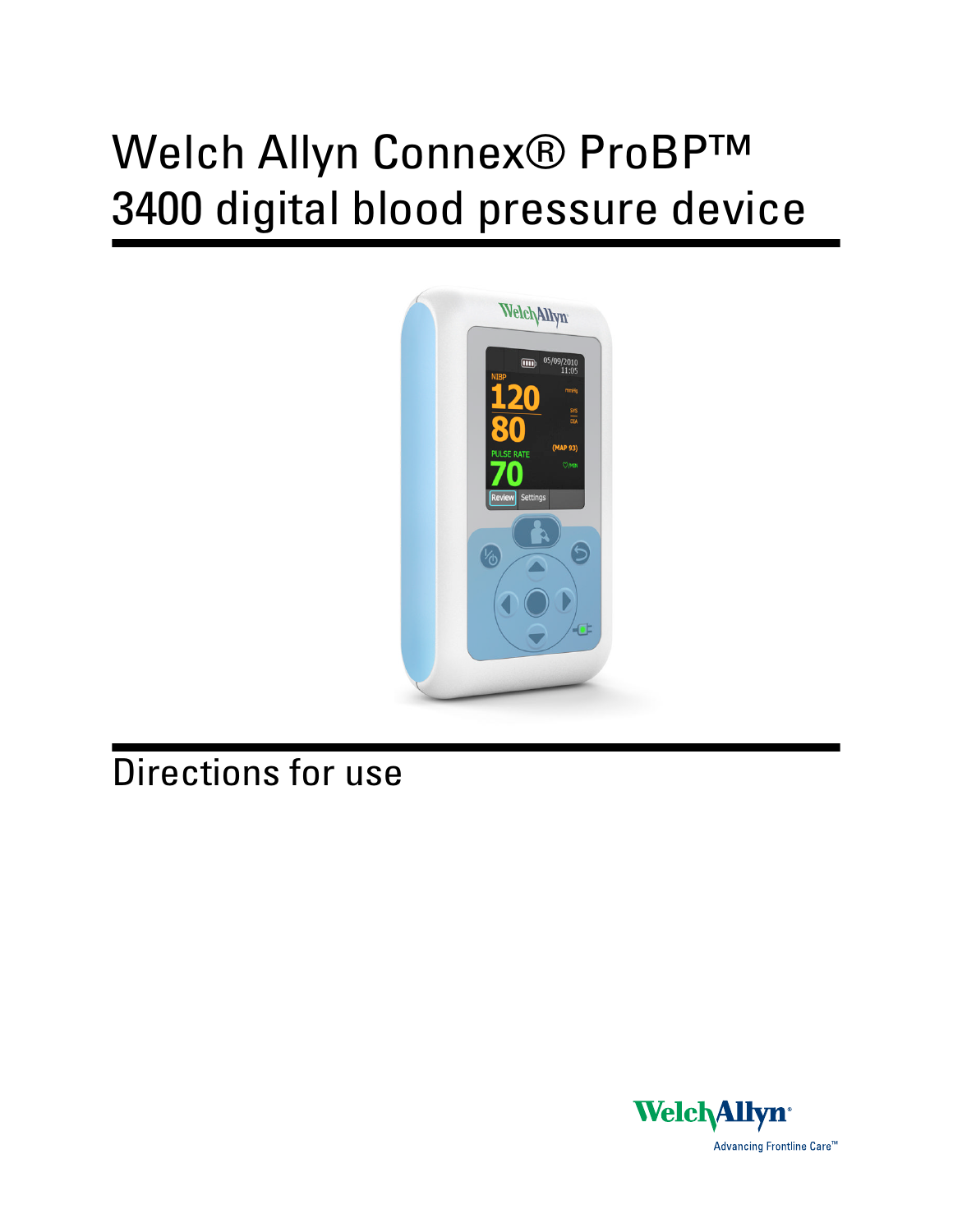# Welch Allyn Connex® ProBP™ 3400 digital blood pressure device

## Directions for use

Welch Allyn®

Advancing Frontline Care™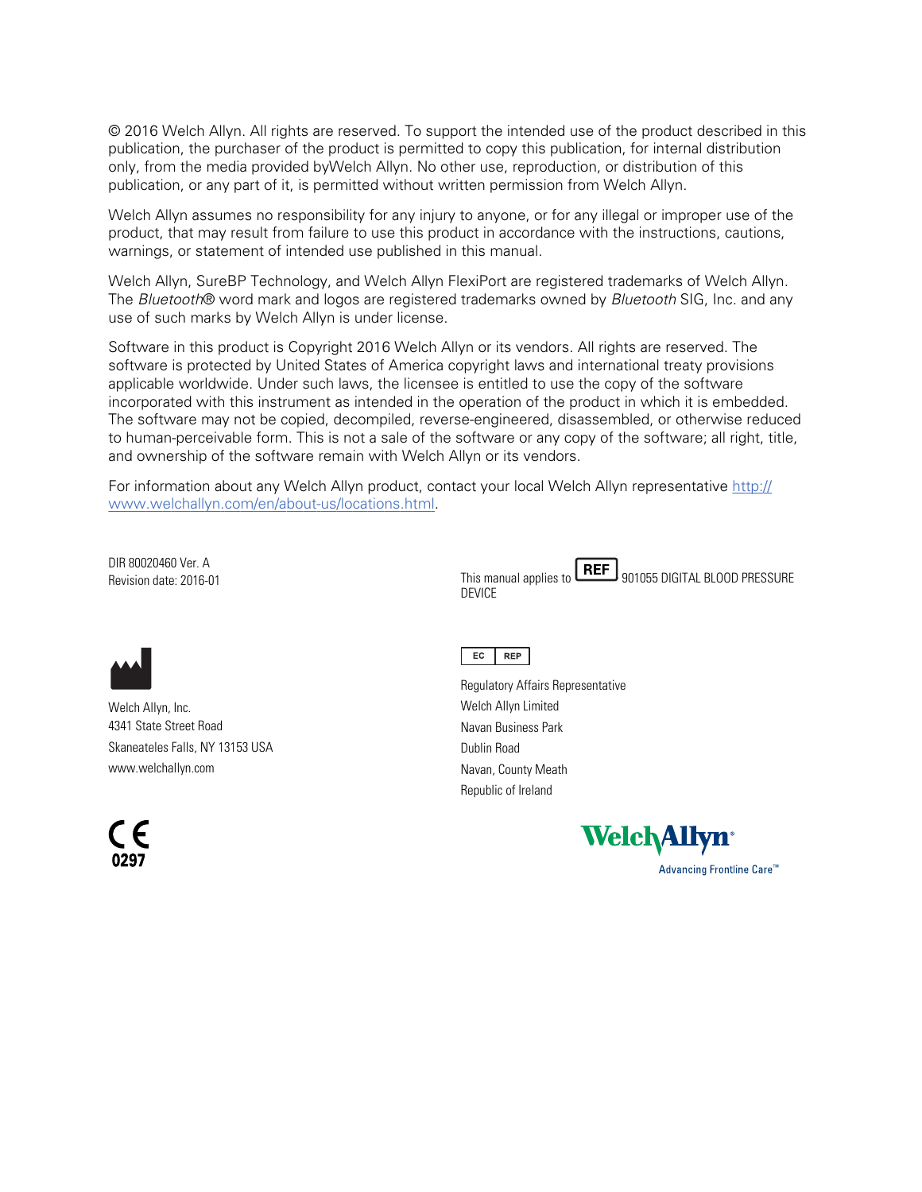© 2016 Welch Allyn. All rights are reserved. To support the intended use of the product described in this publication, the purchaser of the product is permitted to copy this publication, for internal distribution only, from the media provided byWelch Allyn. No other use, reproduction, or distribution of this publication, or any part of it, is permitted without written permission from Welch Allyn.

Welch Allyn assumes no responsibility for any injury to anyone, or for any illegal or improper use of the product, that may result from failure to use this product in accordance with the instructions, cautions, warnings, or statement of intended use published in this manual.

Welch Allyn, SureBP Technology, and Welch Allyn FlexiPort are registered trademarks of Welch Allyn. The *Bluetooth*® word mark and logos are registered trademarks owned by *Bluetooth* SIG, Inc. and any use of such marks by Welch Allyn is under license.

Software in this product is Copyright 2016 Welch Allyn or its vendors. All rights are reserved. The software is protected by United States of America copyright laws and international treaty provisions applicable worldwide. Under such laws, the licensee is entitled to use the copy of the software incorporated with this instrument as intended in the operation of the product in which it is embedded. The software may not be copied, decompiled, reverse-engineered, disassembled, or otherwise reduced to human-perceivable form. This is not a sale of the software or any copy of the software; all right, title, and ownership of the software remain with Welch Allyn or its vendors.

For information about any Welch Allyn product, contact your local Welch Allyn representative [http://www.welchallyn.com/en/about-us/locations.html](http://www.welchallyn.com/en/about-us/locations.html).

DIR 80020460 Ver. A
Revision date: 2016-01

This manual applies to REF 901055 DIGITAL BLOOD PRESSURE DEVICE

Welch Allyn, Inc.
4341 State Street Road
Skaneateles Falls, NY 13153 USA
www.welchallyn.com

EC REP

Regulatory Affairs Representative
Welch Allyn Limited
Navan Business Park
Dublin Road
Navan, County Meath
Republic of Ireland

CE 0297

Welch Allyn®
Advancing Frontline Care™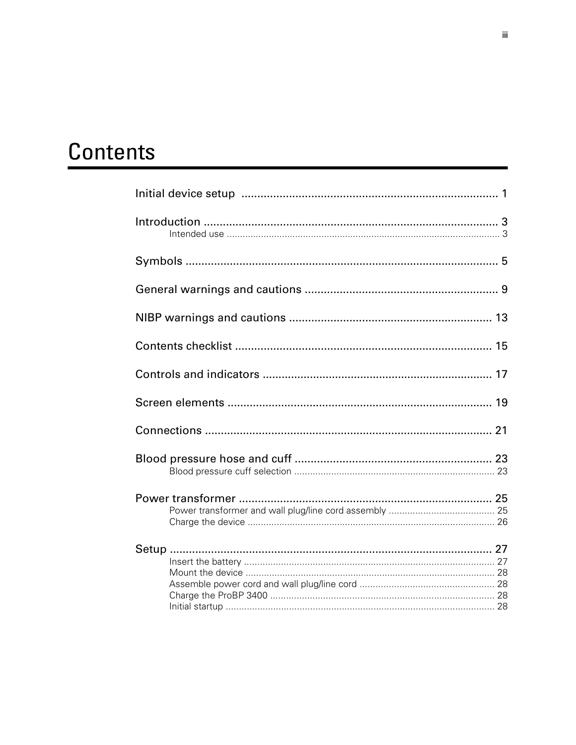# Contents

Initial device setup ..... 1

Introduction ..... 3
- Intended use ..... 3

Symbols ..... 5

General warnings and cautions ..... 9

NIBP warnings and cautions ..... 13

Contents checklist ..... 15

Controls and indicators ..... 17

Screen elements ..... 19

Connections ..... 21

Blood pressure hose and cuff ..... 23
- Blood pressure cuff selection ..... 23

Power transformer ..... 25
- Power transformer and wall plug/line cord assembly ..... 25
- Charge the device ..... 26

Setup ..... 27
- Insert the battery ..... 27
- Mount the device ..... 28
- Assemble power cord and wall plug/line cord ..... 28
- Charge the ProBP 3400 ..... 28
- Initial startup ..... 28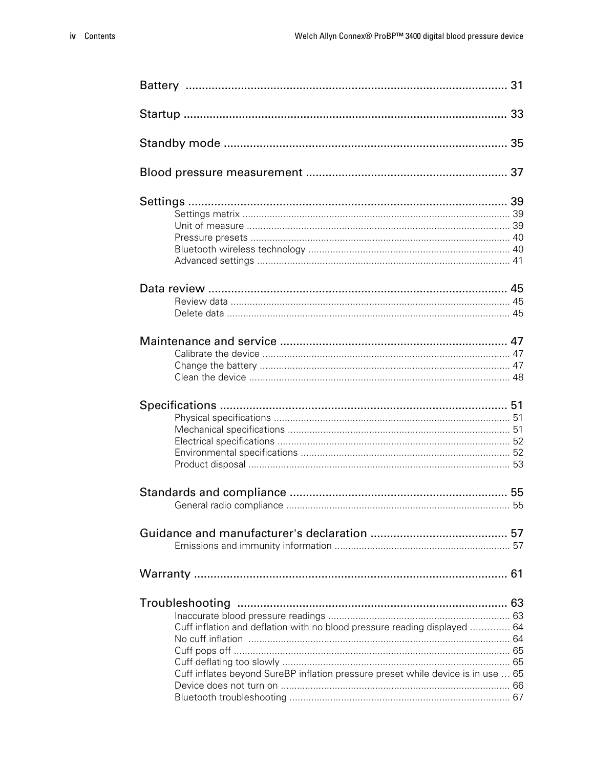Battery ........................................................................................ 31

Startup ........................................................................................ 33

Standby mode ................................................................................ 35

Blood pressure measurement ........................................................ 37

Settings ........................................................................................ 39
- Settings matrix ........................................................................................ 39
- Unit of measure ........................................................................................ 39
- Pressure presets ........................................................................................ 40
- Bluetooth wireless technology ................................................................ 40
- Advanced settings ..................................................................................... 41

Data review .................................................................................... 45
- Review data ............................................................................................... 45
- Delete data ................................................................................................ 45

Maintenance and service ............................................................... 47
- Calibrate the device .................................................................................. 47
- Change the battery ................................................................................... 47
- Clean the device ........................................................................................ 48

Specifications ................................................................................ 51
- Physical specifications .............................................................................. 51
- Mechanical specifications ......................................................................... 51
- Electrical specifications ............................................................................. 52
- Environmental specifications .................................................................... 52
- Product disposal ........................................................................................ 53

Standards and compliance ............................................................ 55
- General radio compliance ......................................................................... 55

Guidance and manufacturer's declaration .................................... 57
- Emissions and immunity information ...................................................... 57

Warranty ........................................................................................ 61

Troubleshooting ............................................................................ 63
- Inaccurate blood pressure readings .......................................................... 63
- Cuff inflation and deflation with no blood pressure reading displayed .............. 64
- No cuff inflation ........................................................................................ 64
- Cuff pops off ............................................................................................. 65
- Cuff deflating too slowly ........................................................................... 65
- Cuff inflates beyond SureBP inflation pressure preset while device is in use ... 65
- Device does not turn on ............................................................................ 66
- Bluetooth troubleshooting ........................................................................ 67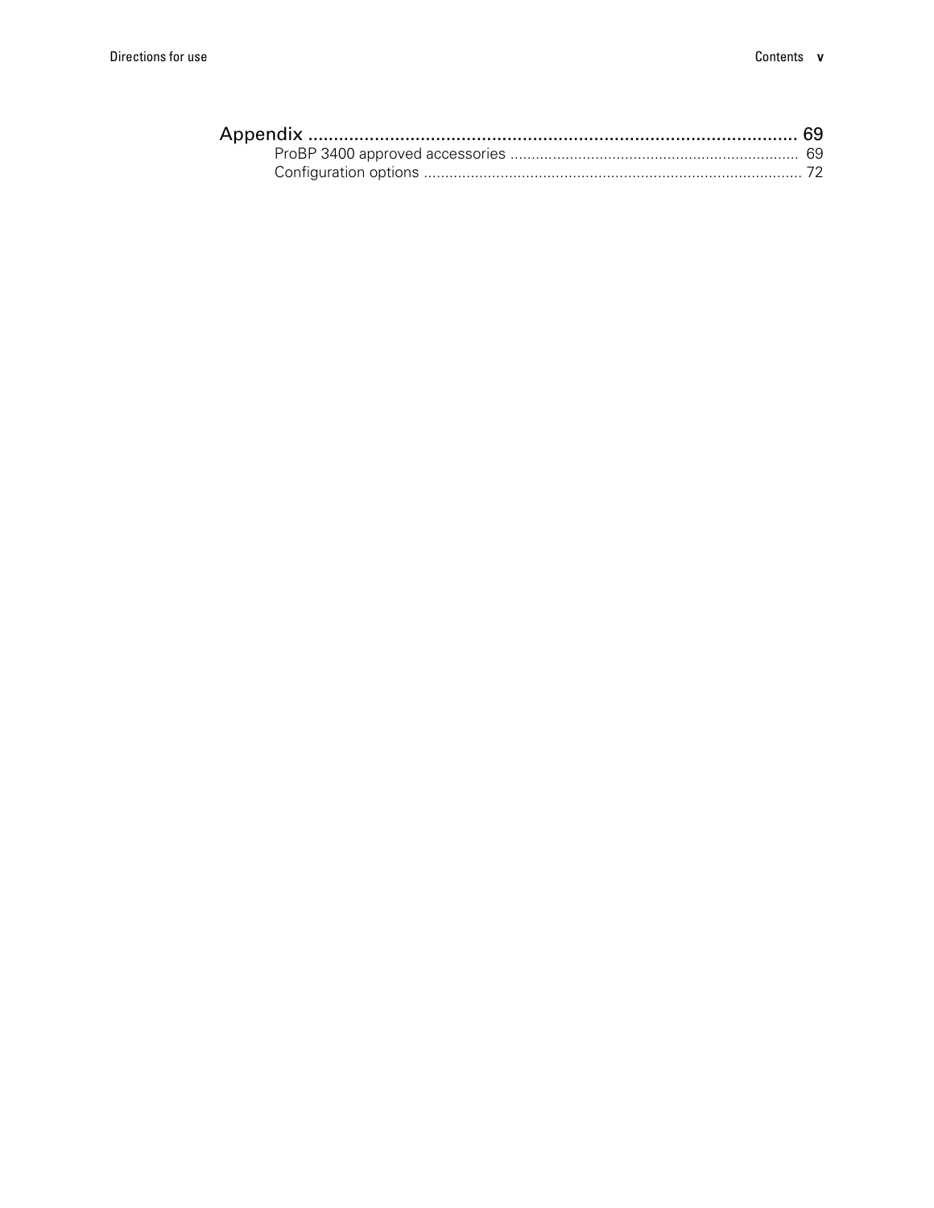Appendix ................................................................................................ 69

ProBP 3400 approved accessories ................................................................... 69

Configuration options ........................................................................................ 72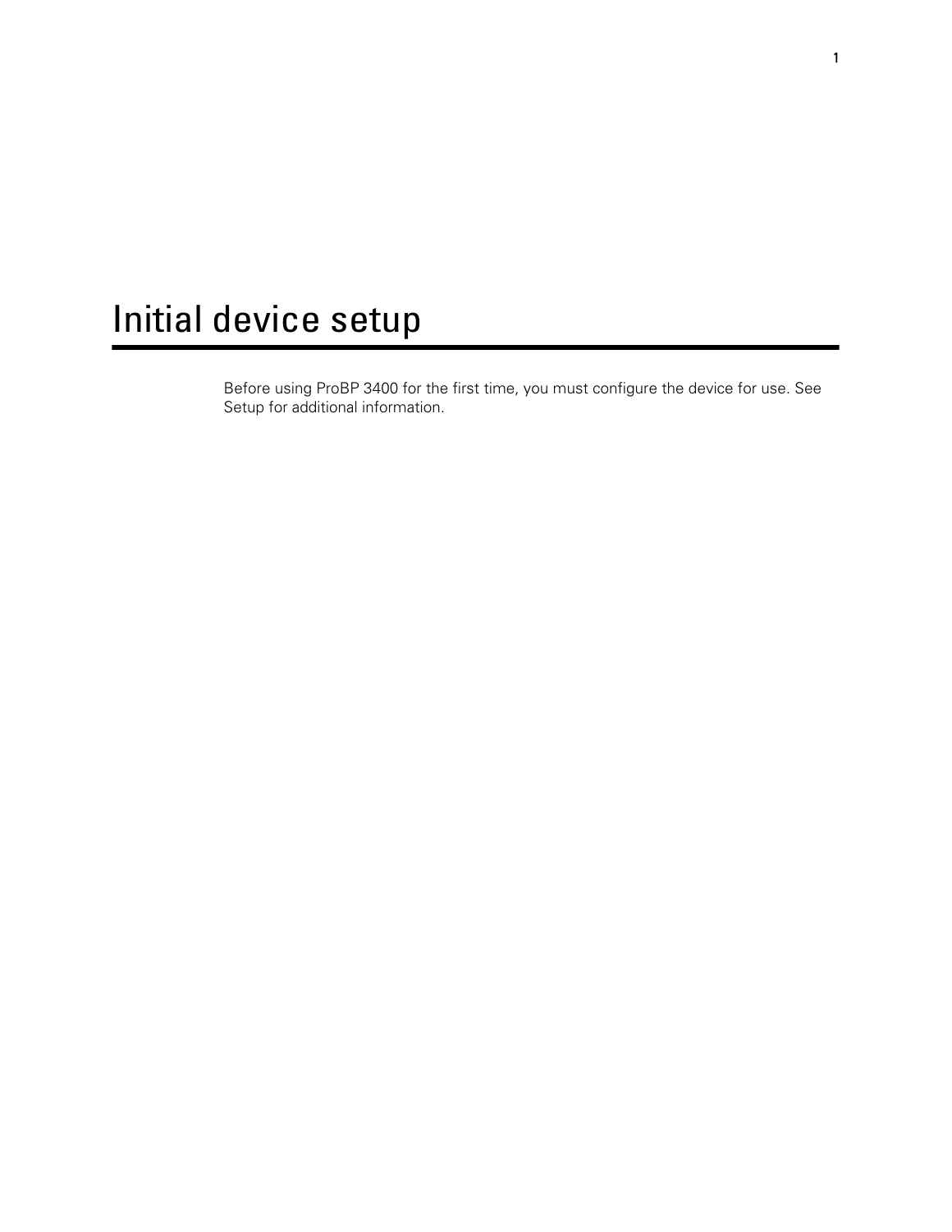# Initial device setup

Before using ProBP 3400 for the first time, you must configure the device for use. See Setup for additional information.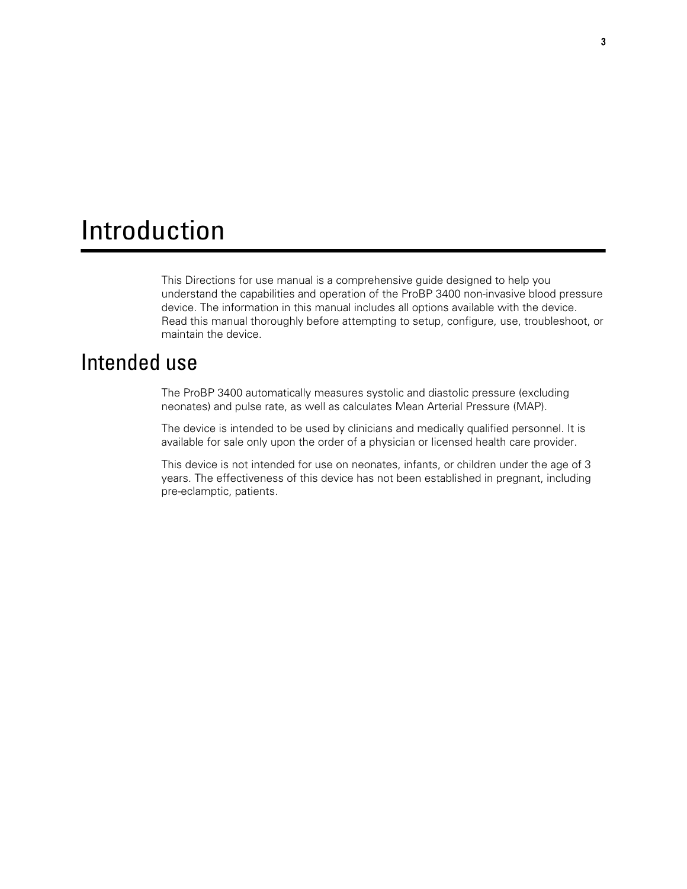# Introduction

This Directions for use manual is a comprehensive guide designed to help you understand the capabilities and operation of the ProBP 3400 non-invasive blood pressure device. The information in this manual includes all options available with the device. Read this manual thoroughly before attempting to setup, configure, use, troubleshoot, or maintain the device.

## Intended use

The ProBP 3400 automatically measures systolic and diastolic pressure (excluding neonates) and pulse rate, as well as calculates Mean Arterial Pressure (MAP).

The device is intended to be used by clinicians and medically qualified personnel. It is available for sale only upon the order of a physician or licensed health care provider.

This device is not intended for use on neonates, infants, or children under the age of 3 years. The effectiveness of this device has not been established in pregnant, including pre-eclamptic, patients.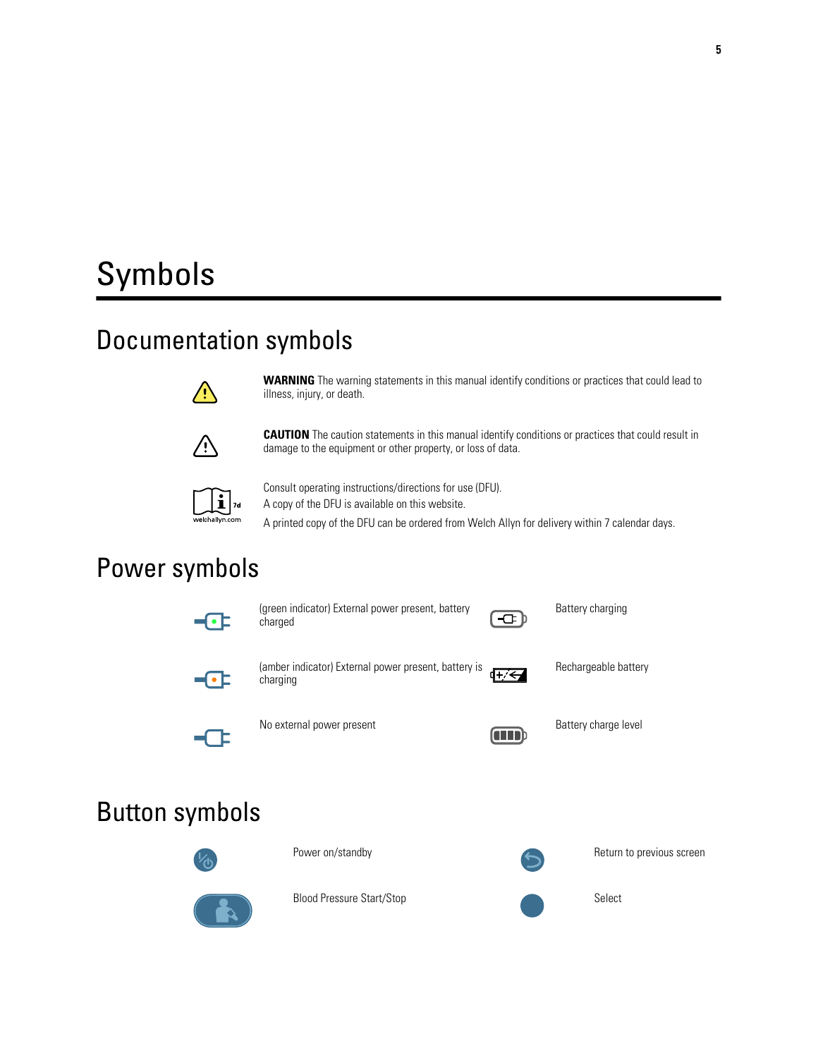# Symbols

## Documentation symbols

**WARNING** The warning statements in this manual identify conditions or practices that could lead to illness, injury, or death.

**CAUTION** The caution statements in this manual identify conditions or practices that could result in damage to the equipment or other property, or loss of data.

welchallyn.com

Consult operating instructions/directions for use (DFU).

A copy of the DFU is available on this website.

A printed copy of the DFU can be ordered from Welch Allyn for delivery within 7 calendar days.

## Power symbols

(green indicator) External power present, battery charged

Battery charging

(amber indicator) External power present, battery is charging

Rechargeable battery

No external power present

Battery charge level

## Button symbols

Power on/standby

Return to previous screen

Blood Pressure Start/Stop

Select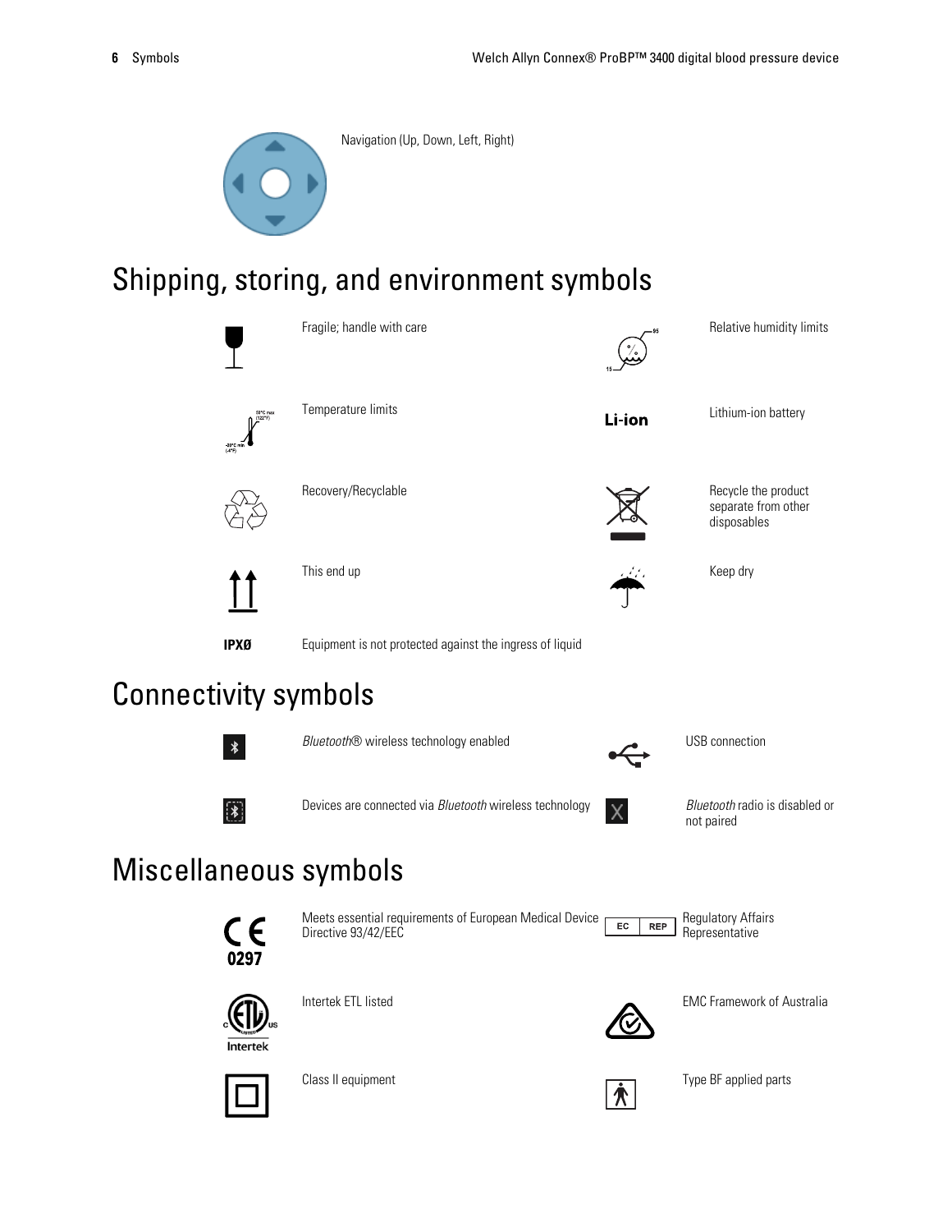Navigation (Up, Down, Left, Right)

## Shipping, storing, and environment symbols

| Symbol | Description | Symbol | Description |
|---|---|---|---|
| | Fragile; handle with care | | Relative humidity limits |
| | Temperature limits | Li-ion | Lithium-ion battery |
| | Recovery/Recyclable | | Recycle the product separate from other disposables |
| | This end up | | Keep dry |
| IPXØ | Equipment is not protected against the ingress of liquid | | |

## Connectivity symbols

| Symbol | Description | Symbol | Description |
|---|---|---|---|
| | *Bluetooth*® wireless technology enabled | | USB connection |
| | Devices are connected via *Bluetooth* wireless technology | X | *Bluetooth* radio is disabled or not paired |

## Miscellaneous symbols

| Symbol | Description | Symbol | Description |
|---|---|---|---|
| CE 0297 | Meets essential requirements of European Medical Device Directive 93/42/EEC | EC REP | Regulatory Affairs Representative |
| | Intertek ETL listed | | EMC Framework of Australia |
| | Class II equipment | | Type BF applied parts |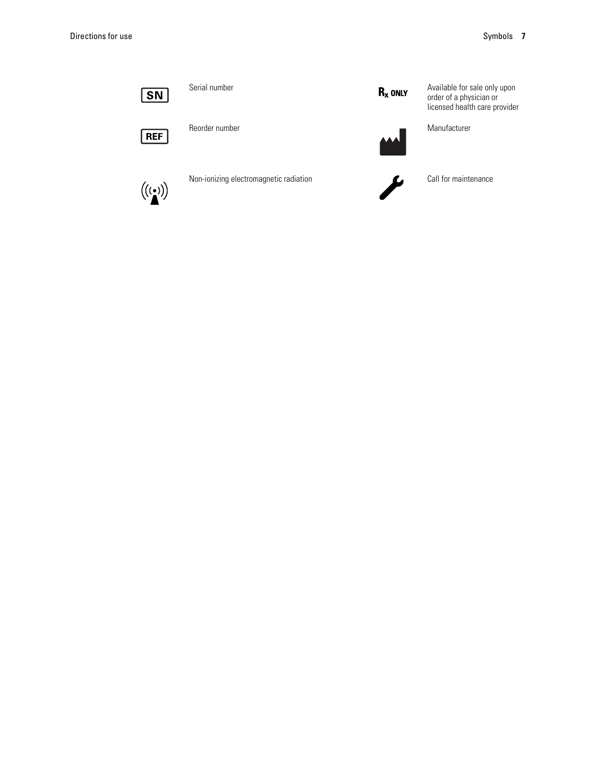| Symbol | Description | Symbol | Description |
| --- | --- | --- | --- |
| SN | Serial number | Rx ONLY | Available for sale only upon order of a physician or licensed health care provider |
| REF | Reorder number | | Manufacturer |
| | Non-ionizing electromagnetic radiation | | Call for maintenance |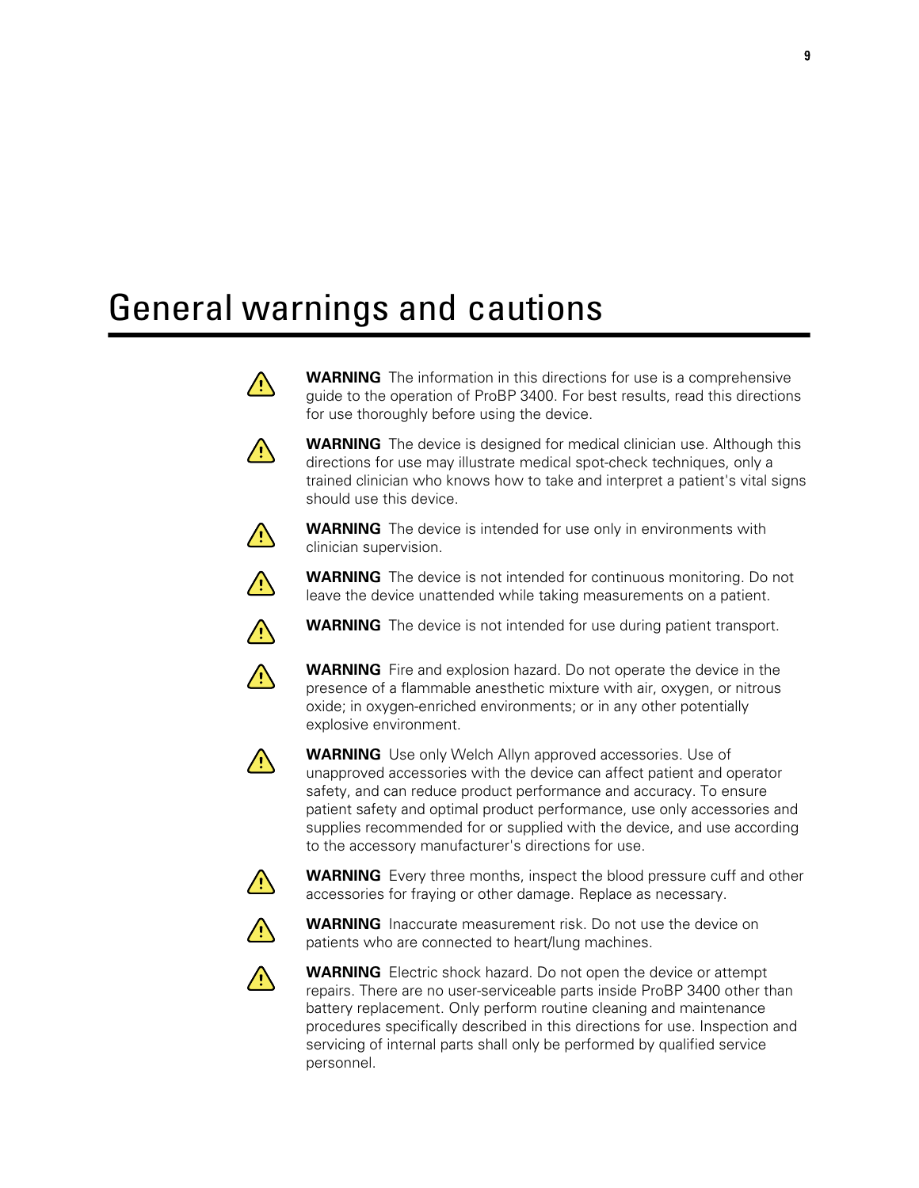# General warnings and cautions

**WARNING** The information in this directions for use is a comprehensive guide to the operation of ProBP 3400. For best results, read this directions for use thoroughly before using the device.

**WARNING** The device is designed for medical clinician use. Although this directions for use may illustrate medical spot-check techniques, only a trained clinician who knows how to take and interpret a patient's vital signs should use this device.

**WARNING** The device is intended for use only in environments with clinician supervision.

**WARNING** The device is not intended for continuous monitoring. Do not leave the device unattended while taking measurements on a patient.

**WARNING** The device is not intended for use during patient transport.

**WARNING** Fire and explosion hazard. Do not operate the device in the presence of a flammable anesthetic mixture with air, oxygen, or nitrous oxide; in oxygen-enriched environments; or in any other potentially explosive environment.

**WARNING** Use only Welch Allyn approved accessories. Use of unapproved accessories with the device can affect patient and operator safety, and can reduce product performance and accuracy. To ensure patient safety and optimal product performance, use only accessories and supplies recommended for or supplied with the device, and use according to the accessory manufacturer's directions for use.

**WARNING** Every three months, inspect the blood pressure cuff and other accessories for fraying or other damage. Replace as necessary.

**WARNING** Inaccurate measurement risk. Do not use the device on patients who are connected to heart/lung machines.

**WARNING** Electric shock hazard. Do not open the device or attempt repairs. There are no user-serviceable parts inside ProBP 3400 other than battery replacement. Only perform routine cleaning and maintenance procedures specifically described in this directions for use. Inspection and servicing of internal parts shall only be performed by qualified service personnel.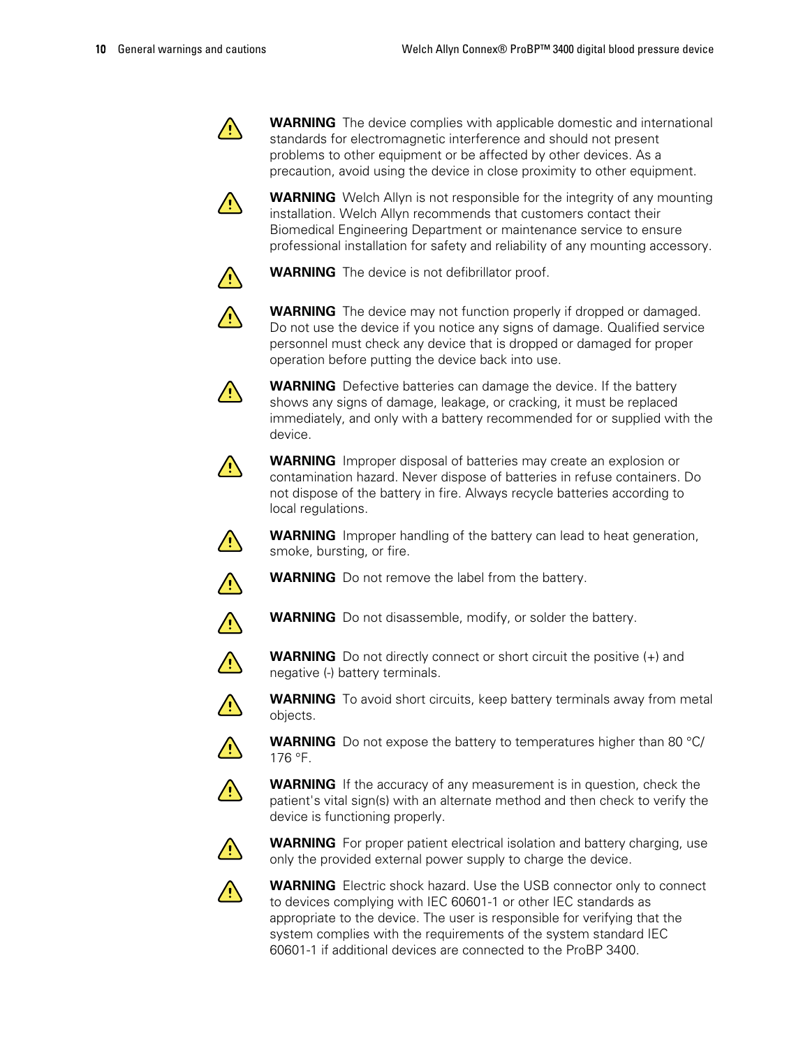**WARNING** The device complies with applicable domestic and international standards for electromagnetic interference and should not present problems to other equipment or be affected by other devices. As a precaution, avoid using the device in close proximity to other equipment.

**WARNING** Welch Allyn is not responsible for the integrity of any mounting installation. Welch Allyn recommends that customers contact their Biomedical Engineering Department or maintenance service to ensure professional installation for safety and reliability of any mounting accessory.

**WARNING** The device is not defibrillator proof.

**WARNING** The device may not function properly if dropped or damaged. Do not use the device if you notice any signs of damage. Qualified service personnel must check any device that is dropped or damaged for proper operation before putting the device back into use.

**WARNING** Defective batteries can damage the device. If the battery shows any signs of damage, leakage, or cracking, it must be replaced immediately, and only with a battery recommended for or supplied with the device.

**WARNING** Improper disposal of batteries may create an explosion or contamination hazard. Never dispose of batteries in refuse containers. Do not dispose of the battery in fire. Always recycle batteries according to local regulations.

**WARNING** Improper handling of the battery can lead to heat generation, smoke, bursting, or fire.

**WARNING** Do not remove the label from the battery.

**WARNING** Do not disassemble, modify, or solder the battery.

**WARNING** Do not directly connect or short circuit the positive (+) and negative (-) battery terminals.

**WARNING** To avoid short circuits, keep battery terminals away from metal objects.

**WARNING** Do not expose the battery to temperatures higher than 80 °C/ 176 °F.

**WARNING** If the accuracy of any measurement is in question, check the patient's vital sign(s) with an alternate method and then check to verify the device is functioning properly.

**WARNING** For proper patient electrical isolation and battery charging, use only the provided external power supply to charge the device.

**WARNING** Electric shock hazard. Use the USB connector only to connect to devices complying with IEC 60601-1 or other IEC standards as appropriate to the device. The user is responsible for verifying that the system complies with the requirements of the system standard IEC 60601-1 if additional devices are connected to the ProBP 3400.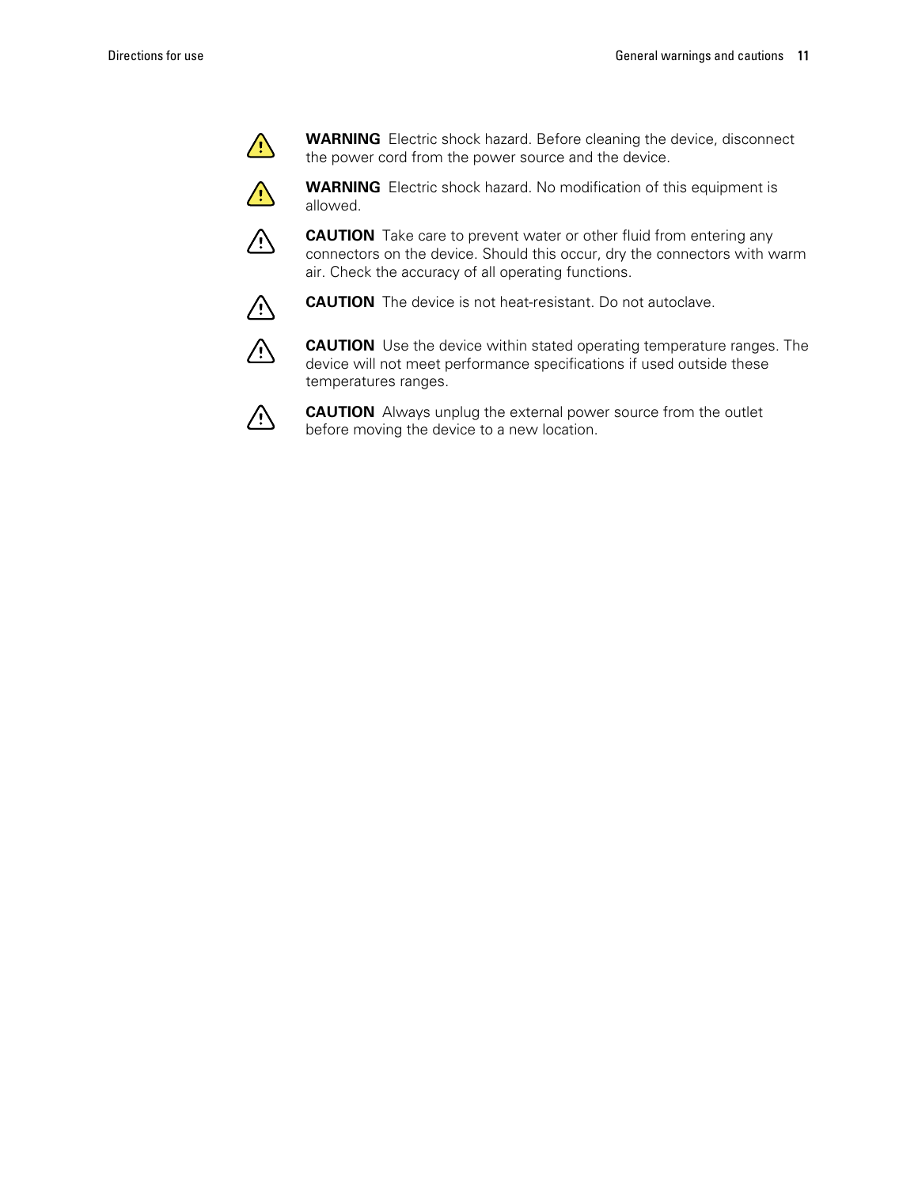**WARNING** Electric shock hazard. Before cleaning the device, disconnect the power cord from the power source and the device.

**WARNING** Electric shock hazard. No modification of this equipment is allowed.

**CAUTION** Take care to prevent water or other fluid from entering any connectors on the device. Should this occur, dry the connectors with warm air. Check the accuracy of all operating functions.

**CAUTION** The device is not heat-resistant. Do not autoclave.

**CAUTION** Use the device within stated operating temperature ranges. The device will not meet performance specifications if used outside these temperatures ranges.

**CAUTION** Always unplug the external power source from the outlet before moving the device to a new location.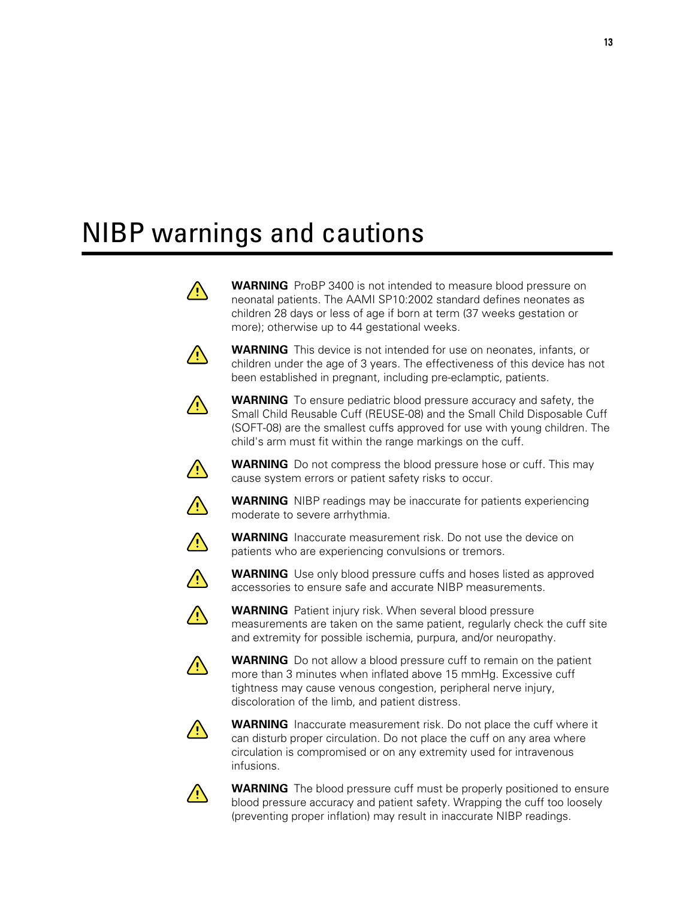# NIBP warnings and cautions

**WARNING** ProBP 3400 is not intended to measure blood pressure on neonatal patients. The AAMI SP10:2002 standard defines neonates as children 28 days or less of age if born at term (37 weeks gestation or more); otherwise up to 44 gestational weeks.

**WARNING** This device is not intended for use on neonates, infants, or children under the age of 3 years. The effectiveness of this device has not been established in pregnant, including pre-eclamptic, patients.

**WARNING** To ensure pediatric blood pressure accuracy and safety, the Small Child Reusable Cuff (REUSE-08) and the Small Child Disposable Cuff (SOFT-08) are the smallest cuffs approved for use with young children. The child's arm must fit within the range markings on the cuff.

**WARNING** Do not compress the blood pressure hose or cuff. This may cause system errors or patient safety risks to occur.

**WARNING** NIBP readings may be inaccurate for patients experiencing moderate to severe arrhythmia.

**WARNING** Inaccurate measurement risk. Do not use the device on patients who are experiencing convulsions or tremors.

**WARNING** Use only blood pressure cuffs and hoses listed as approved accessories to ensure safe and accurate NIBP measurements.

**WARNING** Patient injury risk. When several blood pressure measurements are taken on the same patient, regularly check the cuff site and extremity for possible ischemia, purpura, and/or neuropathy.

**WARNING** Do not allow a blood pressure cuff to remain on the patient more than 3 minutes when inflated above 15 mmHg. Excessive cuff tightness may cause venous congestion, peripheral nerve injury, discoloration of the limb, and patient distress.

**WARNING** Inaccurate measurement risk. Do not place the cuff where it can disturb proper circulation. Do not place the cuff on any area where circulation is compromised or on any extremity used for intravenous infusions.

**WARNING** The blood pressure cuff must be properly positioned to ensure blood pressure accuracy and patient safety. Wrapping the cuff too loosely (preventing proper inflation) may result in inaccurate NIBP readings.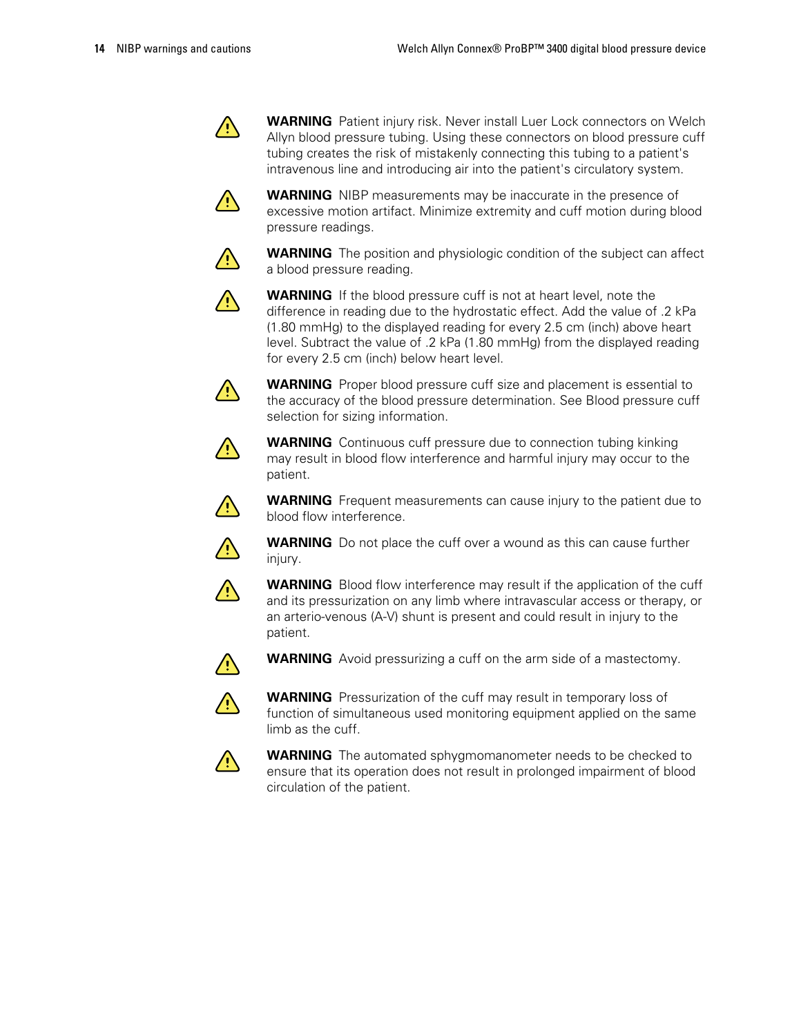**WARNING** Patient injury risk. Never install Luer Lock connectors on Welch Allyn blood pressure tubing. Using these connectors on blood pressure cuff tubing creates the risk of mistakenly connecting this tubing to a patient's intravenous line and introducing air into the patient's circulatory system.

**WARNING** NIBP measurements may be inaccurate in the presence of excessive motion artifact. Minimize extremity and cuff motion during blood pressure readings.

**WARNING** The position and physiologic condition of the subject can affect a blood pressure reading.

**WARNING** If the blood pressure cuff is not at heart level, note the difference in reading due to the hydrostatic effect. Add the value of .2 kPa (1.80 mmHg) to the displayed reading for every 2.5 cm (inch) above heart level. Subtract the value of .2 kPa (1.80 mmHg) from the displayed reading for every 2.5 cm (inch) below heart level.

**WARNING** Proper blood pressure cuff size and placement is essential to the accuracy of the blood pressure determination. See Blood pressure cuff selection for sizing information.

**WARNING** Continuous cuff pressure due to connection tubing kinking may result in blood flow interference and harmful injury may occur to the patient.

**WARNING** Frequent measurements can cause injury to the patient due to blood flow interference.

**WARNING** Do not place the cuff over a wound as this can cause further injury.

**WARNING** Blood flow interference may result if the application of the cuff and its pressurization on any limb where intravascular access or therapy, or an arterio-venous (A-V) shunt is present and could result in injury to the patient.

**WARNING** Avoid pressurizing a cuff on the arm side of a mastectomy.

**WARNING** Pressurization of the cuff may result in temporary loss of function of simultaneous used monitoring equipment applied on the same limb as the cuff.

**WARNING** The automated sphygmomanometer needs to be checked to ensure that its operation does not result in prolonged impairment of blood circulation of the patient.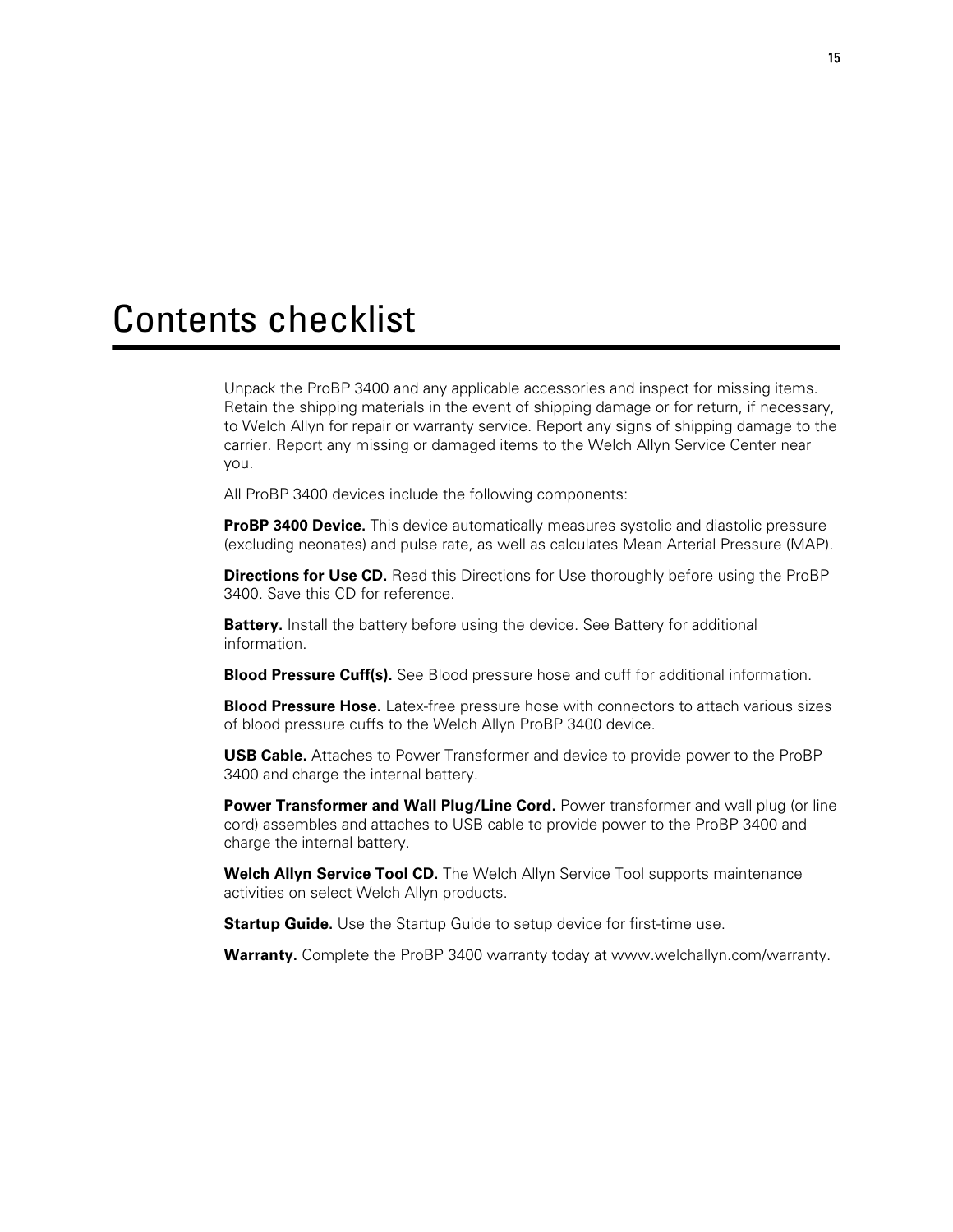# Contents checklist

Unpack the ProBP 3400 and any applicable accessories and inspect for missing items. Retain the shipping materials in the event of shipping damage or for return, if necessary, to Welch Allyn for repair or warranty service. Report any signs of shipping damage to the carrier. Report any missing or damaged items to the Welch Allyn Service Center near you.

All ProBP 3400 devices include the following components:

**ProBP 3400 Device.** This device automatically measures systolic and diastolic pressure (excluding neonates) and pulse rate, as well as calculates Mean Arterial Pressure (MAP).

**Directions for Use CD.** Read this Directions for Use thoroughly before using the ProBP 3400. Save this CD for reference.

**Battery.** Install the battery before using the device. See Battery for additional information.

**Blood Pressure Cuff(s).** See Blood pressure hose and cuff for additional information.

**Blood Pressure Hose.** Latex-free pressure hose with connectors to attach various sizes of blood pressure cuffs to the Welch Allyn ProBP 3400 device.

**USB Cable.** Attaches to Power Transformer and device to provide power to the ProBP 3400 and charge the internal battery.

**Power Transformer and Wall Plug/Line Cord.** Power transformer and wall plug (or line cord) assembles and attaches to USB cable to provide power to the ProBP 3400 and charge the internal battery.

**Welch Allyn Service Tool CD.** The Welch Allyn Service Tool supports maintenance activities on select Welch Allyn products.

**Startup Guide.** Use the Startup Guide to setup device for first-time use.

**Warranty.** Complete the ProBP 3400 warranty today at www.welchallyn.com/warranty.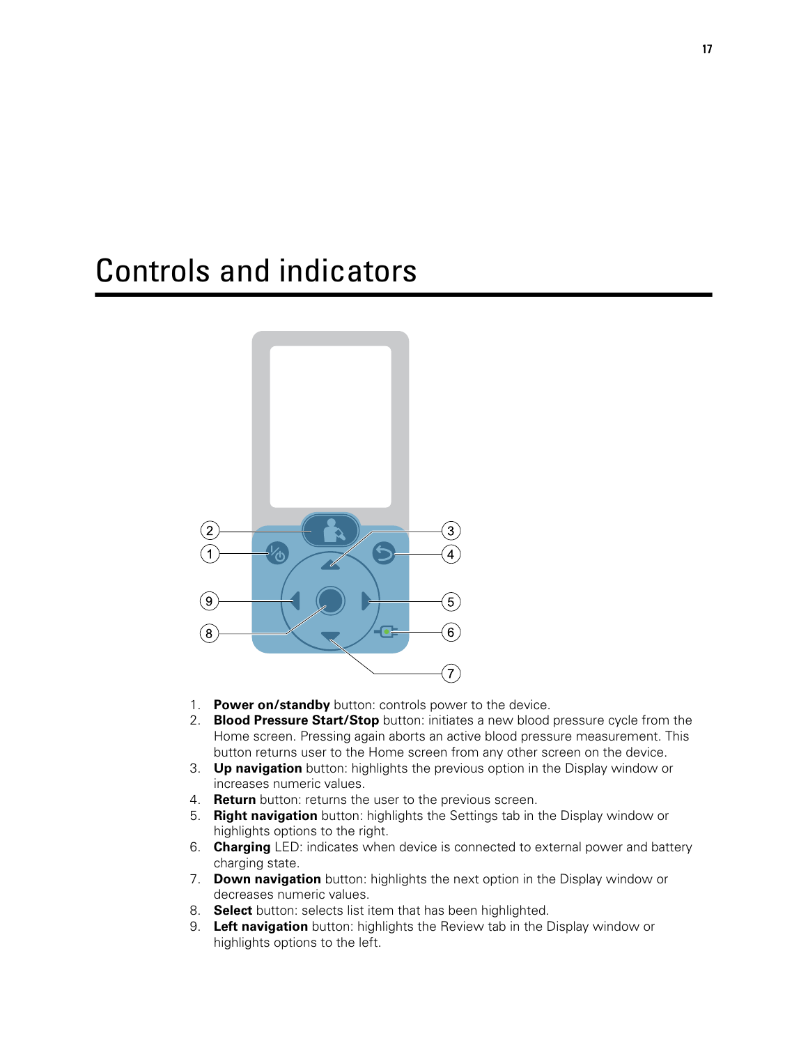# Controls and indicators

1. **Power on/standby** button: controls power to the device.
2. **Blood Pressure Start/Stop** button: initiates a new blood pressure cycle from the Home screen. Pressing again aborts an active blood pressure measurement. This button returns user to the Home screen from any other screen on the device.
3. **Up navigation** button: highlights the previous option in the Display window or increases numeric values.
4. **Return** button: returns the user to the previous screen.
5. **Right navigation** button: highlights the Settings tab in the Display window or highlights options to the right.
6. **Charging** LED: indicates when device is connected to external power and battery charging state.
7. **Down navigation** button: highlights the next option in the Display window or decreases numeric values.
8. **Select** button: selects list item that has been highlighted.
9. **Left navigation** button: highlights the Review tab in the Display window or highlights options to the left.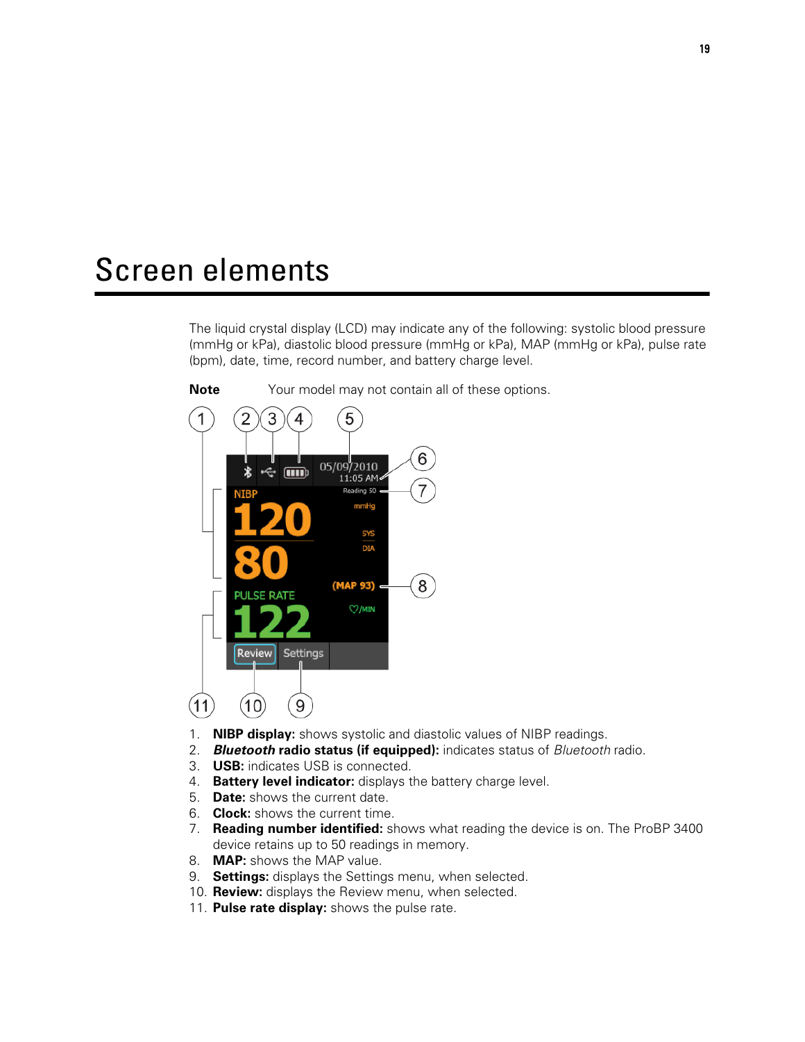# Screen elements

The liquid crystal display (LCD) may indicate any of the following: systolic blood pressure (mmHg or kPa), diastolic blood pressure (mmHg or kPa), MAP (mmHg or kPa), pulse rate (bpm), date, time, record number, and battery charge level.

**Note** Your model may not contain all of these options.

1. **NIBP display:** shows systolic and diastolic values of NIBP readings.
2. ***Bluetooth* radio status (if equipped):** indicates status of *Bluetooth* radio.
3. **USB:** indicates USB is connected.
4. **Battery level indicator:** displays the battery charge level.
5. **Date:** shows the current date.
6. **Clock:** shows the current time.
7. **Reading number identified:** shows what reading the device is on. The ProBP 3400 device retains up to 50 readings in memory.
8. **MAP:** shows the MAP value.
9. **Settings:** displays the Settings menu, when selected.
10. **Review:** displays the Review menu, when selected.
11. **Pulse rate display:** shows the pulse rate.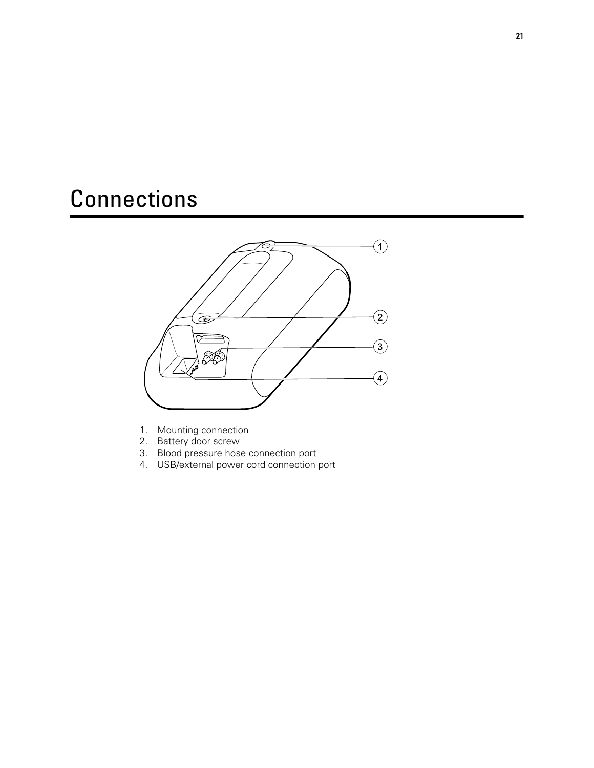# Connections

1. Mounting connection
2. Battery door screw
3. Blood pressure hose connection port
4. USB/external power cord connection port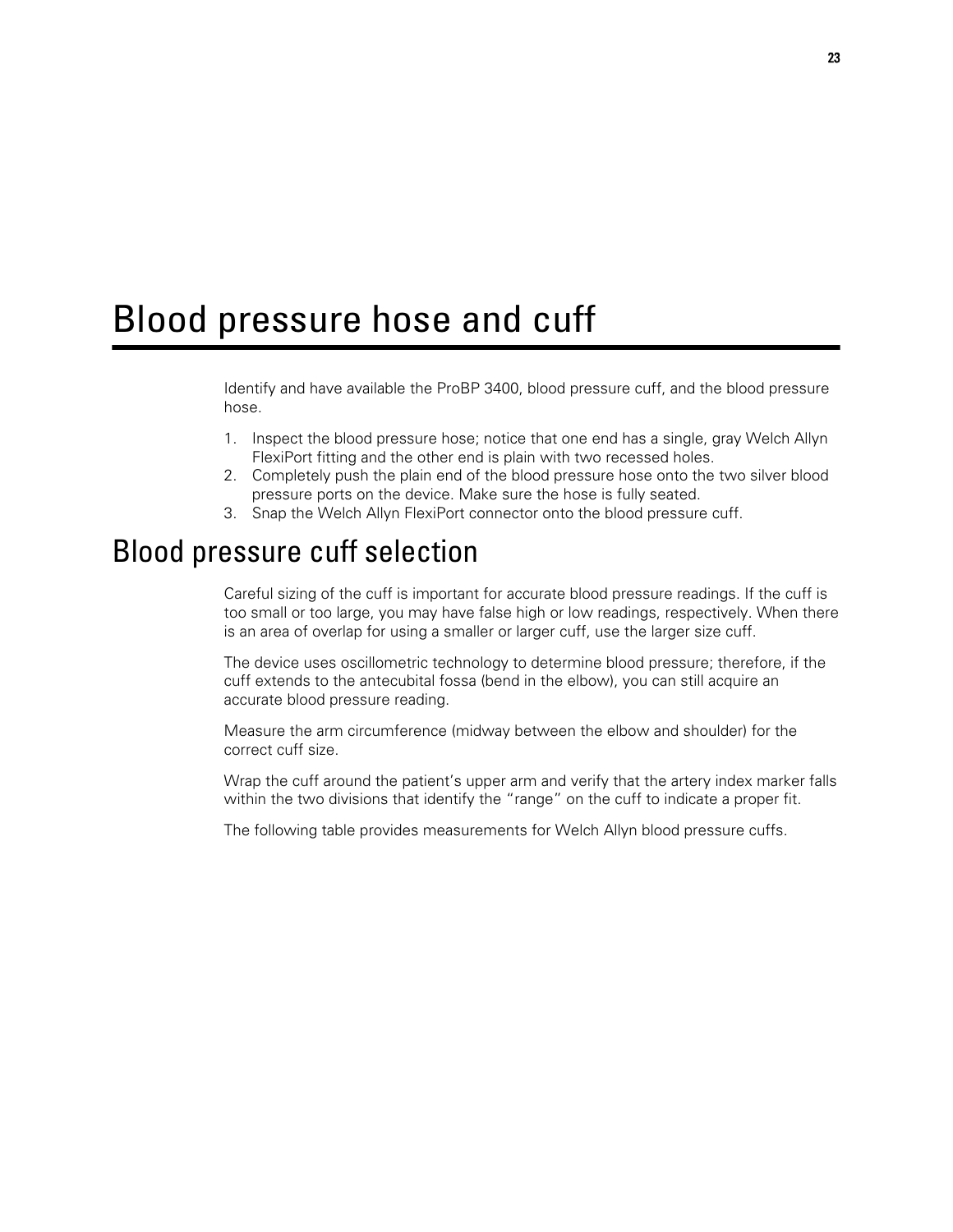# Blood pressure hose and cuff

Identify and have available the ProBP 3400, blood pressure cuff, and the blood pressure hose.

1. Inspect the blood pressure hose; notice that one end has a single, gray Welch Allyn FlexiPort fitting and the other end is plain with two recessed holes.
2. Completely push the plain end of the blood pressure hose onto the two silver blood pressure ports on the device. Make sure the hose is fully seated.
3. Snap the Welch Allyn FlexiPort connector onto the blood pressure cuff.

## Blood pressure cuff selection

Careful sizing of the cuff is important for accurate blood pressure readings. If the cuff is too small or too large, you may have false high or low readings, respectively. When there is an area of overlap for using a smaller or larger cuff, use the larger size cuff.

The device uses oscillometric technology to determine blood pressure; therefore, if the cuff extends to the antecubital fossa (bend in the elbow), you can still acquire an accurate blood pressure reading.

Measure the arm circumference (midway between the elbow and shoulder) for the correct cuff size.

Wrap the cuff around the patient's upper arm and verify that the artery index marker falls within the two divisions that identify the "range" on the cuff to indicate a proper fit.

The following table provides measurements for Welch Allyn blood pressure cuffs.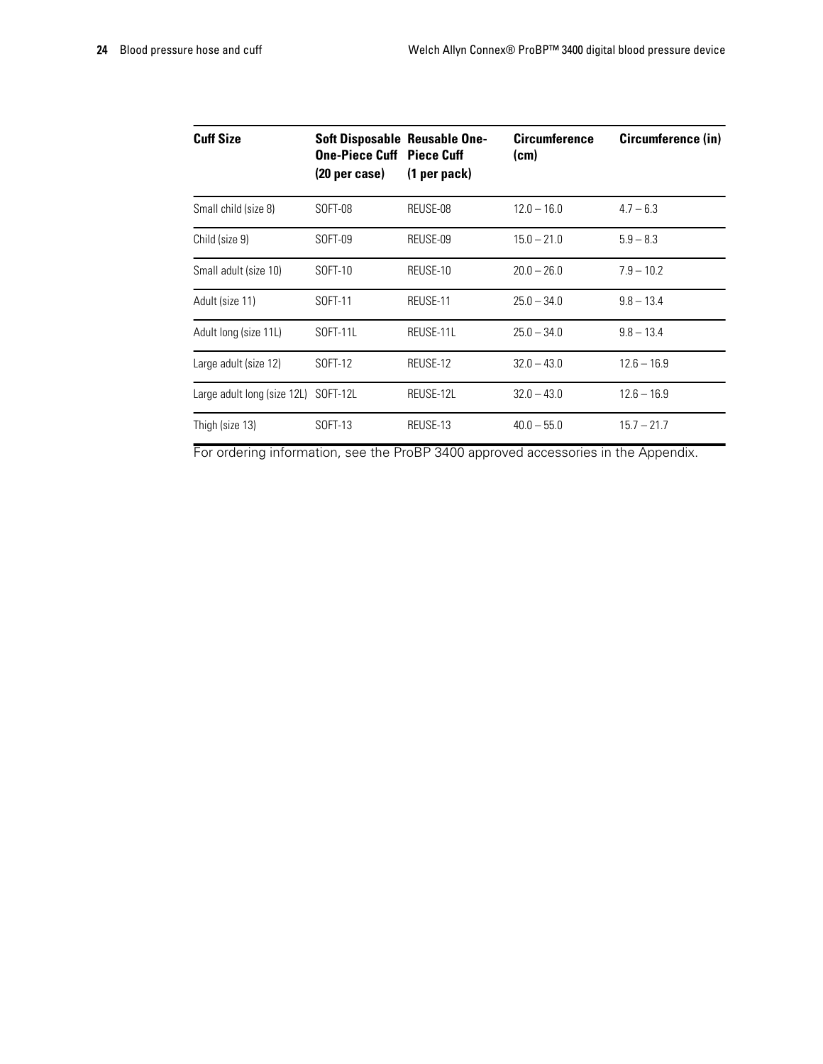| Cuff Size | Soft Disposable One-Piece Cuff (20 per case) | Reusable One-Piece Cuff (1 per pack) | Circumference (cm) | Circumference (in) |
|---|---|---|---|---|
| Small child (size 8) | SOFT-08 | REUSE-08 | 12.0 – 16.0 | 4.7 – 6.3 |
| Child (size 9) | SOFT-09 | REUSE-09 | 15.0 – 21.0 | 5.9 – 8.3 |
| Small adult (size 10) | SOFT-10 | REUSE-10 | 20.0 – 26.0 | 7.9 – 10.2 |
| Adult (size 11) | SOFT-11 | REUSE-11 | 25.0 – 34.0 | 9.8 – 13.4 |
| Adult long (size 11L) | SOFT-11L | REUSE-11L | 25.0 – 34.0 | 9.8 – 13.4 |
| Large adult (size 12) | SOFT-12 | REUSE-12 | 32.0 – 43.0 | 12.6 – 16.9 |
| Large adult long (size 12L) | SOFT-12L | REUSE-12L | 32.0 – 43.0 | 12.6 – 16.9 |
| Thigh (size 13) | SOFT-13 | REUSE-13 | 40.0 – 55.0 | 15.7 – 21.7 |

For ordering information, see the ProBP 3400 approved accessories in the Appendix.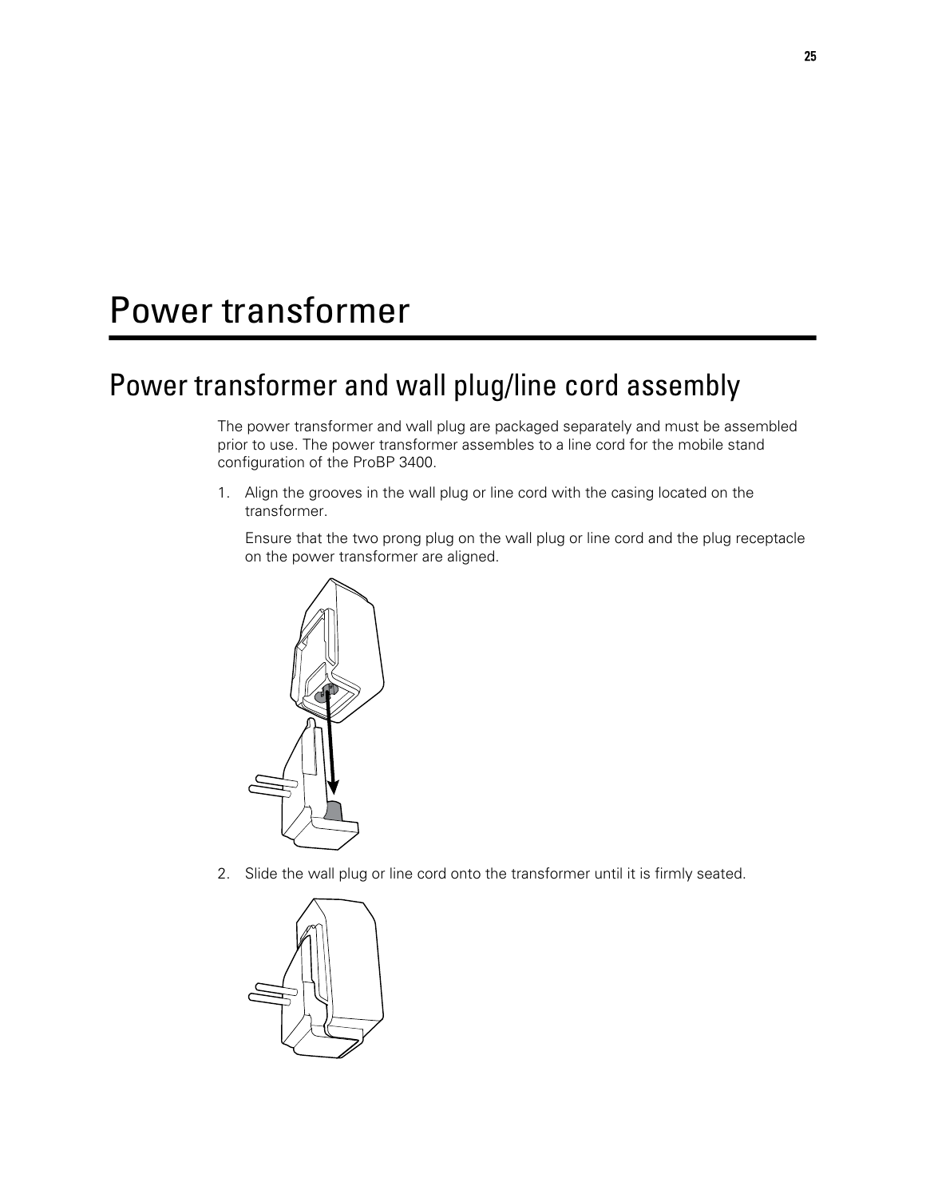# Power transformer

## Power transformer and wall plug/line cord assembly

The power transformer and wall plug are packaged separately and must be assembled prior to use. The power transformer assembles to a line cord for the mobile stand configuration of the ProBP 3400.

1. Align the grooves in the wall plug or line cord with the casing located on the transformer.

   Ensure that the two prong plug on the wall plug or line cord and the plug receptacle on the power transformer are aligned.

2. Slide the wall plug or line cord onto the transformer until it is firmly seated.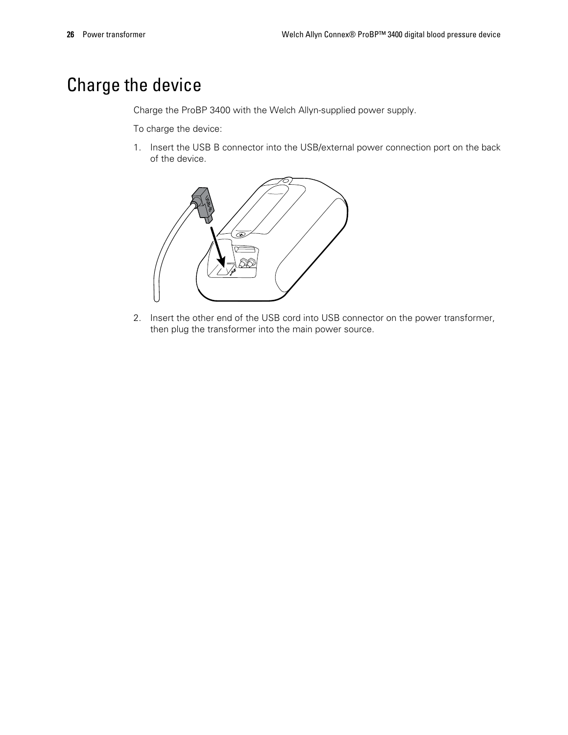# Charge the device

Charge the ProBP 3400 with the Welch Allyn-supplied power supply.

To charge the device:

1. Insert the USB B connector into the USB/external power connection port on the back of the device.

2. Insert the other end of the USB cord into USB connector on the power transformer, then plug the transformer into the main power source.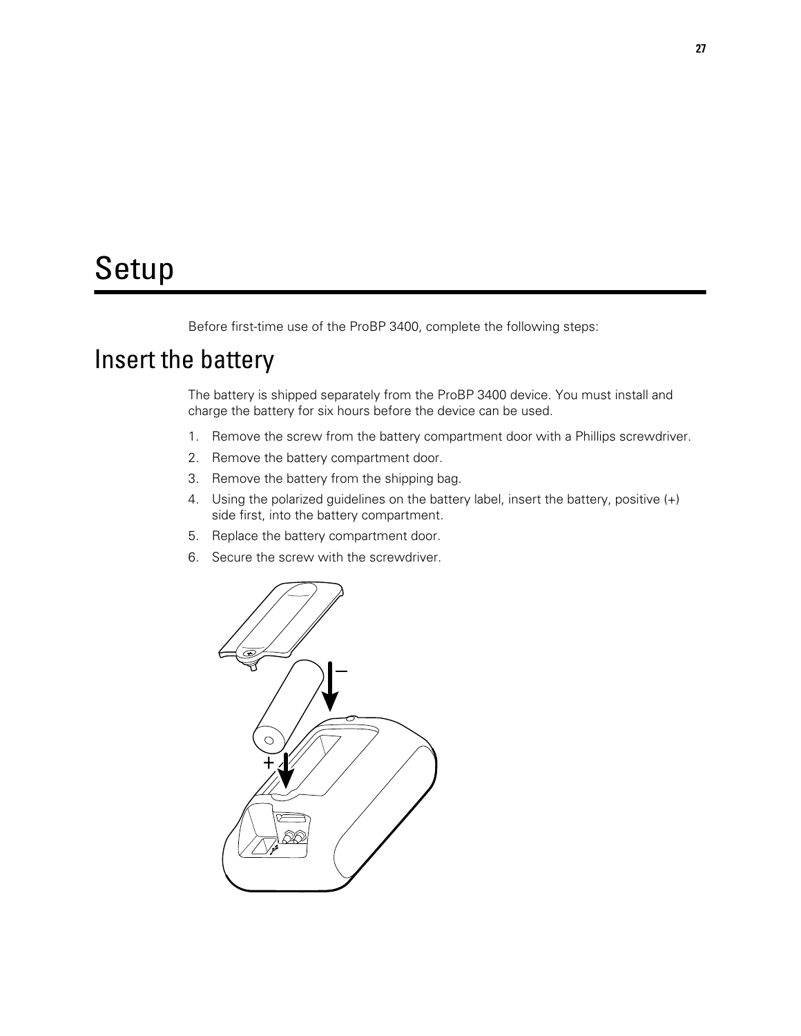# Setup

Before first-time use of the ProBP 3400, complete the following steps:

## Insert the battery

The battery is shipped separately from the ProBP 3400 device. You must install and charge the battery for six hours before the device can be used.

1. Remove the screw from the battery compartment door with a Phillips screwdriver.
2. Remove the battery compartment door.
3. Remove the battery from the shipping bag.
4. Using the polarized guidelines on the battery label, insert the battery, positive (+) side first, into the battery compartment.
5. Replace the battery compartment door.
6. Secure the screw with the screwdriver.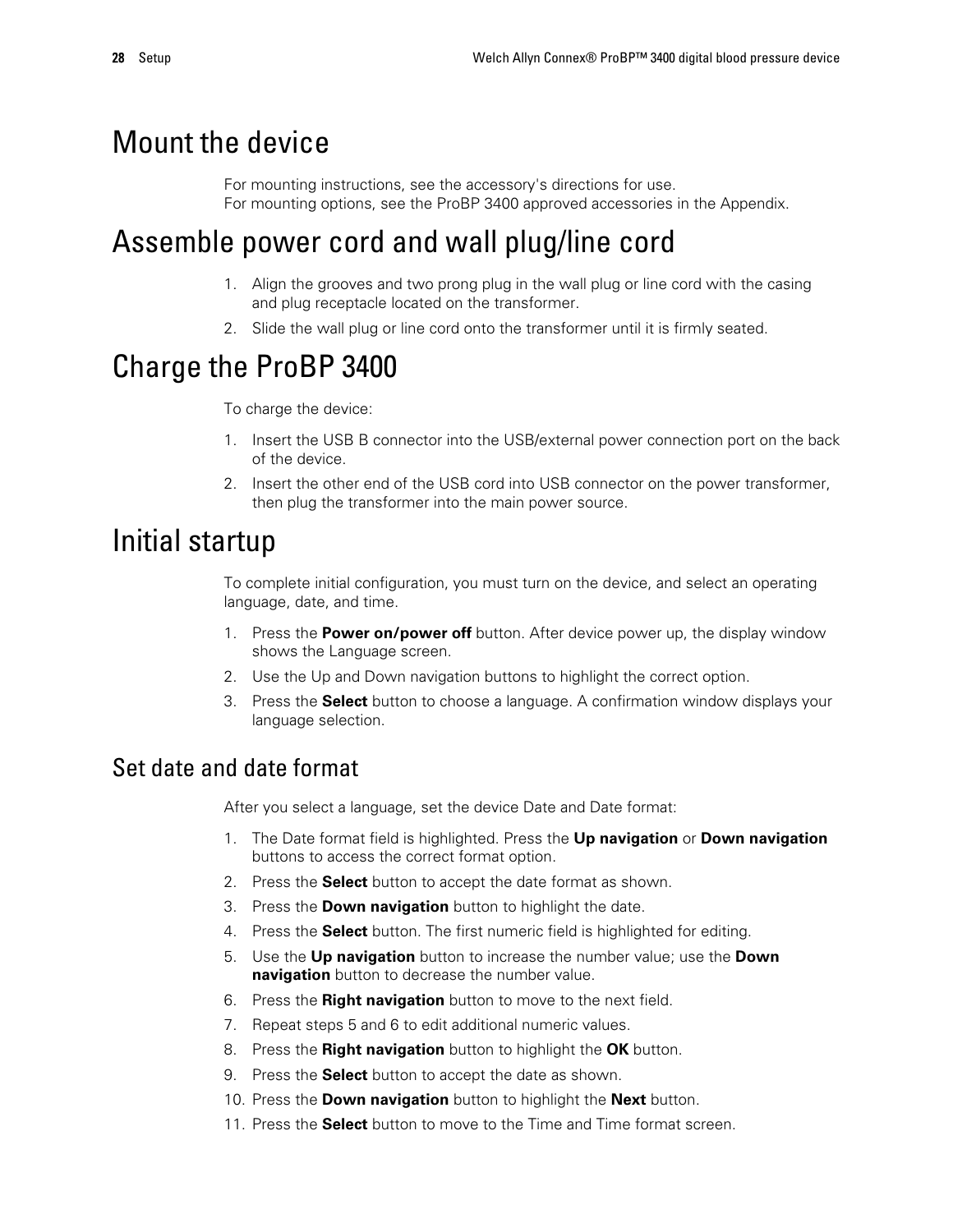# Mount the device

For mounting instructions, see the accessory's directions for use.
For mounting options, see the ProBP 3400 approved accessories in the Appendix.

# Assemble power cord and wall plug/line cord

1. Align the grooves and two prong plug in the wall plug or line cord with the casing and plug receptacle located on the transformer.
2. Slide the wall plug or line cord onto the transformer until it is firmly seated.

# Charge the ProBP 3400

To charge the device:

1. Insert the USB B connector into the USB/external power connection port on the back of the device.
2. Insert the other end of the USB cord into USB connector on the power transformer, then plug the transformer into the main power source.

# Initial startup

To complete initial configuration, you must turn on the device, and select an operating language, date, and time.

1. Press the **Power on/power off** button. After device power up, the display window shows the Language screen.
2. Use the Up and Down navigation buttons to highlight the correct option.
3. Press the **Select** button to choose a language. A confirmation window displays your language selection.

## Set date and date format

After you select a language, set the device Date and Date format:

1. The Date format field is highlighted. Press the **Up navigation** or **Down navigation** buttons to access the correct format option.
2. Press the **Select** button to accept the date format as shown.
3. Press the **Down navigation** button to highlight the date.
4. Press the **Select** button. The first numeric field is highlighted for editing.
5. Use the **Up navigation** button to increase the number value; use the **Down navigation** button to decrease the number value.
6. Press the **Right navigation** button to move to the next field.
7. Repeat steps 5 and 6 to edit additional numeric values.
8. Press the **Right navigation** button to highlight the **OK** button.
9. Press the **Select** button to accept the date as shown.
10. Press the **Down navigation** button to highlight the **Next** button.
11. Press the **Select** button to move to the Time and Time format screen.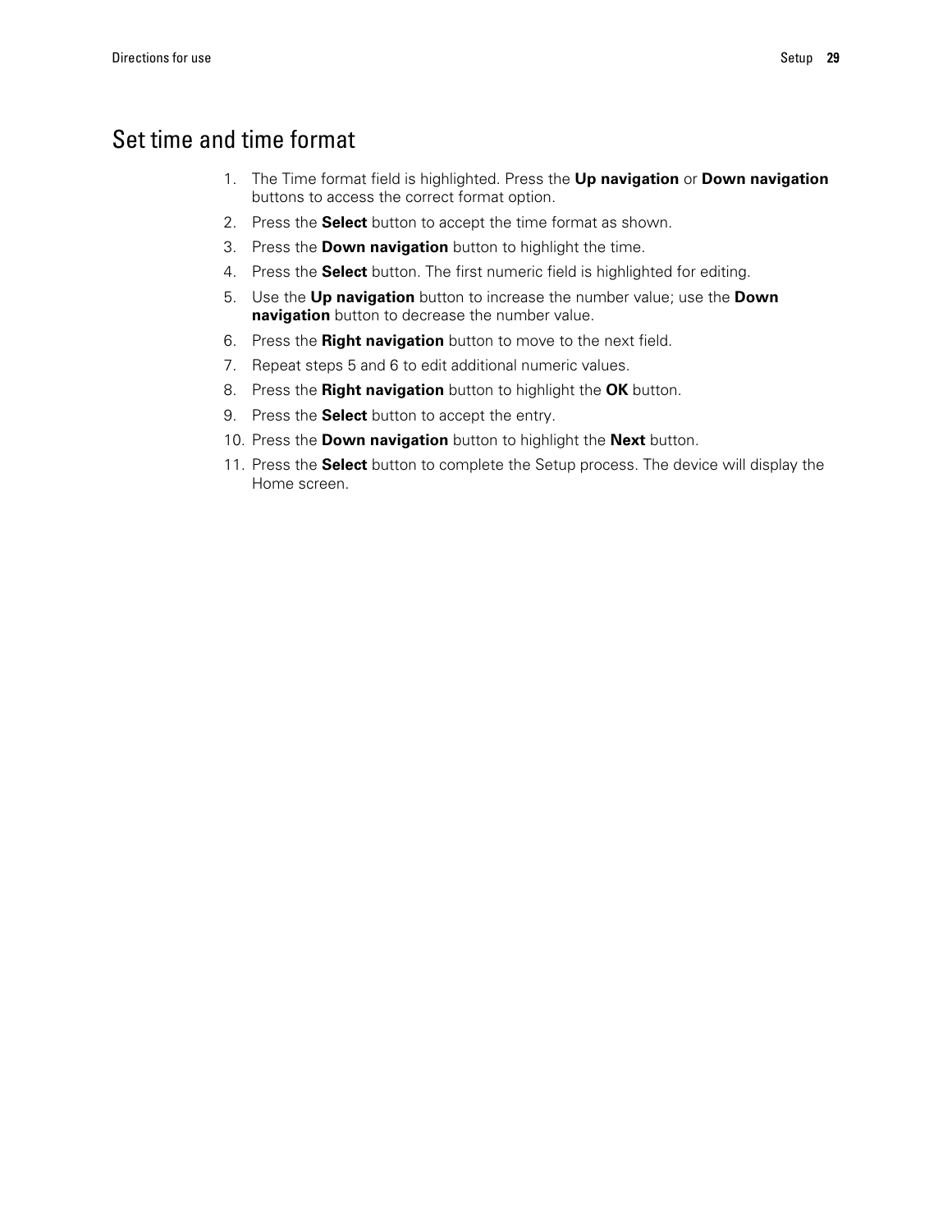# Set time and time format

1. The Time format field is highlighted. Press the **Up navigation** or **Down navigation** buttons to access the correct format option.
2. Press the **Select** button to accept the time format as shown.
3. Press the **Down navigation** button to highlight the time.
4. Press the **Select** button. The first numeric field is highlighted for editing.
5. Use the **Up navigation** button to increase the number value; use the **Down navigation** button to decrease the number value.
6. Press the **Right navigation** button to move to the next field.
7. Repeat steps 5 and 6 to edit additional numeric values.
8. Press the **Right navigation** button to highlight the **OK** button.
9. Press the **Select** button to accept the entry.
10. Press the **Down navigation** button to highlight the **Next** button.
11. Press the **Select** button to complete the Setup process. The device will display the Home screen.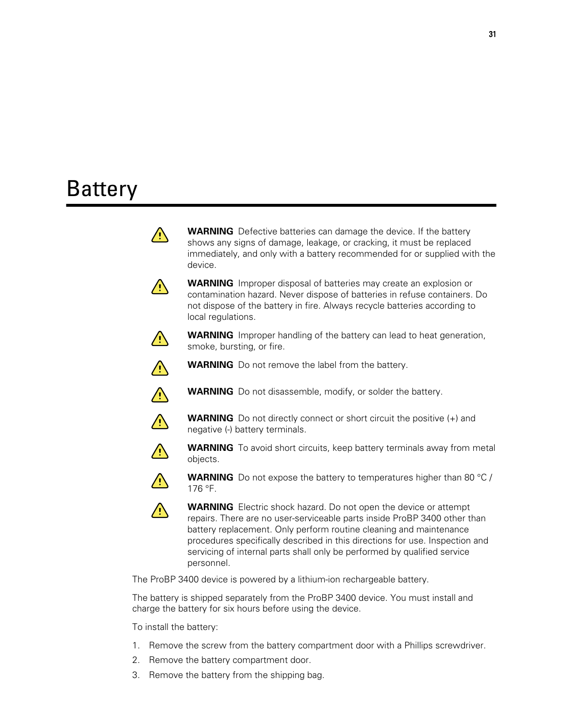# Battery

**WARNING** Defective batteries can damage the device. If the battery shows any signs of damage, leakage, or cracking, it must be replaced immediately, and only with a battery recommended for or supplied with the device.

**WARNING** Improper disposal of batteries may create an explosion or contamination hazard. Never dispose of batteries in refuse containers. Do not dispose of the battery in fire. Always recycle batteries according to local regulations.

**WARNING** Improper handling of the battery can lead to heat generation, smoke, bursting, or fire.

**WARNING** Do not remove the label from the battery.

**WARNING** Do not disassemble, modify, or solder the battery.

**WARNING** Do not directly connect or short circuit the positive (+) and negative (-) battery terminals.

**WARNING** To avoid short circuits, keep battery terminals away from metal objects.

**WARNING** Do not expose the battery to temperatures higher than 80 °C / 176 °F.

**WARNING** Electric shock hazard. Do not open the device or attempt repairs. There are no user-serviceable parts inside ProBP 3400 other than battery replacement. Only perform routine cleaning and maintenance procedures specifically described in this directions for use. Inspection and servicing of internal parts shall only be performed by qualified service personnel.

The ProBP 3400 device is powered by a lithium-ion rechargeable battery.

The battery is shipped separately from the ProBP 3400 device. You must install and charge the battery for six hours before using the device.

To install the battery:

1. Remove the screw from the battery compartment door with a Phillips screwdriver.
2. Remove the battery compartment door.
3. Remove the battery from the shipping bag.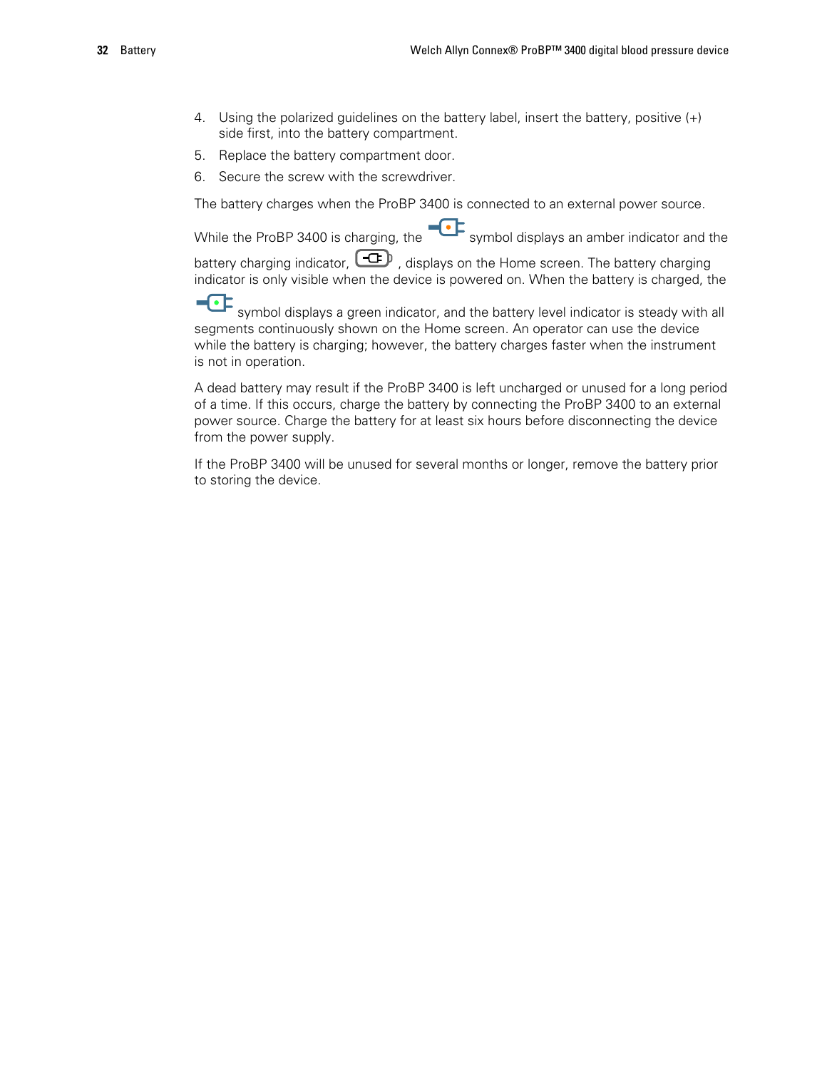4. Using the polarized guidelines on the battery label, insert the battery, positive (+) side first, into the battery compartment.
5. Replace the battery compartment door.
6. Secure the screw with the screwdriver.

The battery charges when the ProBP 3400 is connected to an external power source.

While the ProBP 3400 is charging, the symbol displays an amber indicator and the battery charging indicator, , displays on the Home screen. The battery charging indicator is only visible when the device is powered on. When the battery is charged, the symbol displays a green indicator, and the battery level indicator is steady with all segments continuously shown on the Home screen. An operator can use the device while the battery is charging; however, the battery charges faster when the instrument is not in operation.

A dead battery may result if the ProBP 3400 is left uncharged or unused for a long period of a time. If this occurs, charge the battery by connecting the ProBP 3400 to an external power source. Charge the battery for at least six hours before disconnecting the device from the power supply.

If the ProBP 3400 will be unused for several months or longer, remove the battery prior to storing the device.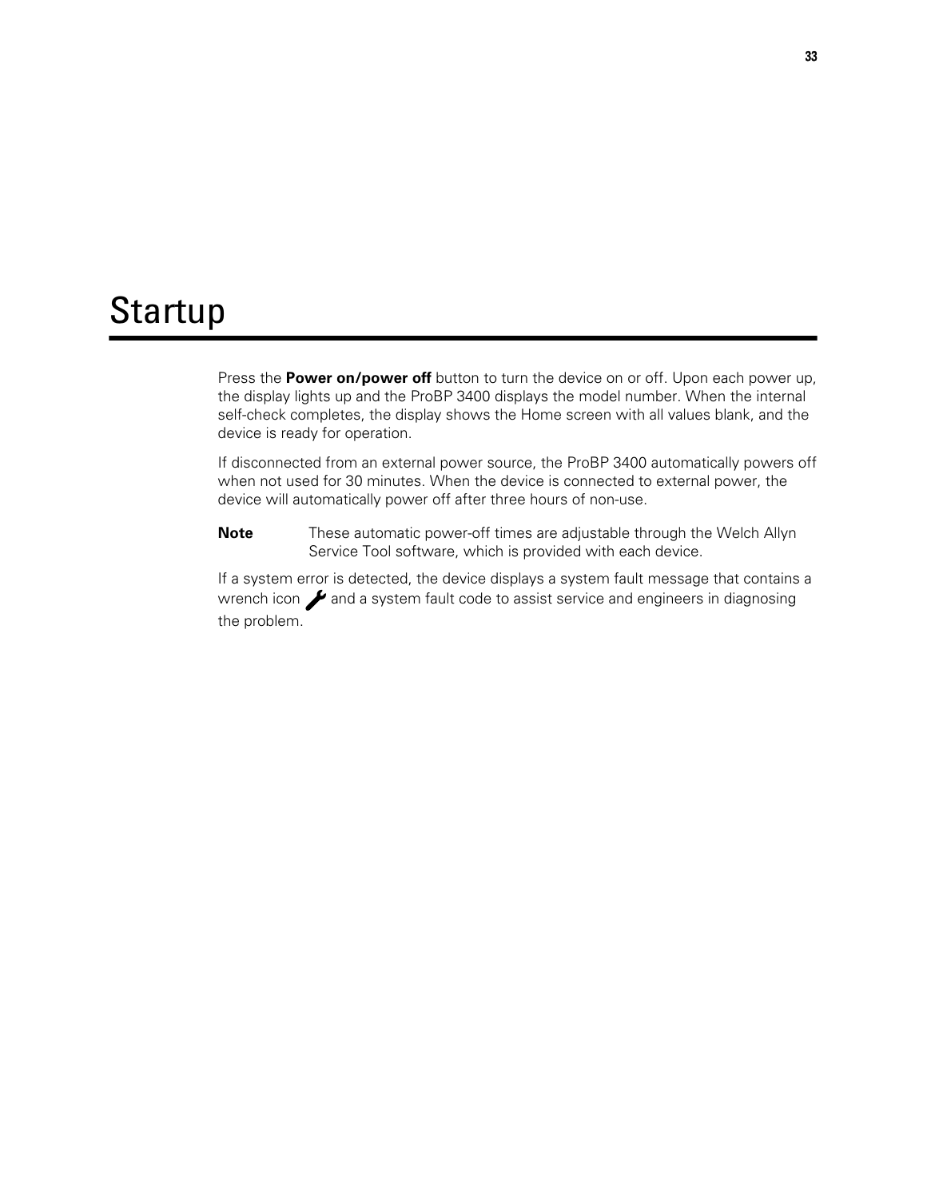# Startup

Press the **Power on/power off** button to turn the device on or off. Upon each power up, the display lights up and the ProBP 3400 displays the model number. When the internal self-check completes, the display shows the Home screen with all values blank, and the device is ready for operation.

If disconnected from an external power source, the ProBP 3400 automatically powers off when not used for 30 minutes. When the device is connected to external power, the device will automatically power off after three hours of non-use.

**Note** These automatic power-off times are adjustable through the Welch Allyn Service Tool software, which is provided with each device.

If a system error is detected, the device displays a system fault message that contains a wrench icon and a system fault code to assist service and engineers in diagnosing the problem.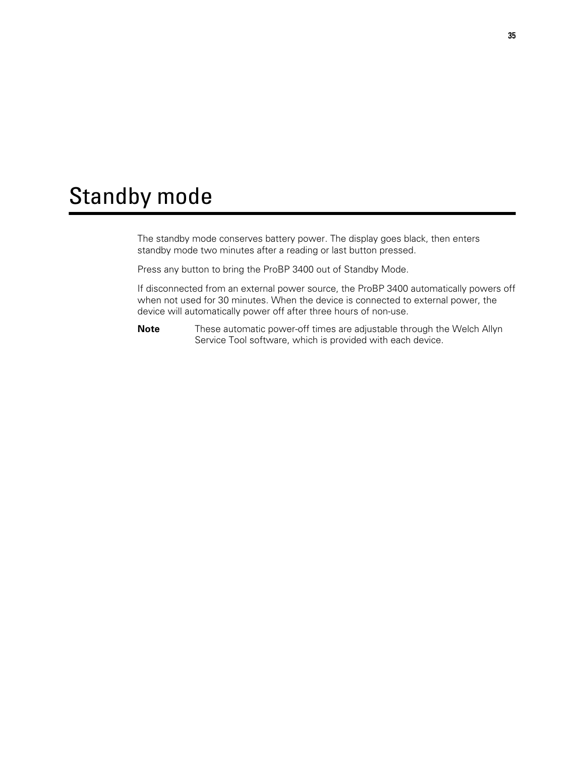# Standby mode

The standby mode conserves battery power. The display goes black, then enters standby mode two minutes after a reading or last button pressed.

Press any button to bring the ProBP 3400 out of Standby Mode.

If disconnected from an external power source, the ProBP 3400 automatically powers off when not used for 30 minutes. When the device is connected to external power, the device will automatically power off after three hours of non-use.

**Note** These automatic power-off times are adjustable through the Welch Allyn Service Tool software, which is provided with each device.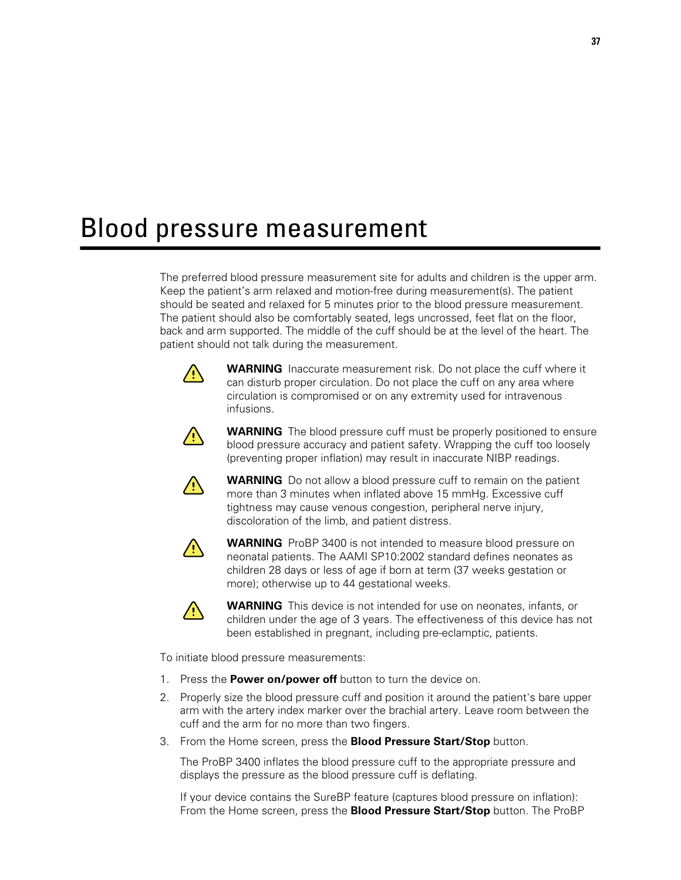# Blood pressure measurement

The preferred blood pressure measurement site for adults and children is the upper arm. Keep the patient's arm relaxed and motion-free during measurement(s). The patient should be seated and relaxed for 5 minutes prior to the blood pressure measurement. The patient should also be comfortably seated, legs uncrossed, feet flat on the floor, back and arm supported. The middle of the cuff should be at the level of the heart. The patient should not talk during the measurement.

**WARNING** Inaccurate measurement risk. Do not place the cuff where it can disturb proper circulation. Do not place the cuff on any area where circulation is compromised or on any extremity used for intravenous infusions.

**WARNING** The blood pressure cuff must be properly positioned to ensure blood pressure accuracy and patient safety. Wrapping the cuff too loosely (preventing proper inflation) may result in inaccurate NIBP readings.

**WARNING** Do not allow a blood pressure cuff to remain on the patient more than 3 minutes when inflated above 15 mmHg. Excessive cuff tightness may cause venous congestion, peripheral nerve injury, discoloration of the limb, and patient distress.

**WARNING** ProBP 3400 is not intended to measure blood pressure on neonatal patients. The AAMI SP10:2002 standard defines neonates as children 28 days or less of age if born at term (37 weeks gestation or more); otherwise up to 44 gestational weeks.

**WARNING** This device is not intended for use on neonates, infants, or children under the age of 3 years. The effectiveness of this device has not been established in pregnant, including pre-eclamptic, patients.

To initiate blood pressure measurements:

1. Press the **Power on/power off** button to turn the device on.
2. Properly size the blood pressure cuff and position it around the patient's bare upper arm with the artery index marker over the brachial artery. Leave room between the cuff and the arm for no more than two fingers.
3. From the Home screen, press the **Blood Pressure Start/Stop** button.

   The ProBP 3400 inflates the blood pressure cuff to the appropriate pressure and displays the pressure as the blood pressure cuff is deflating.

   If your device contains the SureBP feature (captures blood pressure on inflation): From the Home screen, press the **Blood Pressure Start/Stop** button. The ProBP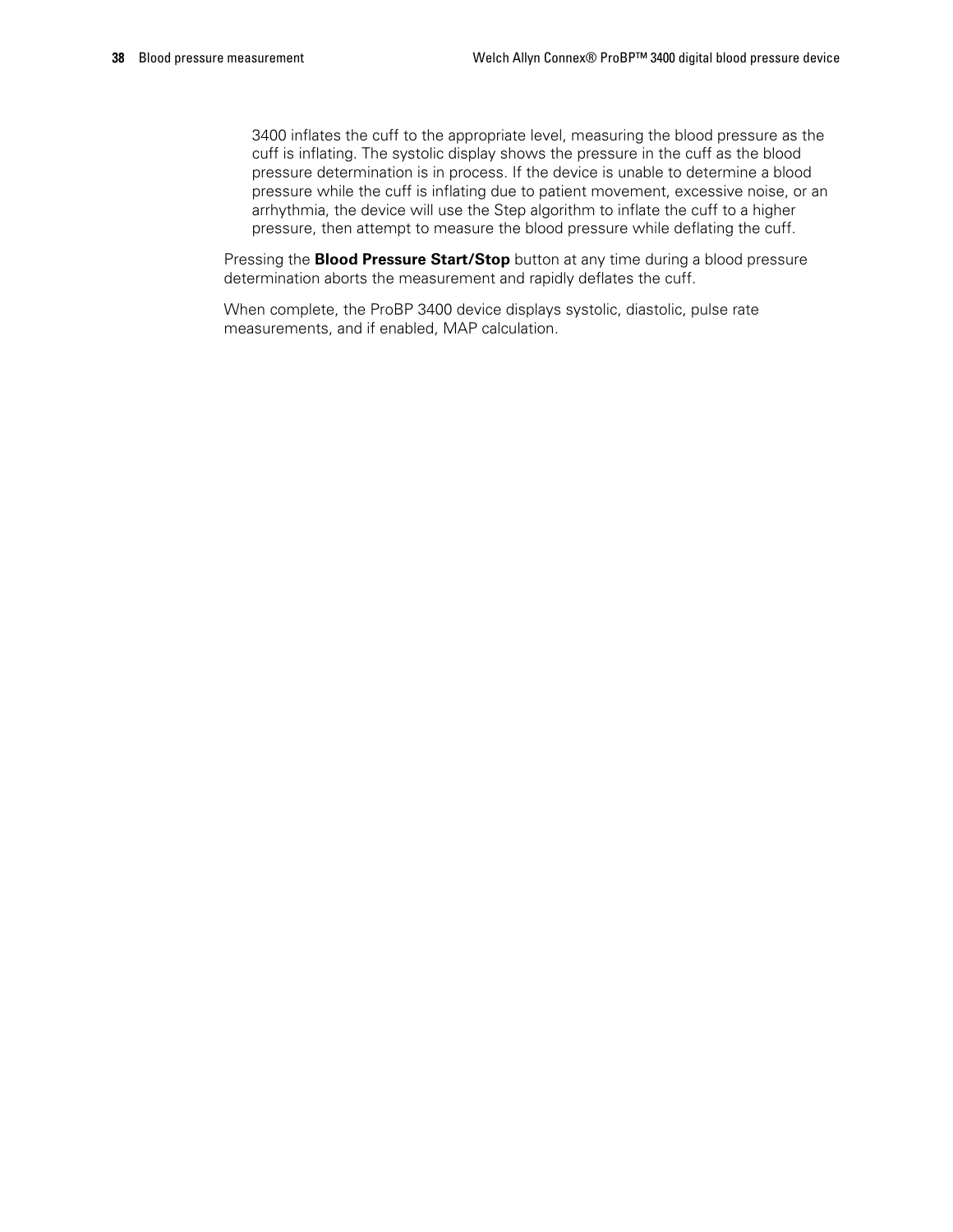3400 inflates the cuff to the appropriate level, measuring the blood pressure as the cuff is inflating. The systolic display shows the pressure in the cuff as the blood pressure determination is in process. If the device is unable to determine a blood pressure while the cuff is inflating due to patient movement, excessive noise, or an arrhythmia, the device will use the Step algorithm to inflate the cuff to a higher pressure, then attempt to measure the blood pressure while deflating the cuff.

Pressing the **Blood Pressure Start/Stop** button at any time during a blood pressure determination aborts the measurement and rapidly deflates the cuff.

When complete, the ProBP 3400 device displays systolic, diastolic, pulse rate measurements, and if enabled, MAP calculation.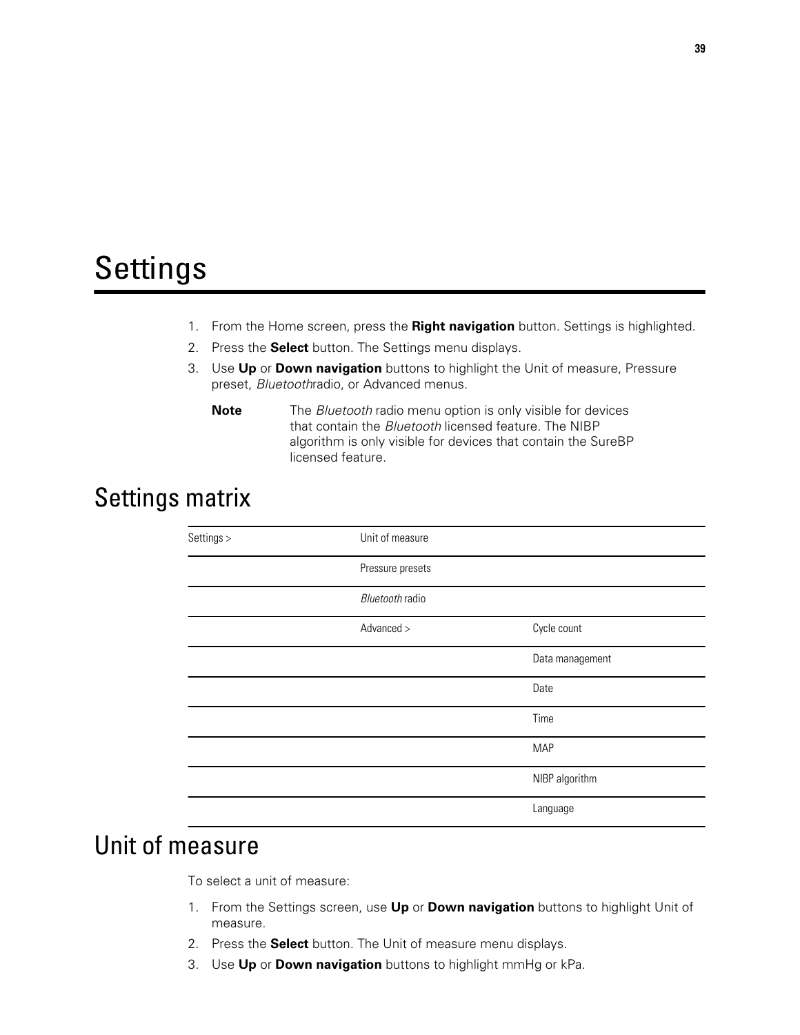# Settings

1. From the Home screen, press the **Right navigation** button. Settings is highlighted.
2. Press the **Select** button. The Settings menu displays.
3. Use **Up** or **Down navigation** buttons to highlight the Unit of measure, Pressure preset, *Bluetooth*radio, or Advanced menus.

**Note** The *Bluetooth* radio menu option is only visible for devices that contain the *Bluetooth* licensed feature. The NIBP algorithm is only visible for devices that contain the SureBP licensed feature.

## Settings matrix

| Settings > | Unit of measure | |
|---|---|---|
| | Pressure presets | |
| | *Bluetooth* radio | |
| | Advanced > | Cycle count |
| | | Data management |
| | | Date |
| | | Time |
| | | MAP |
| | | NIBP algorithm |
| | | Language |

## Unit of measure

To select a unit of measure:

1. From the Settings screen, use **Up** or **Down navigation** buttons to highlight Unit of measure.
2. Press the **Select** button. The Unit of measure menu displays.
3. Use **Up** or **Down navigation** buttons to highlight mmHg or kPa.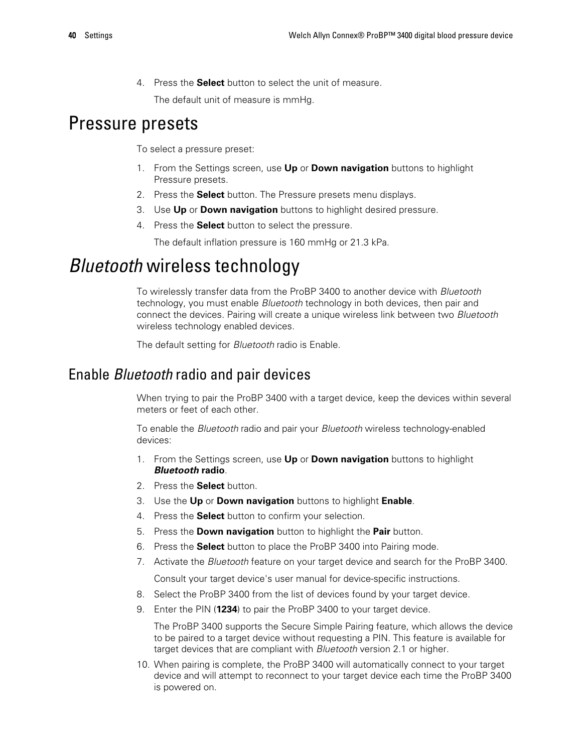4. Press the **Select** button to select the unit of measure.

   The default unit of measure is mmHg.

# Pressure presets

To select a pressure preset:

1. From the Settings screen, use **Up** or **Down navigation** buttons to highlight Pressure presets.
2. Press the **Select** button. The Pressure presets menu displays.
3. Use **Up** or **Down navigation** buttons to highlight desired pressure.
4. Press the **Select** button to select the pressure.

   The default inflation pressure is 160 mmHg or 21.3 kPa.

# *Bluetooth* wireless technology

To wirelessly transfer data from the ProBP 3400 to another device with *Bluetooth* technology, you must enable *Bluetooth* technology in both devices, then pair and connect the devices. Pairing will create a unique wireless link between two *Bluetooth* wireless technology enabled devices.

The default setting for *Bluetooth* radio is Enable.

## Enable *Bluetooth* radio and pair devices

When trying to pair the ProBP 3400 with a target device, keep the devices within several meters or feet of each other.

To enable the *Bluetooth* radio and pair your *Bluetooth* wireless technology-enabled devices:

1. From the Settings screen, use **Up** or **Down navigation** buttons to highlight ***Bluetooth* radio**.
2. Press the **Select** button.
3. Use the **Up** or **Down navigation** buttons to highlight **Enable**.
4. Press the **Select** button to confirm your selection.
5. Press the **Down navigation** button to highlight the **Pair** button.
6. Press the **Select** button to place the ProBP 3400 into Pairing mode.
7. Activate the *Bluetooth* feature on your target device and search for the ProBP 3400.

   Consult your target device's user manual for device-specific instructions.
8. Select the ProBP 3400 from the list of devices found by your target device.
9. Enter the PIN (**1234**) to pair the ProBP 3400 to your target device.

   The ProBP 3400 supports the Secure Simple Pairing feature, which allows the device to be paired to a target device without requesting a PIN. This feature is available for target devices that are compliant with *Bluetooth* version 2.1 or higher.
10. When pairing is complete, the ProBP 3400 will automatically connect to your target device and will attempt to reconnect to your target device each time the ProBP 3400 is powered on.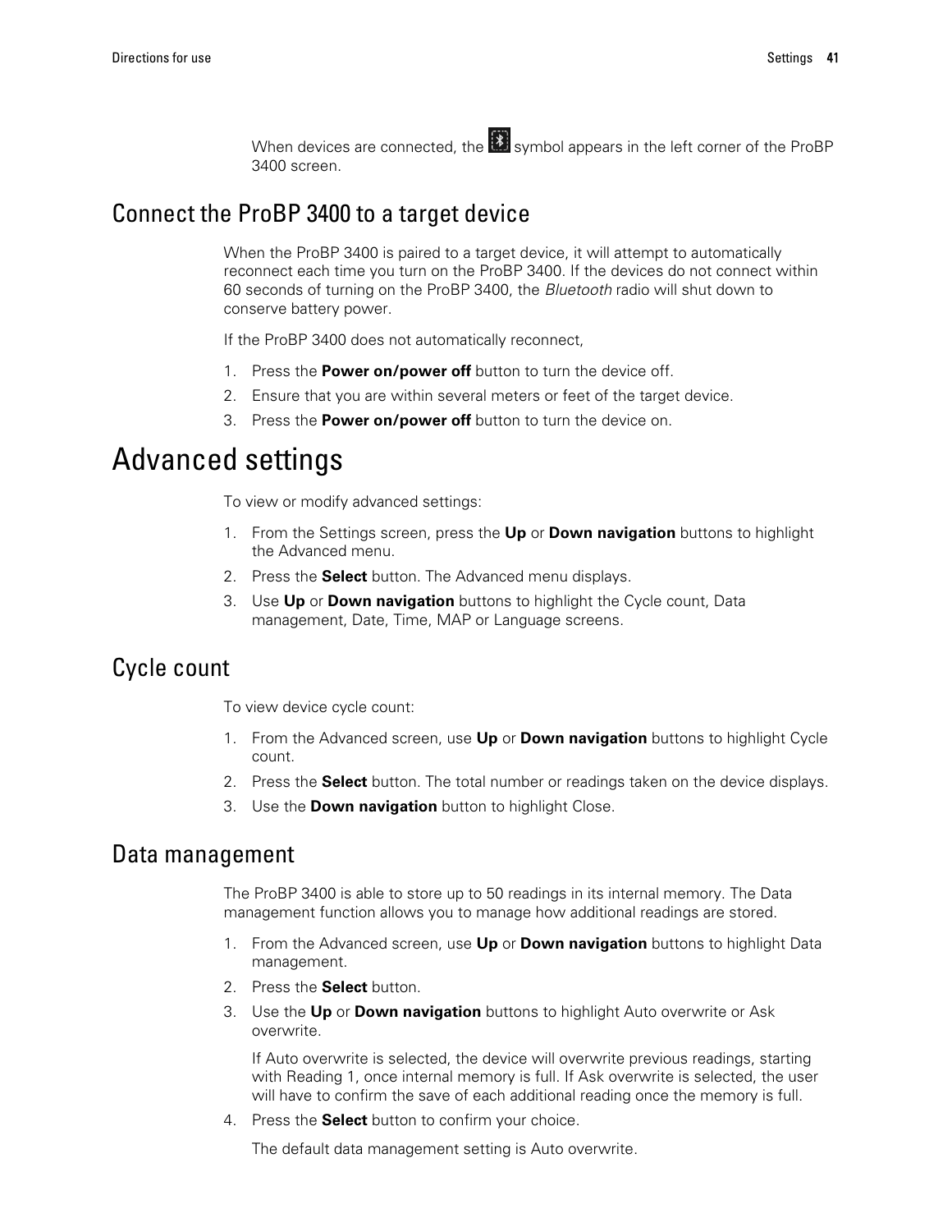When devices are connected, the symbol appears in the left corner of the ProBP 3400 screen.

## Connect the ProBP 3400 to a target device

When the ProBP 3400 is paired to a target device, it will attempt to automatically reconnect each time you turn on the ProBP 3400. If the devices do not connect within 60 seconds of turning on the ProBP 3400, the *Bluetooth* radio will shut down to conserve battery power.

If the ProBP 3400 does not automatically reconnect,

1. Press the **Power on/power off** button to turn the device off.
2. Ensure that you are within several meters or feet of the target device.
3. Press the **Power on/power off** button to turn the device on.

# Advanced settings

To view or modify advanced settings:

1. From the Settings screen, press the **Up** or **Down navigation** buttons to highlight the Advanced menu.
2. Press the **Select** button. The Advanced menu displays.
3. Use **Up** or **Down navigation** buttons to highlight the Cycle count, Data management, Date, Time, MAP or Language screens.

## Cycle count

To view device cycle count:

1. From the Advanced screen, use **Up** or **Down navigation** buttons to highlight Cycle count.
2. Press the **Select** button. The total number or readings taken on the device displays.
3. Use the **Down navigation** button to highlight Close.

## Data management

The ProBP 3400 is able to store up to 50 readings in its internal memory. The Data management function allows you to manage how additional readings are stored.

1. From the Advanced screen, use **Up** or **Down navigation** buttons to highlight Data management.
2. Press the **Select** button.
3. Use the **Up** or **Down navigation** buttons to highlight Auto overwrite or Ask overwrite.

   If Auto overwrite is selected, the device will overwrite previous readings, starting with Reading 1, once internal memory is full. If Ask overwrite is selected, the user will have to confirm the save of each additional reading once the memory is full.
4. Press the **Select** button to confirm your choice.

   The default data management setting is Auto overwrite.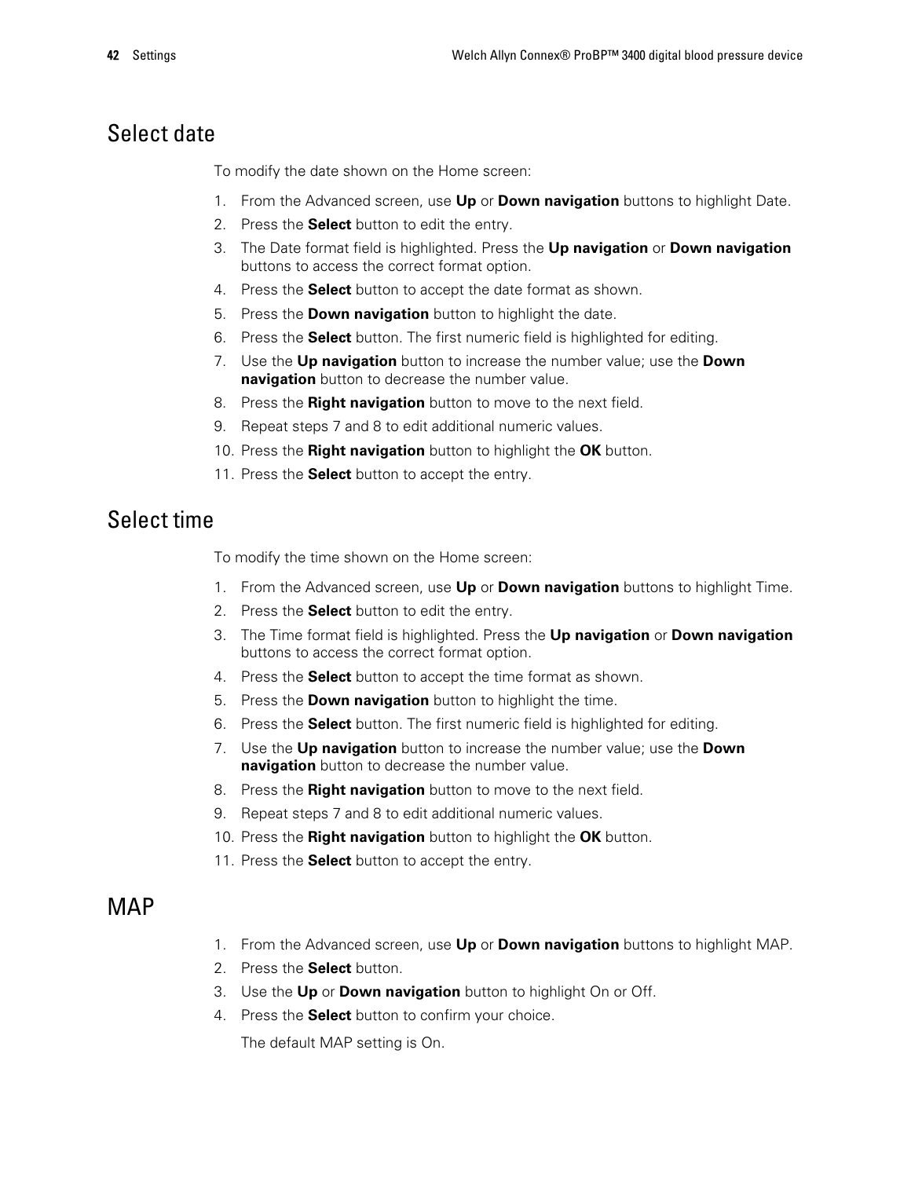## Select date

To modify the date shown on the Home screen:

1. From the Advanced screen, use **Up** or **Down navigation** buttons to highlight Date.
2. Press the **Select** button to edit the entry.
3. The Date format field is highlighted. Press the **Up navigation** or **Down navigation** buttons to access the correct format option.
4. Press the **Select** button to accept the date format as shown.
5. Press the **Down navigation** button to highlight the date.
6. Press the **Select** button. The first numeric field is highlighted for editing.
7. Use the **Up navigation** button to increase the number value; use the **Down navigation** button to decrease the number value.
8. Press the **Right navigation** button to move to the next field.
9. Repeat steps 7 and 8 to edit additional numeric values.
10. Press the **Right navigation** button to highlight the **OK** button.
11. Press the **Select** button to accept the entry.

## Select time

To modify the time shown on the Home screen:

1. From the Advanced screen, use **Up** or **Down navigation** buttons to highlight Time.
2. Press the **Select** button to edit the entry.
3. The Time format field is highlighted. Press the **Up navigation** or **Down navigation** buttons to access the correct format option.
4. Press the **Select** button to accept the time format as shown.
5. Press the **Down navigation** button to highlight the time.
6. Press the **Select** button. The first numeric field is highlighted for editing.
7. Use the **Up navigation** button to increase the number value; use the **Down navigation** button to decrease the number value.
8. Press the **Right navigation** button to move to the next field.
9. Repeat steps 7 and 8 to edit additional numeric values.
10. Press the **Right navigation** button to highlight the **OK** button.
11. Press the **Select** button to accept the entry.

## MAP

1. From the Advanced screen, use **Up** or **Down navigation** buttons to highlight MAP.
2. Press the **Select** button.
3. Use the **Up** or **Down navigation** button to highlight On or Off.
4. Press the **Select** button to confirm your choice.

   The default MAP setting is On.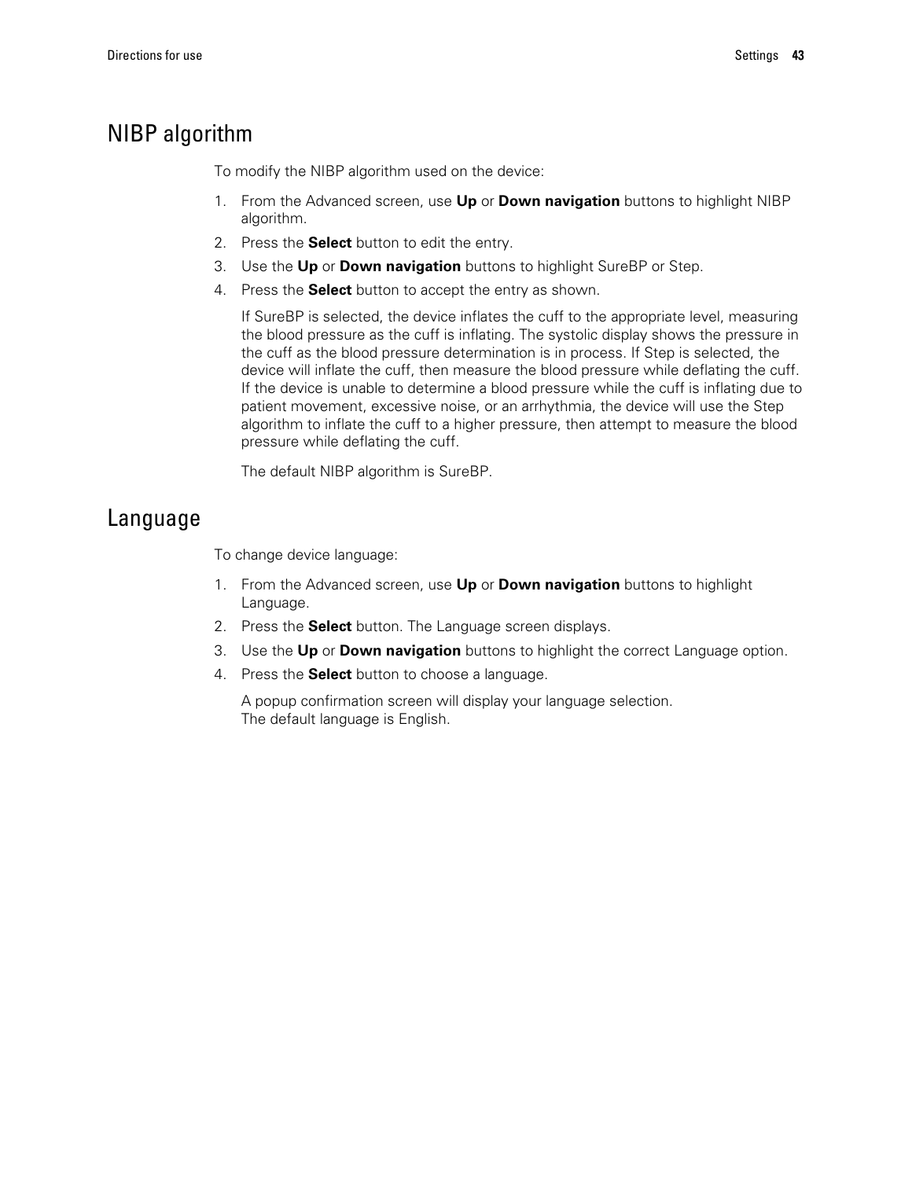# NIBP algorithm

To modify the NIBP algorithm used on the device:

1. From the Advanced screen, use **Up** or **Down navigation** buttons to highlight NIBP algorithm.
2. Press the **Select** button to edit the entry.
3. Use the **Up** or **Down navigation** buttons to highlight SureBP or Step.
4. Press the **Select** button to accept the entry as shown.

   If SureBP is selected, the device inflates the cuff to the appropriate level, measuring the blood pressure as the cuff is inflating. The systolic display shows the pressure in the cuff as the blood pressure determination is in process. If Step is selected, the device will inflate the cuff, then measure the blood pressure while deflating the cuff. If the device is unable to determine a blood pressure while the cuff is inflating due to patient movement, excessive noise, or an arrhythmia, the device will use the Step algorithm to inflate the cuff to a higher pressure, then attempt to measure the blood pressure while deflating the cuff.

   The default NIBP algorithm is SureBP.

# Language

To change device language:

1. From the Advanced screen, use **Up** or **Down navigation** buttons to highlight Language.
2. Press the **Select** button. The Language screen displays.
3. Use the **Up** or **Down navigation** buttons to highlight the correct Language option.
4. Press the **Select** button to choose a language.

   A popup confirmation screen will display your language selection.
   The default language is English.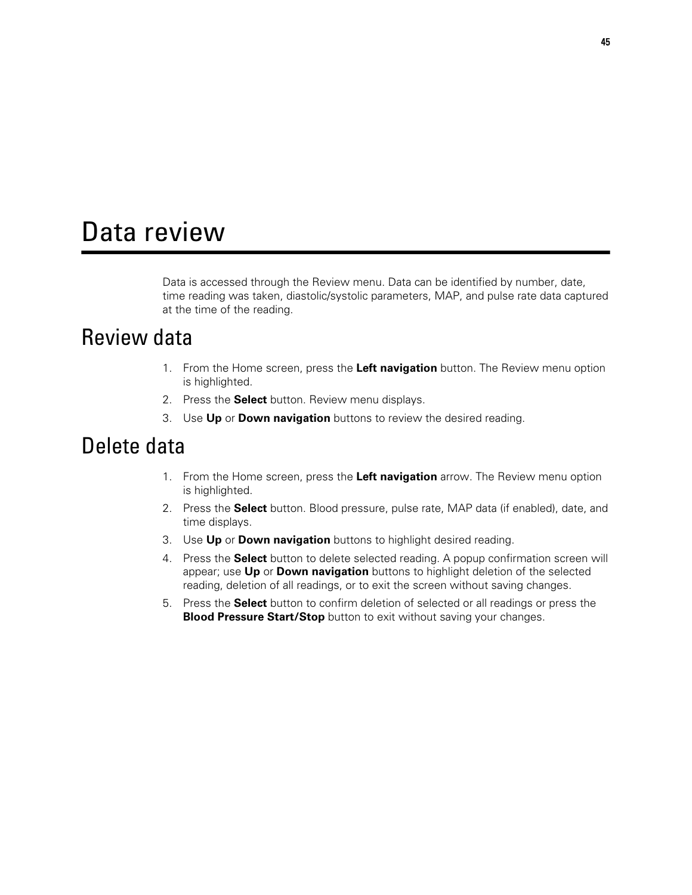# Data review

Data is accessed through the Review menu. Data can be identified by number, date, time reading was taken, diastolic/systolic parameters, MAP, and pulse rate data captured at the time of the reading.

## Review data

1. From the Home screen, press the **Left navigation** button. The Review menu option is highlighted.
2. Press the **Select** button. Review menu displays.
3. Use **Up** or **Down navigation** buttons to review the desired reading.

## Delete data

1. From the Home screen, press the **Left navigation** arrow. The Review menu option is highlighted.
2. Press the **Select** button. Blood pressure, pulse rate, MAP data (if enabled), date, and time displays.
3. Use **Up** or **Down navigation** buttons to highlight desired reading.
4. Press the **Select** button to delete selected reading. A popup confirmation screen will appear; use **Up** or **Down navigation** buttons to highlight deletion of the selected reading, deletion of all readings, or to exit the screen without saving changes.
5. Press the **Select** button to confirm deletion of selected or all readings or press the **Blood Pressure Start/Stop** button to exit without saving your changes.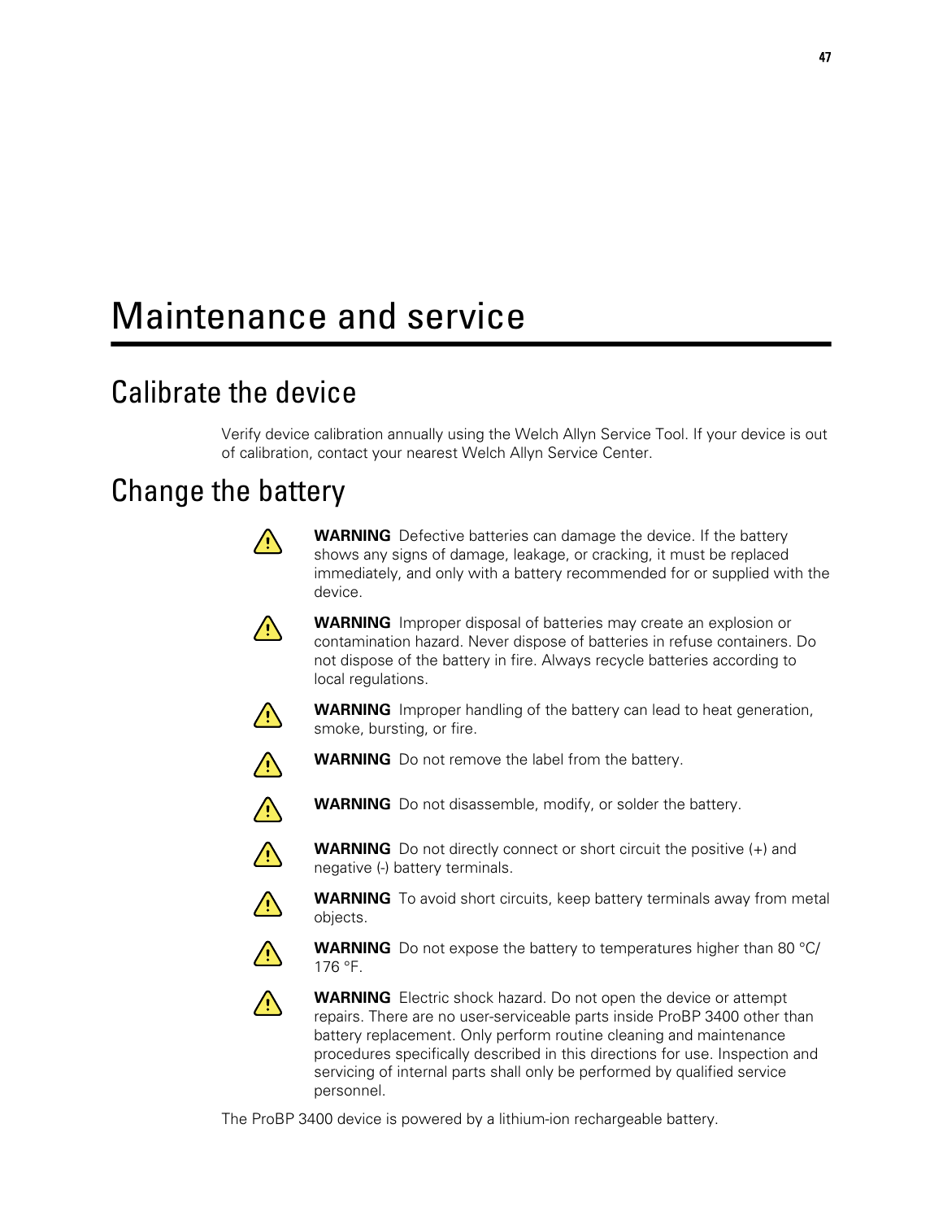# Maintenance and service

## Calibrate the device

Verify device calibration annually using the Welch Allyn Service Tool. If your device is out of calibration, contact your nearest Welch Allyn Service Center.

## Change the battery

**WARNING** Defective batteries can damage the device. If the battery shows any signs of damage, leakage, or cracking, it must be replaced immediately, and only with a battery recommended for or supplied with the device.

**WARNING** Improper disposal of batteries may create an explosion or contamination hazard. Never dispose of batteries in refuse containers. Do not dispose of the battery in fire. Always recycle batteries according to local regulations.

**WARNING** Improper handling of the battery can lead to heat generation, smoke, bursting, or fire.

**WARNING** Do not remove the label from the battery.

**WARNING** Do not disassemble, modify, or solder the battery.

**WARNING** Do not directly connect or short circuit the positive (+) and negative (-) battery terminals.

**WARNING** To avoid short circuits, keep battery terminals away from metal objects.

**WARNING** Do not expose the battery to temperatures higher than 80 °C/ 176 °F.

**WARNING** Electric shock hazard. Do not open the device or attempt repairs. There are no user-serviceable parts inside ProBP 3400 other than battery replacement. Only perform routine cleaning and maintenance procedures specifically described in this directions for use. Inspection and servicing of internal parts shall only be performed by qualified service personnel.

The ProBP 3400 device is powered by a lithium-ion rechargeable battery.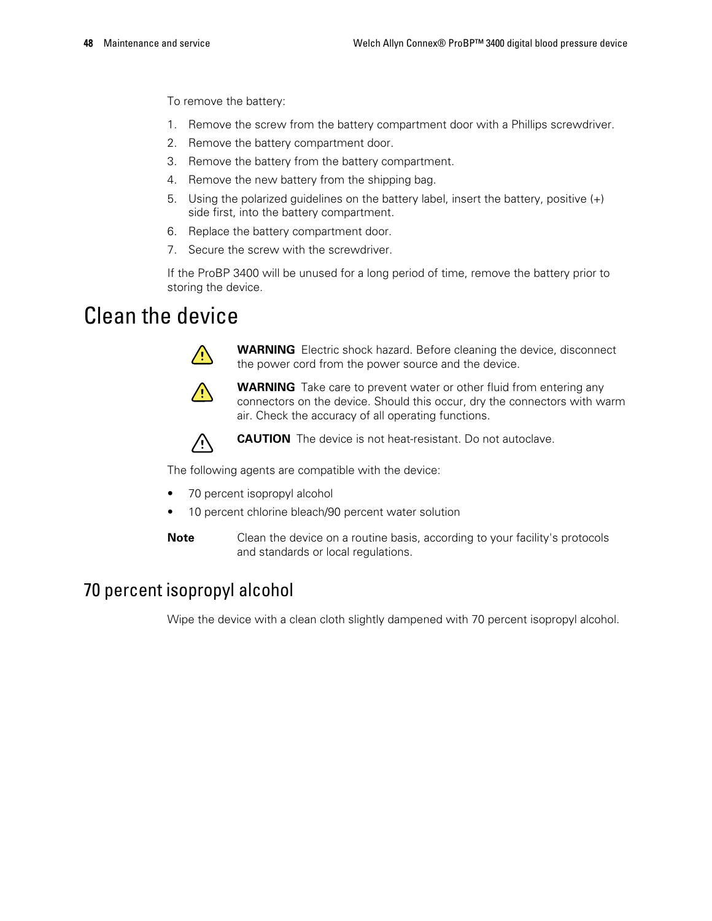To remove the battery:

1. Remove the screw from the battery compartment door with a Phillips screwdriver.
2. Remove the battery compartment door.
3. Remove the battery from the battery compartment.
4. Remove the new battery from the shipping bag.
5. Using the polarized guidelines on the battery label, insert the battery, positive (+) side first, into the battery compartment.
6. Replace the battery compartment door.
7. Secure the screw with the screwdriver.

If the ProBP 3400 will be unused for a long period of time, remove the battery prior to storing the device.

# Clean the device

**WARNING** Electric shock hazard. Before cleaning the device, disconnect the power cord from the power source and the device.

**WARNING** Take care to prevent water or other fluid from entering any connectors on the device. Should this occur, dry the connectors with warm air. Check the accuracy of all operating functions.

**CAUTION** The device is not heat-resistant. Do not autoclave.

The following agents are compatible with the device:

- 70 percent isopropyl alcohol
- 10 percent chlorine bleach/90 percent water solution

**Note** Clean the device on a routine basis, according to your facility's protocols and standards or local regulations.

## 70 percent isopropyl alcohol

Wipe the device with a clean cloth slightly dampened with 70 percent isopropyl alcohol.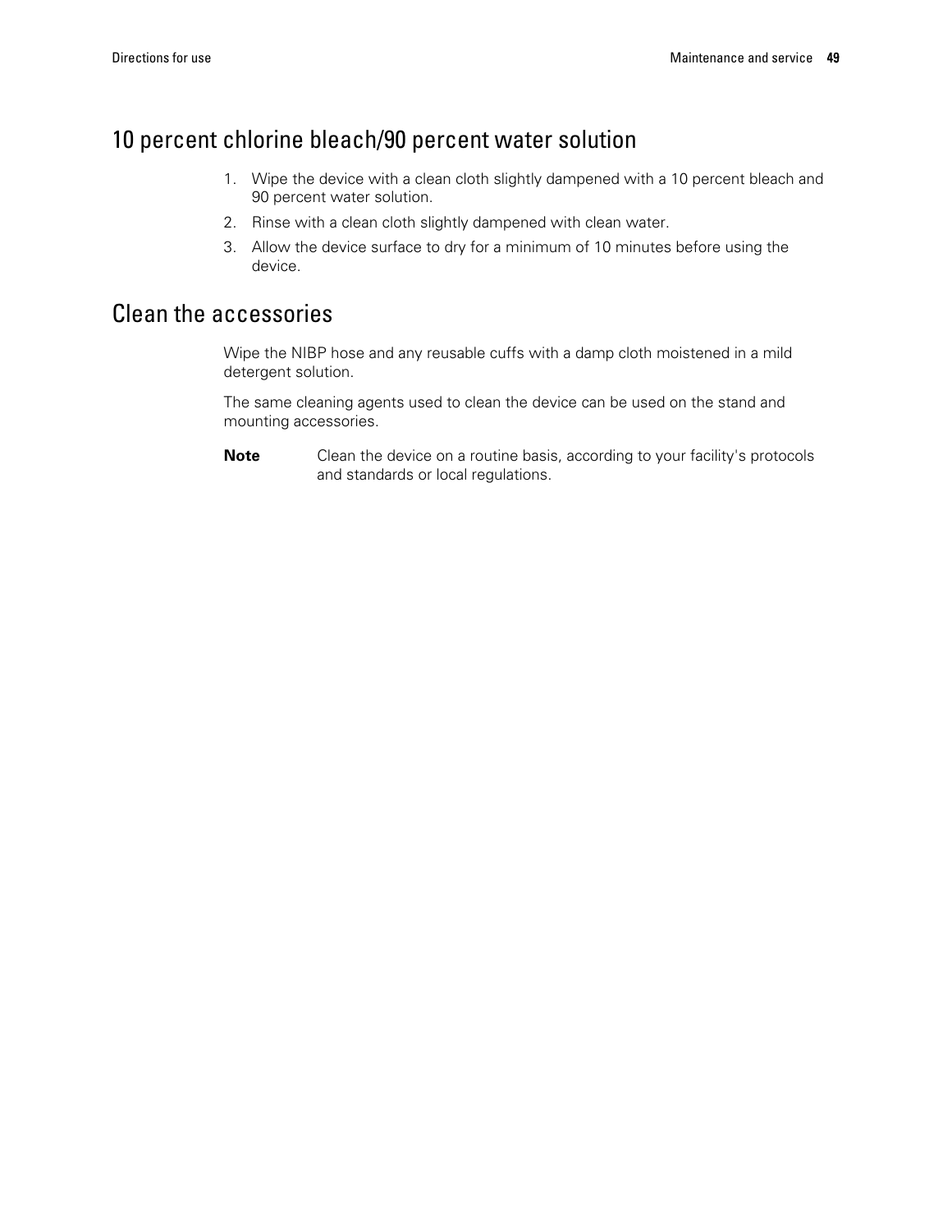## 10 percent chlorine bleach/90 percent water solution

1. Wipe the device with a clean cloth slightly dampened with a 10 percent bleach and 90 percent water solution.
2. Rinse with a clean cloth slightly dampened with clean water.
3. Allow the device surface to dry for a minimum of 10 minutes before using the device.

## Clean the accessories

Wipe the NIBP hose and any reusable cuffs with a damp cloth moistened in a mild detergent solution.

The same cleaning agents used to clean the device can be used on the stand and mounting accessories.

**Note** Clean the device on a routine basis, according to your facility's protocols and standards or local regulations.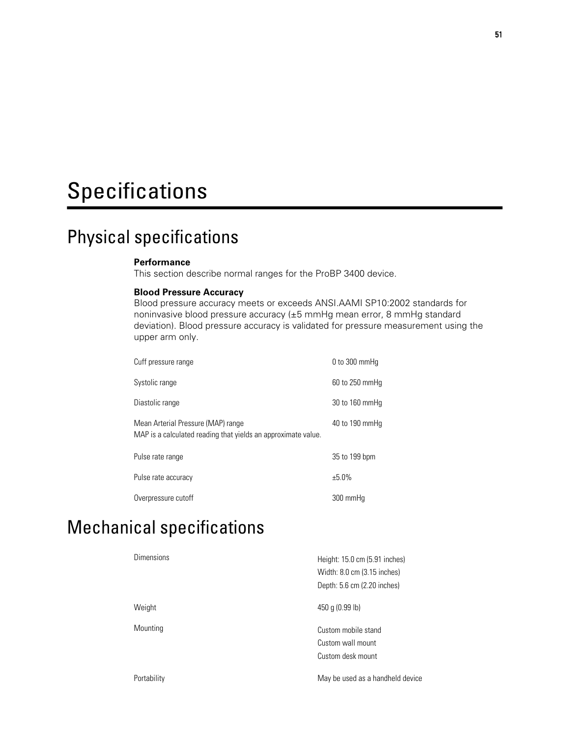# Specifications

## Physical specifications

**Performance**
This section describe normal ranges for the ProBP 3400 device.

**Blood Pressure Accuracy**
Blood pressure accuracy meets or exceeds ANSI.AAMI SP10:2002 standards for noninvasive blood pressure accuracy (±5 mmHg mean error, 8 mmHg standard deviation). Blood pressure accuracy is validated for pressure measurement using the upper arm only.

| | |
|---|---|
| Cuff pressure range | 0 to 300 mmHg |
| Systolic range | 60 to 250 mmHg |
| Diastolic range | 30 to 160 mmHg |
| Mean Arterial Pressure (MAP) range<br>MAP is a calculated reading that yields an approximate value. | 40 to 190 mmHg |
| Pulse rate range | 35 to 199 bpm |
| Pulse rate accuracy | ±5.0% |
| Overpressure cutoff | 300 mmHg |

## Mechanical specifications

| | |
|---|---|
| Dimensions | Height: 15.0 cm (5.91 inches)<br>Width: 8.0 cm (3.15 inches)<br>Depth: 5.6 cm (2.20 inches) |
| Weight | 450 g (0.99 lb) |
| Mounting | Custom mobile stand<br>Custom wall mount<br>Custom desk mount |
| Portability | May be used as a handheld device |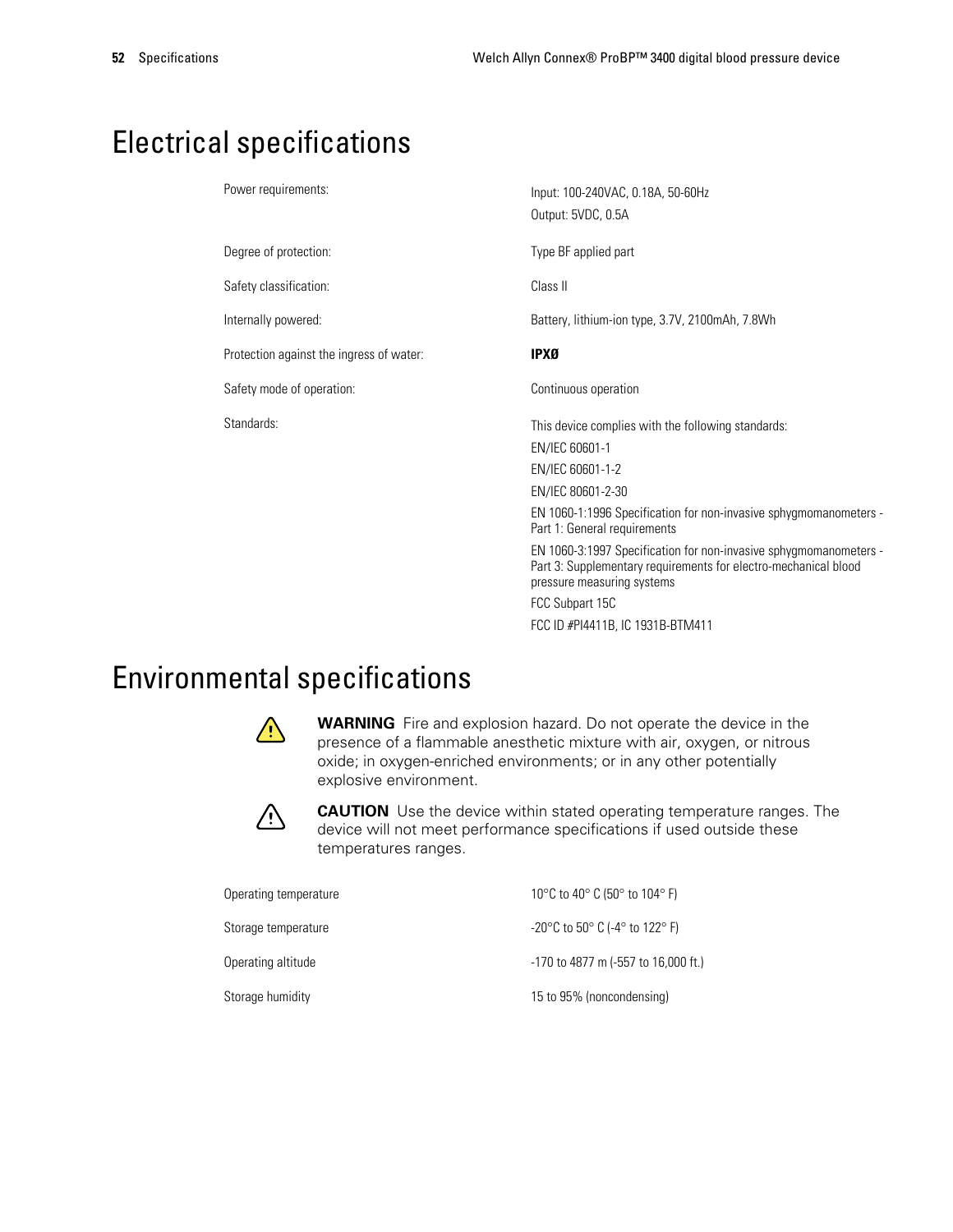# Electrical specifications

| | |
|---|---|
| Power requirements: | Input: 100-240VAC, 0.18A, 50-60Hz<br>Output: 5VDC, 0.5A |
| Degree of protection: | Type BF applied part |
| Safety classification: | Class II |
| Internally powered: | Battery, lithium-ion type, 3.7V, 2100mAh, 7.8Wh |
| Protection against the ingress of water: | **IPXØ** |
| Safety mode of operation: | Continuous operation |
| Standards: | This device complies with the following standards:<br>EN/IEC 60601-1<br>EN/IEC 60601-1-2<br>EN/IEC 80601-2-30<br>EN 1060-1:1996 Specification for non-invasive sphygmomanometers - Part 1: General requirements<br>EN 1060-3:1997 Specification for non-invasive sphygmomanometers - Part 3: Supplementary requirements for electro-mechanical blood pressure measuring systems<br>FCC Subpart 15C<br>FCC ID #PI4411B, IC 1931B-BTM411 |

# Environmental specifications

**WARNING** Fire and explosion hazard. Do not operate the device in the presence of a flammable anesthetic mixture with air, oxygen, or nitrous oxide; in oxygen-enriched environments; or in any other potentially explosive environment.

**CAUTION** Use the device within stated operating temperature ranges. The device will not meet performance specifications if used outside these temperatures ranges.

| | |
|---|---|
| Operating temperature | 10°C to 40° C (50° to 104° F) |
| Storage temperature | -20°C to 50° C (-4° to 122° F) |
| Operating altitude | -170 to 4877 m (-557 to 16,000 ft.) |
| Storage humidity | 15 to 95% (noncondensing) |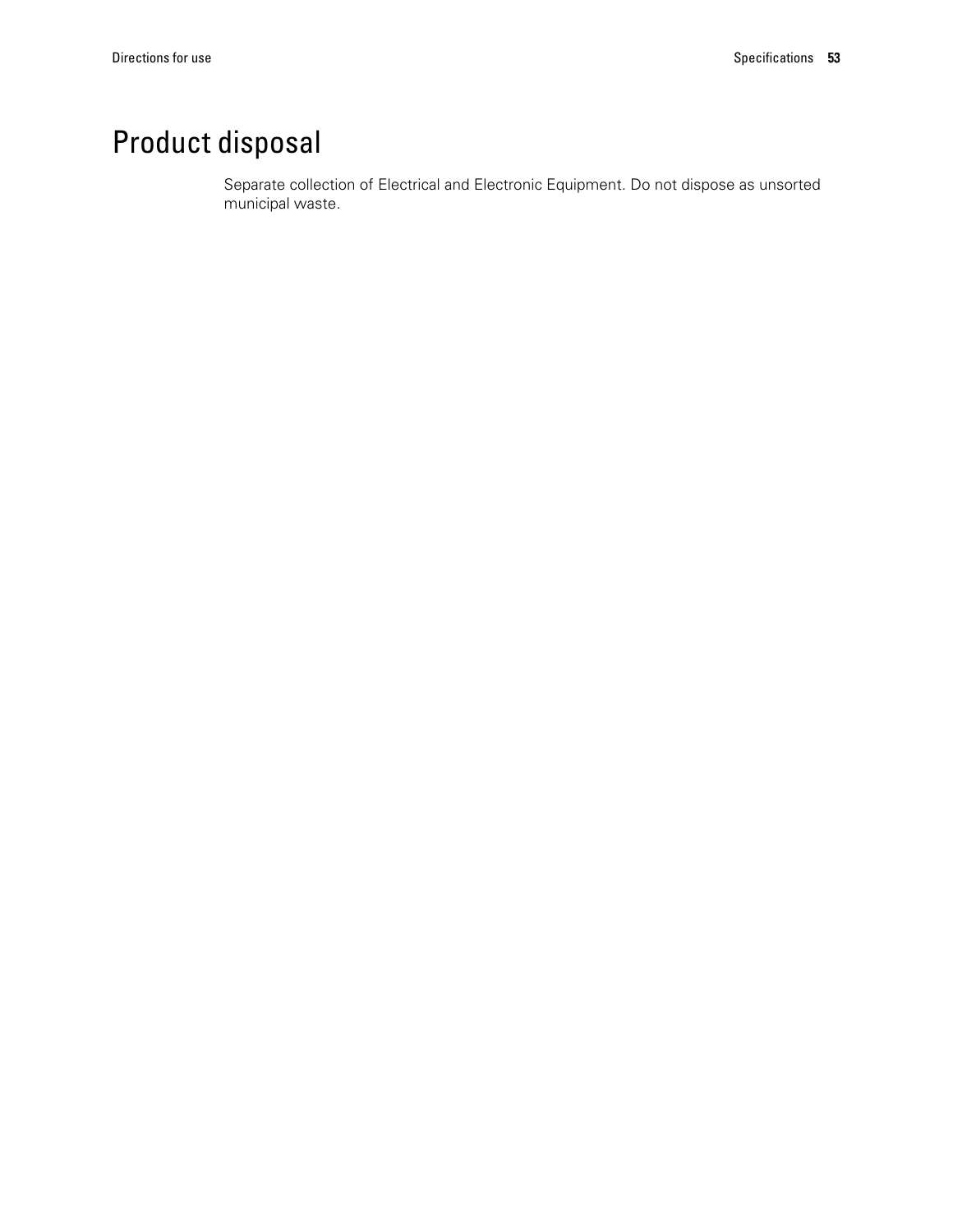# Product disposal

Separate collection of Electrical and Electronic Equipment. Do not dispose as unsorted municipal waste.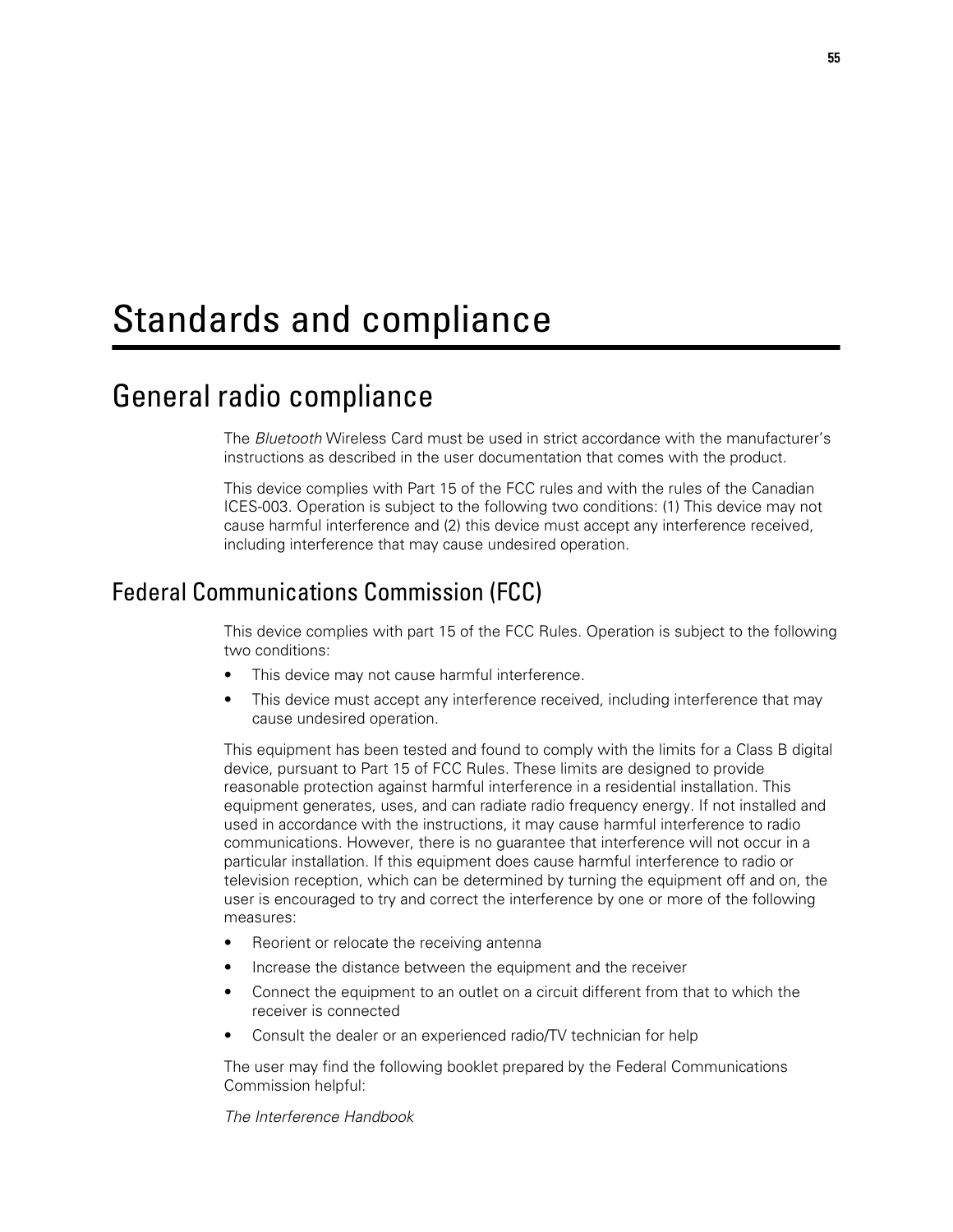# Standards and compliance

## General radio compliance

The *Bluetooth* Wireless Card must be used in strict accordance with the manufacturer's instructions as described in the user documentation that comes with the product.

This device complies with Part 15 of the FCC rules and with the rules of the Canadian ICES-003. Operation is subject to the following two conditions: (1) This device may not cause harmful interference and (2) this device must accept any interference received, including interference that may cause undesired operation.

### Federal Communications Commission (FCC)

This device complies with part 15 of the FCC Rules. Operation is subject to the following two conditions:

- This device may not cause harmful interference.
- This device must accept any interference received, including interference that may cause undesired operation.

This equipment has been tested and found to comply with the limits for a Class B digital device, pursuant to Part 15 of FCC Rules. These limits are designed to provide reasonable protection against harmful interference in a residential installation. This equipment generates, uses, and can radiate radio frequency energy. If not installed and used in accordance with the instructions, it may cause harmful interference to radio communications. However, there is no guarantee that interference will not occur in a particular installation. If this equipment does cause harmful interference to radio or television reception, which can be determined by turning the equipment off and on, the user is encouraged to try and correct the interference by one or more of the following measures:

- Reorient or relocate the receiving antenna
- Increase the distance between the equipment and the receiver
- Connect the equipment to an outlet on a circuit different from that to which the receiver is connected
- Consult the dealer or an experienced radio/TV technician for help

The user may find the following booklet prepared by the Federal Communications Commission helpful:

*The Interference Handbook*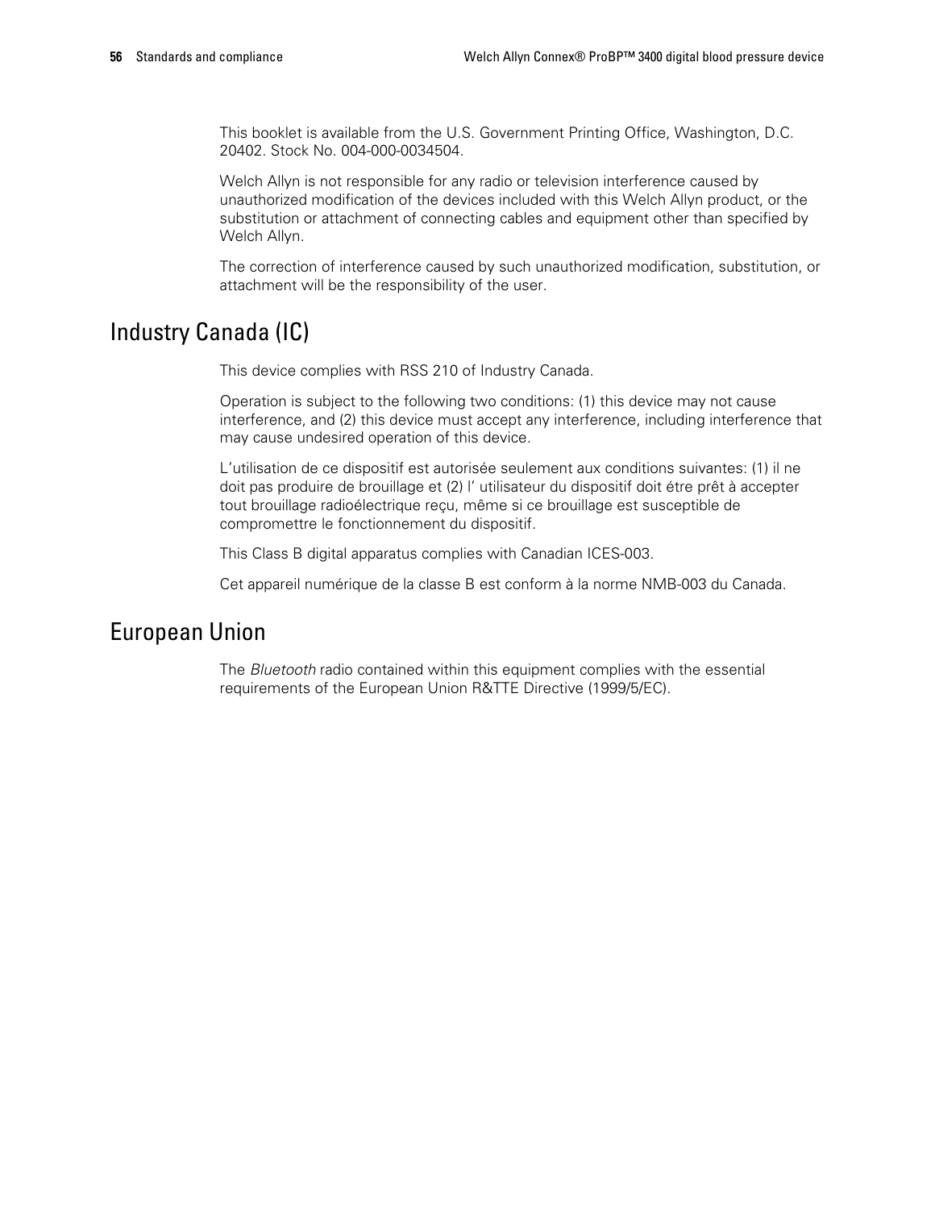This booklet is available from the U.S. Government Printing Office, Washington, D.C. 20402. Stock No. 004-000-0034504.

Welch Allyn is not responsible for any radio or television interference caused by unauthorized modification of the devices included with this Welch Allyn product, or the substitution or attachment of connecting cables and equipment other than specified by Welch Allyn.

The correction of interference caused by such unauthorized modification, substitution, or attachment will be the responsibility of the user.

## Industry Canada (IC)

This device complies with RSS 210 of Industry Canada.

Operation is subject to the following two conditions: (1) this device may not cause interference, and (2) this device must accept any interference, including interference that may cause undesired operation of this device.

L'utilisation de ce dispositif est autorisée seulement aux conditions suivantes: (1) il ne doit pas produire de brouillage et (2) l' utilisateur du dispositif doit étre prêt à accepter tout brouillage radioélectrique reçu, même si ce brouillage est susceptible de compromettre le fonctionnement du dispositif.

This Class B digital apparatus complies with Canadian ICES-003.

Cet appareil numérique de la classe B est conform à la norme NMB-003 du Canada.

## European Union

The *Bluetooth* radio contained within this equipment complies with the essential requirements of the European Union R&TTE Directive (1999/5/EC).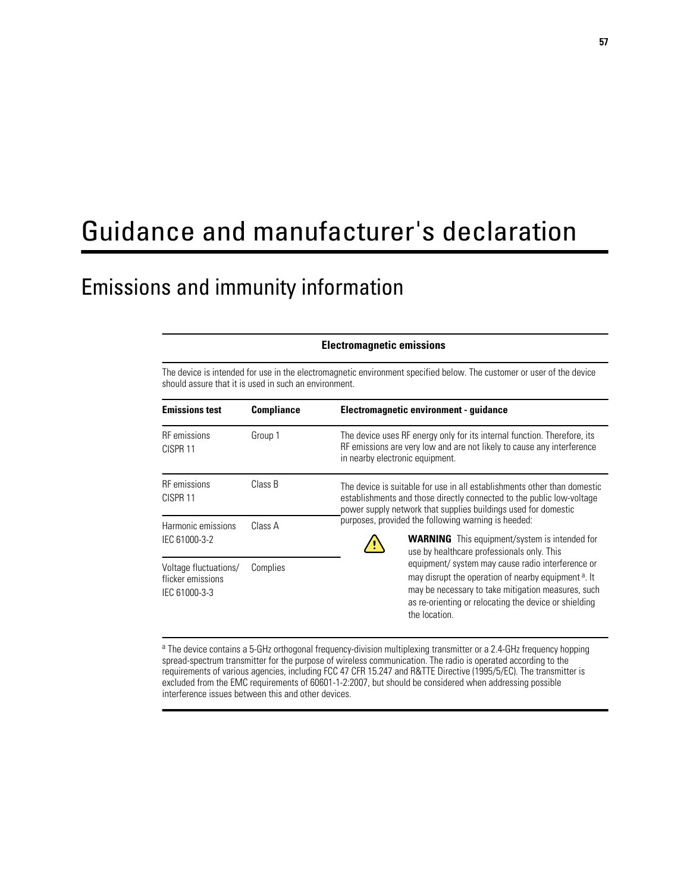# Guidance and manufacturer's declaration

## Emissions and immunity information

**Electromagnetic emissions**

The device is intended for use in the electromagnetic environment specified below. The customer or user of the device should assure that it is used in such an environment.

| Emissions test | Compliance | Electromagnetic environment - guidance |
|---|---|---|
| RF emissions<br>CISPR 11 | Group 1 | The device uses RF energy only for its internal function. Therefore, its RF emissions are very low and are not likely to cause any interference in nearby electronic equipment. |
| RF emissions<br>CISPR 11 | Class B | The device is suitable for use in all establishments other than domestic establishments and those directly connected to the public low-voltage power supply network that supplies buildings used for domestic purposes, provided the following warning is heeded:<br>**WARNING** This equipment/system is intended for use by healthcare professionals only. This equipment/ system may cause radio interference or may disrupt the operation of nearby equipment [a]. It may be necessary to take mitigation measures, such as re-orienting or relocating the device or shielding the location. |
| Harmonic emissions<br>IEC 61000-3-2 | Class A | |
| Voltage fluctuations/ flicker emissions<br>IEC 61000-3-3 | Complies | |

[a] The device contains a 5-GHz orthogonal frequency-division multiplexing transmitter or a 2.4-GHz frequency hopping spread-spectrum transmitter for the purpose of wireless communication. The radio is operated according to the requirements of various agencies, including FCC 47 CFR 15.247 and R&TTE Directive (1995/5/EC). The transmitter is excluded from the EMC requirements of 60601-1-2:2007, but should be considered when addressing possible interference issues between this and other devices.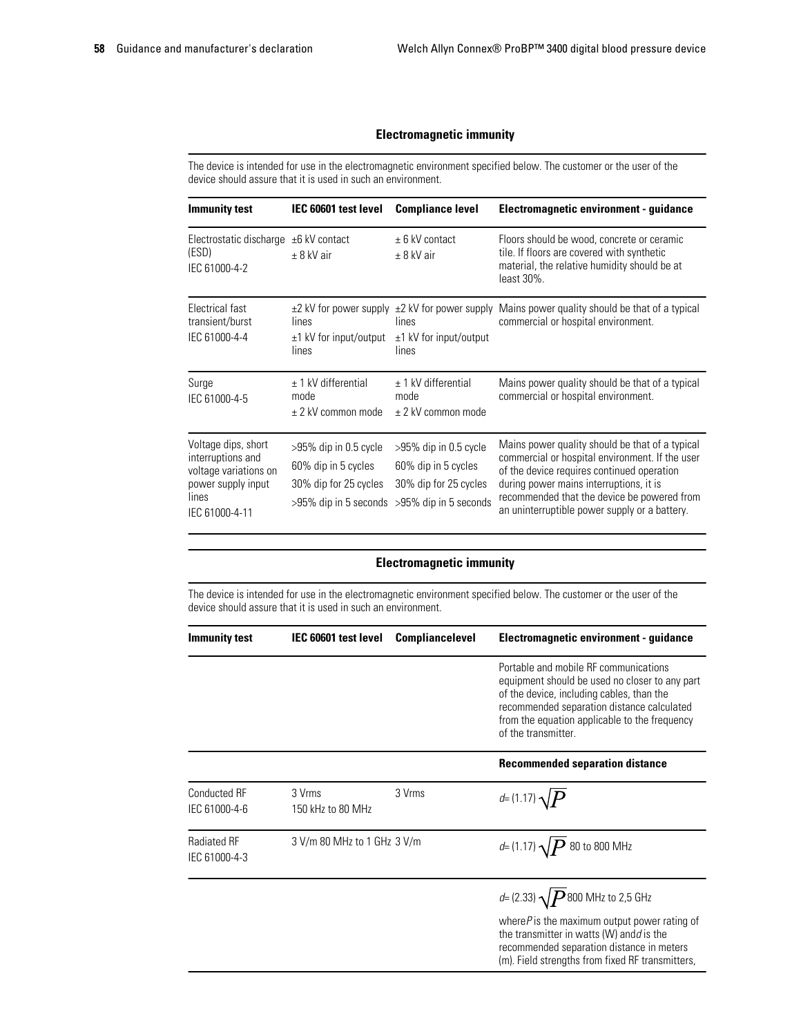## Electromagnetic immunity

The device is intended for use in the electromagnetic environment specified below. The customer or the user of the device should assure that it is used in such an environment.

| Immunity test | IEC 60601 test level | Compliance level | Electromagnetic environment - guidance |
|---|---|---|---|
| Electrostatic discharge (ESD) IEC 61000-4-2 | ±6 kV contact<br>± 8 kV air | ± 6 kV contact<br>± 8 kV air | Floors should be wood, concrete or ceramic tile. If floors are covered with synthetic material, the relative humidity should be at least 30%. |
| Electrical fast transient/burst IEC 61000-4-4 | ±2 kV for power supply lines<br>±1 kV for input/output lines | ±2 kV for power supply lines<br>±1 kV for input/output lines | Mains power quality should be that of a typical commercial or hospital environment. |
| Surge IEC 61000-4-5 | ± 1 kV differential mode<br>± 2 kV common mode | ± 1 kV differential mode<br>± 2 kV common mode | Mains power quality should be that of a typical commercial or hospital environment. |
| Voltage dips, short interruptions and voltage variations on power supply input lines IEC 61000-4-11 | >95% dip in 0.5 cycle<br>60% dip in 5 cycles<br>30% dip for 25 cycles<br>>95% dip in 5 seconds | >95% dip in 0.5 cycle<br>60% dip in 5 cycles<br>30% dip for 25 cycles<br>>95% dip in 5 seconds | Mains power quality should be that of a typical commercial or hospital environment. If the user of the device requires continued operation during power mains interruptions, it is recommended that the device be powered from an uninterruptible power supply or a battery. |

## Electromagnetic immunity

The device is intended for use in the electromagnetic environment specified below. The customer or the user of the device should assure that it is used in such an environment.

| Immunity test | IEC 60601 test level | Compliancelevel | Electromagnetic environment - guidance |
|---|---|---|---|
| | | | Portable and mobile RF communications equipment should be used no closer to any part of the device, including cables, than the recommended separation distance calculated from the equation applicable to the frequency of the transmitter. |
| | | | **Recommended separation distance** |
| Conducted RF IEC 61000-4-6 | 3 Vrms 150 kHz to 80 MHz | 3 Vrms | $d = (1.17)\sqrt{P}$ |
| Radiated RF IEC 61000-4-3 | 3 V/m 80 MHz to 1 GHz | 3 V/m | $d = (1.17)\sqrt{P}$ 80 to 800 MHz |
| | | | $d = (2.33)\sqrt{P}$ 800 MHz to 2,5 GHz<br><br>where $P$ is the maximum output power rating of the transmitter in watts (W) and $d$ is the recommended separation distance in meters (m). Field strengths from fixed RF transmitters, |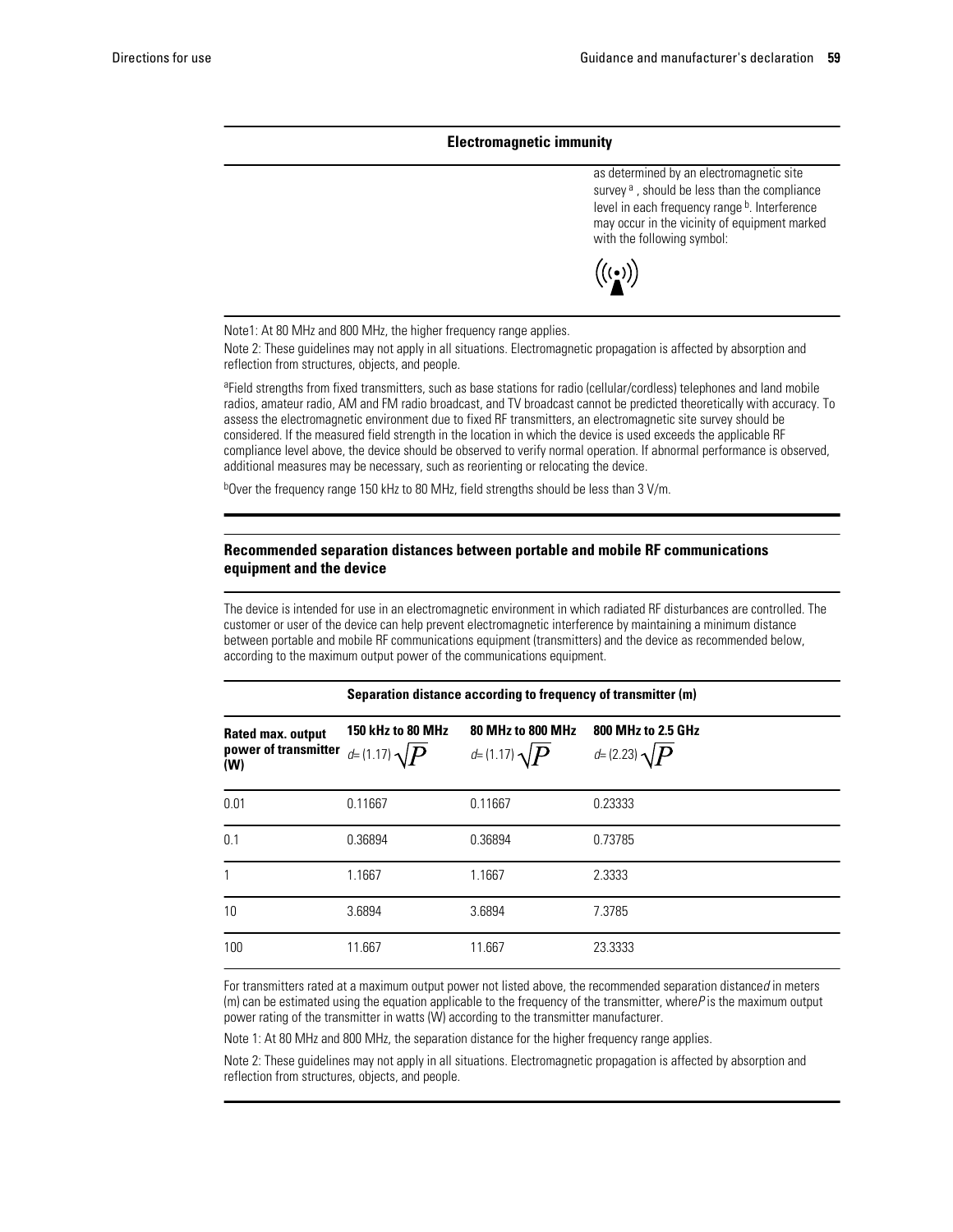**Electromagnetic immunity**

as determined by an electromagnetic site survey [a], should be less than the compliance level in each frequency range [b]. Interference may occur in the vicinity of equipment marked with the following symbol:

((•))

Note1: At 80 MHz and 800 MHz, the higher frequency range applies.

Note 2: These guidelines may not apply in all situations. Electromagnetic propagation is affected by absorption and reflection from structures, objects, and people.

[a]Field strengths from fixed transmitters, such as base stations for radio (cellular/cordless) telephones and land mobile radios, amateur radio, AM and FM radio broadcast, and TV broadcast cannot be predicted theoretically with accuracy. To assess the electromagnetic environment due to fixed RF transmitters, an electromagnetic site survey should be considered. If the measured field strength in the location in which the device is used exceeds the applicable RF compliance level above, the device should be observed to verify normal operation. If abnormal performance is observed, additional measures may be necessary, such as reorienting or relocating the device.

[b]Over the frequency range 150 kHz to 80 MHz, field strengths should be less than 3 V/m.

## Recommended separation distances between portable and mobile RF communications equipment and the device

The device is intended for use in an electromagnetic environment in which radiated RF disturbances are controlled. The customer or user of the device can help prevent electromagnetic interference by maintaining a minimum distance between portable and mobile RF communications equipment (transmitters) and the device as recommended below, according to the maximum output power of the communications equipment.

| | Separation distance according to frequency of transmitter (m) | | |
|---|---|---|---|
| **Rated max. output power of transmitter (W)** | **150 kHz to 80 MHz** $d=(1.17)\sqrt{P}$ | **80 MHz to 800 MHz** $d=(1.17)\sqrt{P}$ | **800 MHz to 2.5 GHz** $d=(2.23)\sqrt{P}$ |
| 0.01 | 0.11667 | 0.11667 | 0.23333 |
| 0.1 | 0.36894 | 0.36894 | 0.73785 |
| 1 | 1.1667 | 1.1667 | 2.3333 |
| 10 | 3.6894 | 3.6894 | 7.3785 |
| 100 | 11.667 | 11.667 | 23.3333 |

For transmitters rated at a maximum output power not listed above, the recommended separation distance $d$ in meters (m) can be estimated using the equation applicable to the frequency of the transmitter, where $P$ is the maximum output power rating of the transmitter in watts (W) according to the transmitter manufacturer.

Note 1: At 80 MHz and 800 MHz, the separation distance for the higher frequency range applies.

Note 2: These guidelines may not apply in all situations. Electromagnetic propagation is affected by absorption and reflection from structures, objects, and people.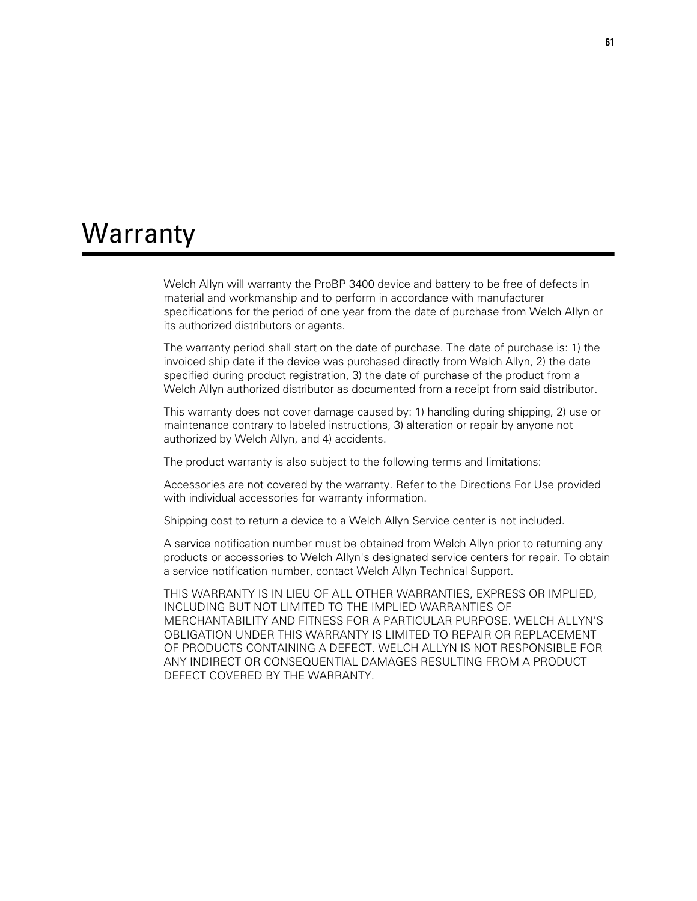# Warranty

Welch Allyn will warranty the ProBP 3400 device and battery to be free of defects in material and workmanship and to perform in accordance with manufacturer specifications for the period of one year from the date of purchase from Welch Allyn or its authorized distributors or agents.

The warranty period shall start on the date of purchase. The date of purchase is: 1) the invoiced ship date if the device was purchased directly from Welch Allyn, 2) the date specified during product registration, 3) the date of purchase of the product from a Welch Allyn authorized distributor as documented from a receipt from said distributor.

This warranty does not cover damage caused by: 1) handling during shipping, 2) use or maintenance contrary to labeled instructions, 3) alteration or repair by anyone not authorized by Welch Allyn, and 4) accidents.

The product warranty is also subject to the following terms and limitations:

Accessories are not covered by the warranty. Refer to the Directions For Use provided with individual accessories for warranty information.

Shipping cost to return a device to a Welch Allyn Service center is not included.

A service notification number must be obtained from Welch Allyn prior to returning any products or accessories to Welch Allyn's designated service centers for repair. To obtain a service notification number, contact Welch Allyn Technical Support.

THIS WARRANTY IS IN LIEU OF ALL OTHER WARRANTIES, EXPRESS OR IMPLIED, INCLUDING BUT NOT LIMITED TO THE IMPLIED WARRANTIES OF MERCHANTABILITY AND FITNESS FOR A PARTICULAR PURPOSE. WELCH ALLYN'S OBLIGATION UNDER THIS WARRANTY IS LIMITED TO REPAIR OR REPLACEMENT OF PRODUCTS CONTAINING A DEFECT. WELCH ALLYN IS NOT RESPONSIBLE FOR ANY INDIRECT OR CONSEQUENTIAL DAMAGES RESULTING FROM A PRODUCT DEFECT COVERED BY THE WARRANTY.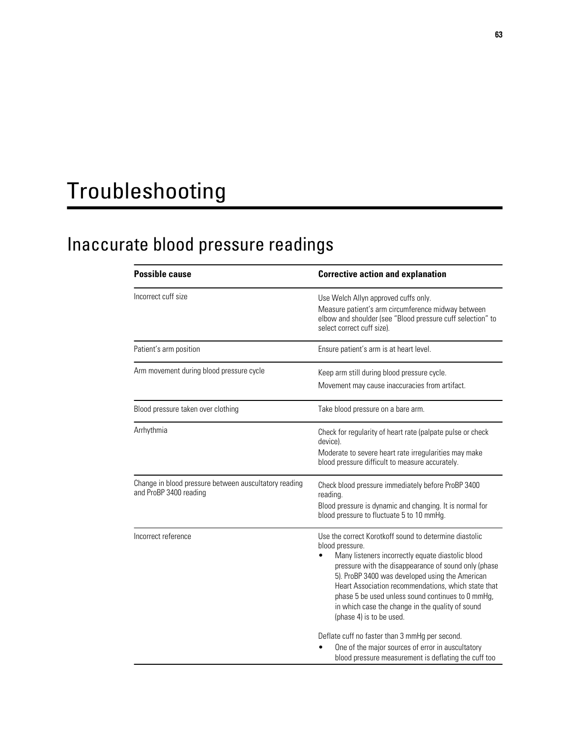# Troubleshooting

## Inaccurate blood pressure readings

| Possible cause | Corrective action and explanation |
|---|---|
| Incorrect cuff size | Use Welch Allyn approved cuffs only.<br>Measure patient's arm circumference midway between elbow and shoulder (see "Blood pressure cuff selection" to select correct cuff size). |
| Patient's arm position | Ensure patient's arm is at heart level. |
| Arm movement during blood pressure cycle | Keep arm still during blood pressure cycle.<br>Movement may cause inaccuracies from artifact. |
| Blood pressure taken over clothing | Take blood pressure on a bare arm. |
| Arrhythmia | Check for regularity of heart rate (palpate pulse or check device).<br>Moderate to severe heart rate irregularities may make blood pressure difficult to measure accurately. |
| Change in blood pressure between auscultatory reading and ProBP 3400 reading | Check blood pressure immediately before ProBP 3400 reading.<br>Blood pressure is dynamic and changing. It is normal for blood pressure to fluctuate 5 to 10 mmHg. |
| Incorrect reference | Use the correct Korotkoff sound to determine diastolic blood pressure.<br>• Many listeners incorrectly equate diastolic blood pressure with the disappearance of sound only (phase 5). ProBP 3400 was developed using the American Heart Association recommendations, which state that phase 5 be used unless sound continues to 0 mmHg, in which case the change in the quality of sound (phase 4) is to be used.<br><br>Deflate cuff no faster than 3 mmHg per second.<br>• One of the major sources of error in auscultatory blood pressure measurement is deflating the cuff too |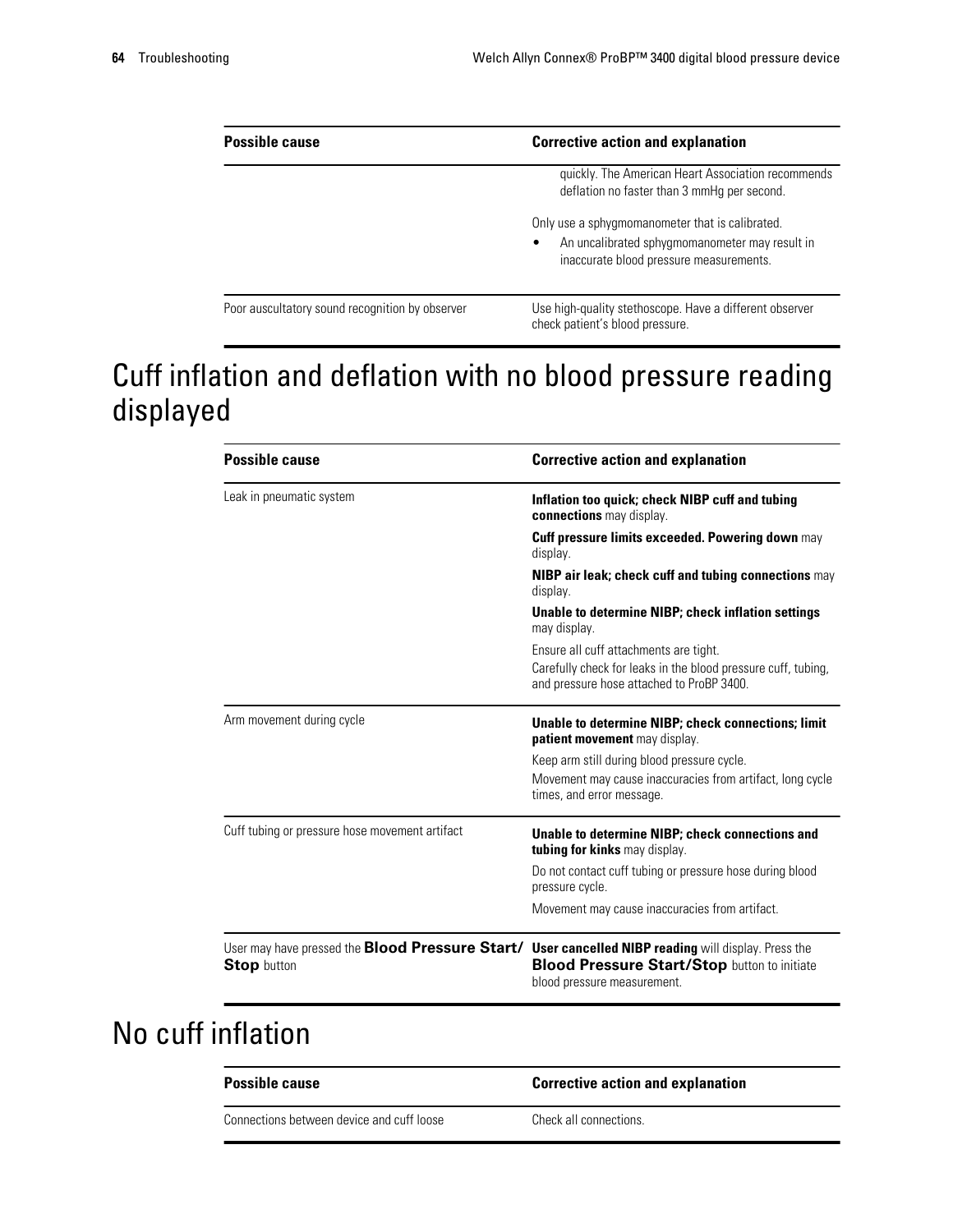| Possible cause | Corrective action and explanation |
|---|---|
| | quickly. The American Heart Association recommends deflation no faster than 3 mmHg per second.<br><br>Only use a sphygmomanometer that is calibrated.<br>• An uncalibrated sphygmomanometer may result in inaccurate blood pressure measurements. |
| Poor auscultatory sound recognition by observer | Use high-quality stethoscope. Have a different observer check patient's blood pressure. |

# Cuff inflation and deflation with no blood pressure reading displayed

| Possible cause | Corrective action and explanation |
|---|---|
| Leak in pneumatic system | **Inflation too quick; check NIBP cuff and tubing connections** may display.<br><br>**Cuff pressure limits exceeded. Powering down** may display.<br><br>**NIBP air leak; check cuff and tubing connections** may display.<br><br>**Unable to determine NIBP; check inflation settings** may display.<br><br>Ensure all cuff attachments are tight.<br>Carefully check for leaks in the blood pressure cuff, tubing, and pressure hose attached to ProBP 3400. |
| Arm movement during cycle | **Unable to determine NIBP; check connections; limit patient movement** may display.<br><br>Keep arm still during blood pressure cycle.<br>Movement may cause inaccuracies from artifact, long cycle times, and error message. |
| Cuff tubing or pressure hose movement artifact | **Unable to determine NIBP; check connections and tubing for kinks** may display.<br><br>Do not contact cuff tubing or pressure hose during blood pressure cycle.<br><br>Movement may cause inaccuracies from artifact. |
| User may have pressed the **Blood Pressure Start/Stop** button | **User cancelled NIBP reading** will display. Press the **Blood Pressure Start/Stop** button to initiate blood pressure measurement. |

# No cuff inflation

| Possible cause | Corrective action and explanation |
|---|---|
| Connections between device and cuff loose | Check all connections. |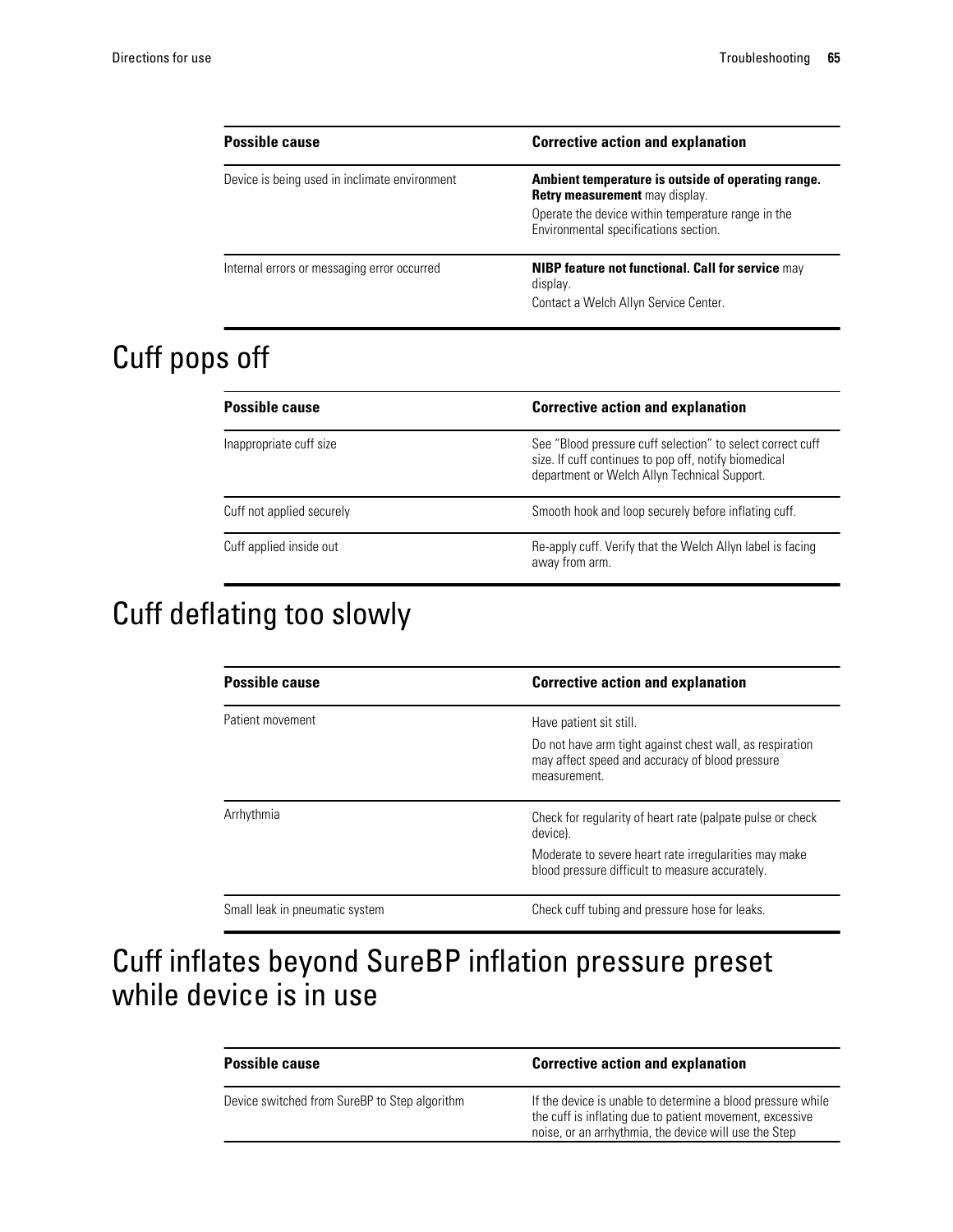| Possible cause | Corrective action and explanation |
|---|---|
| Device is being used in inclimate environment | **Ambient temperature is outside of operating range. Retry measurement** may display.<br>Operate the device within temperature range in the Environmental specifications section. |
| Internal errors or messaging error occurred | **NIBP feature not functional. Call for service** may display.<br>Contact a Welch Allyn Service Center. |

# Cuff pops off

| Possible cause | Corrective action and explanation |
|---|---|
| Inappropriate cuff size | See "Blood pressure cuff selection" to select correct cuff size. If cuff continues to pop off, notify biomedical department or Welch Allyn Technical Support. |
| Cuff not applied securely | Smooth hook and loop securely before inflating cuff. |
| Cuff applied inside out | Re-apply cuff. Verify that the Welch Allyn label is facing away from arm. |

# Cuff deflating too slowly

| Possible cause | Corrective action and explanation |
|---|---|
| Patient movement | Have patient sit still.<br>Do not have arm tight against chest wall, as respiration may affect speed and accuracy of blood pressure measurement. |
| Arrhythmia | Check for regularity of heart rate (palpate pulse or check device).<br>Moderate to severe heart rate irregularities may make blood pressure difficult to measure accurately. |
| Small leak in pneumatic system | Check cuff tubing and pressure hose for leaks. |

# Cuff inflates beyond SureBP inflation pressure preset while device is in use

| Possible cause | Corrective action and explanation |
|---|---|
| Device switched from SureBP to Step algorithm | If the device is unable to determine a blood pressure while the cuff is inflating due to patient movement, excessive noise, or an arrhythmia, the device will use the Step |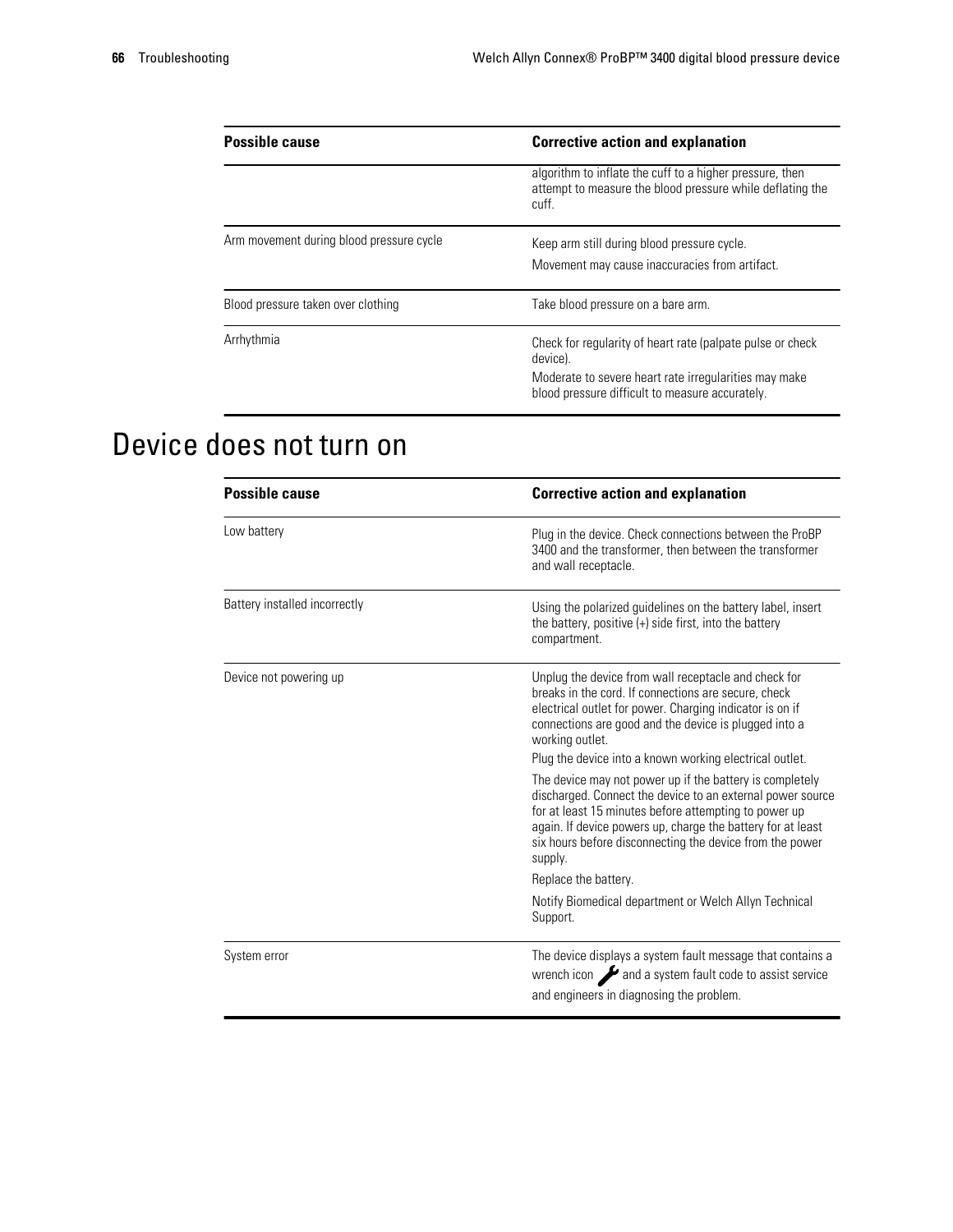| Possible cause | Corrective action and explanation |
|---|---|
| | algorithm to inflate the cuff to a higher pressure, then attempt to measure the blood pressure while deflating the cuff. |
| Arm movement during blood pressure cycle | Keep arm still during blood pressure cycle.<br>Movement may cause inaccuracies from artifact. |
| Blood pressure taken over clothing | Take blood pressure on a bare arm. |
| Arrhythmia | Check for regularity of heart rate (palpate pulse or check device).<br>Moderate to severe heart rate irregularities may make blood pressure difficult to measure accurately. |

# Device does not turn on

| Possible cause | Corrective action and explanation |
|---|---|
| Low battery | Plug in the device. Check connections between the ProBP 3400 and the transformer, then between the transformer and wall receptacle. |
| Battery installed incorrectly | Using the polarized guidelines on the battery label, insert the battery, positive (+) side first, into the battery compartment. |
| Device not powering up | Unplug the device from wall receptacle and check for breaks in the cord. If connections are secure, check electrical outlet for power. Charging indicator is on if connections are good and the device is plugged into a working outlet.<br>Plug the device into a known working electrical outlet.<br>The device may not power up if the battery is completely discharged. Connect the device to an external power source for at least 15 minutes before attempting to power up again. If device powers up, charge the battery for at least six hours before disconnecting the device from the power supply.<br>Replace the battery.<br>Notify Biomedical department or Welch Allyn Technical Support. |
| System error | The device displays a system fault message that contains a wrench icon and a system fault code to assist service and engineers in diagnosing the problem. |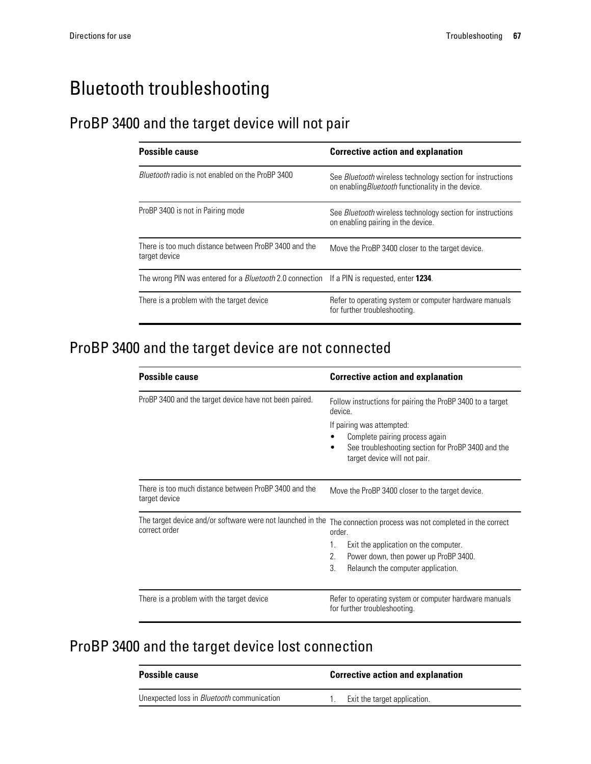# Bluetooth troubleshooting

## ProBP 3400 and the target device will not pair

| Possible cause | Corrective action and explanation |
| --- | --- |
| *Bluetooth* radio is not enabled on the ProBP 3400 | See *Bluetooth* wireless technology section for instructions on enabling*Bluetooth* functionality in the device. |
| ProBP 3400 is not in Pairing mode | See *Bluetooth* wireless technology section for instructions on enabling pairing in the device. |
| There is too much distance between ProBP 3400 and the target device | Move the ProBP 3400 closer to the target device. |
| The wrong PIN was entered for a *Bluetooth* 2.0 connection | If a PIN is requested, enter **1234**. |
| There is a problem with the target device | Refer to operating system or computer hardware manuals for further troubleshooting. |

## ProBP 3400 and the target device are not connected

| Possible cause | Corrective action and explanation |
| --- | --- |
| ProBP 3400 and the target device have not been paired. | Follow instructions for pairing the ProBP 3400 to a target device.<br>If pairing was attempted:<br>• Complete pairing process again<br>• See troubleshooting section for ProBP 3400 and the target device will not pair. |
| There is too much distance between ProBP 3400 and the target device | Move the ProBP 3400 closer to the target device. |
| The target device and/or software were not launched in the correct order | The connection process was not completed in the correct order.<br>1. Exit the application on the computer.<br>2. Power down, then power up ProBP 3400.<br>3. Relaunch the computer application. |
| There is a problem with the target device | Refer to operating system or computer hardware manuals for further troubleshooting. |

## ProBP 3400 and the target device lost connection

| Possible cause | Corrective action and explanation |
| --- | --- |
| Unexpected loss in *Bluetooth* communication | 1. Exit the target application. |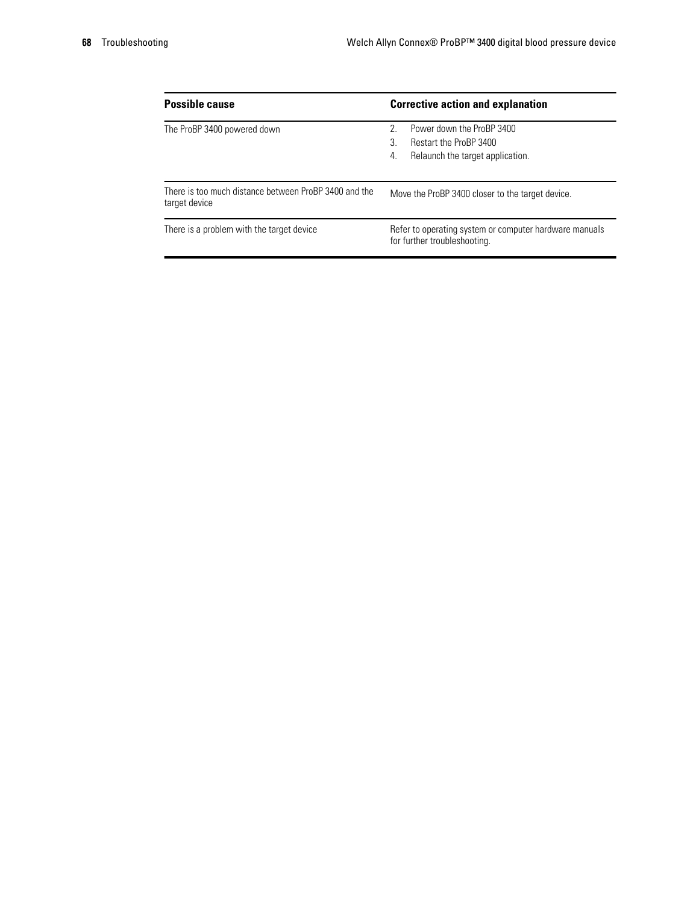| Possible cause | Corrective action and explanation |
|---|---|
| The ProBP 3400 powered down | 2. Power down the ProBP 3400<br>3. Restart the ProBP 3400<br>4. Relaunch the target application. |
| There is too much distance between ProBP 3400 and the target device | Move the ProBP 3400 closer to the target device. |
| There is a problem with the target device | Refer to operating system or computer hardware manuals for further troubleshooting. |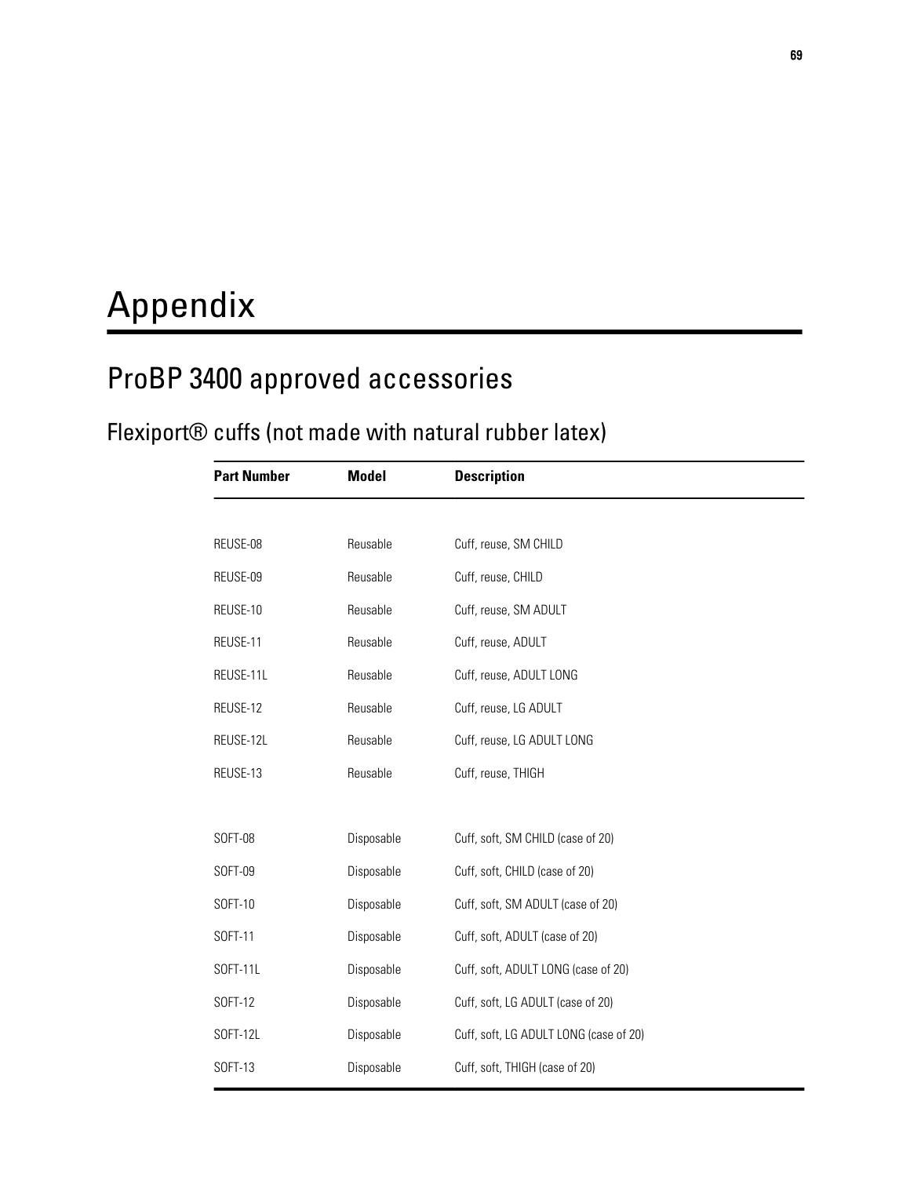# Appendix

## ProBP 3400 approved accessories

### Flexiport® cuffs (not made with natural rubber latex)

| Part Number | Model | Description |
|---|---|---|
| REUSE-08 | Reusable | Cuff, reuse, SM CHILD |
| REUSE-09 | Reusable | Cuff, reuse, CHILD |
| REUSE-10 | Reusable | Cuff, reuse, SM ADULT |
| REUSE-11 | Reusable | Cuff, reuse, ADULT |
| REUSE-11L | Reusable | Cuff, reuse, ADULT LONG |
| REUSE-12 | Reusable | Cuff, reuse, LG ADULT |
| REUSE-12L | Reusable | Cuff, reuse, LG ADULT LONG |
| REUSE-13 | Reusable | Cuff, reuse, THIGH |
| SOFT-08 | Disposable | Cuff, soft, SM CHILD (case of 20) |
| SOFT-09 | Disposable | Cuff, soft, CHILD (case of 20) |
| SOFT-10 | Disposable | Cuff, soft, SM ADULT (case of 20) |
| SOFT-11 | Disposable | Cuff, soft, ADULT (case of 20) |
| SOFT-11L | Disposable | Cuff, soft, ADULT LONG (case of 20) |
| SOFT-12 | Disposable | Cuff, soft, LG ADULT (case of 20) |
| SOFT-12L | Disposable | Cuff, soft, LG ADULT LONG (case of 20) |
| SOFT-13 | Disposable | Cuff, soft, THIGH (case of 20) |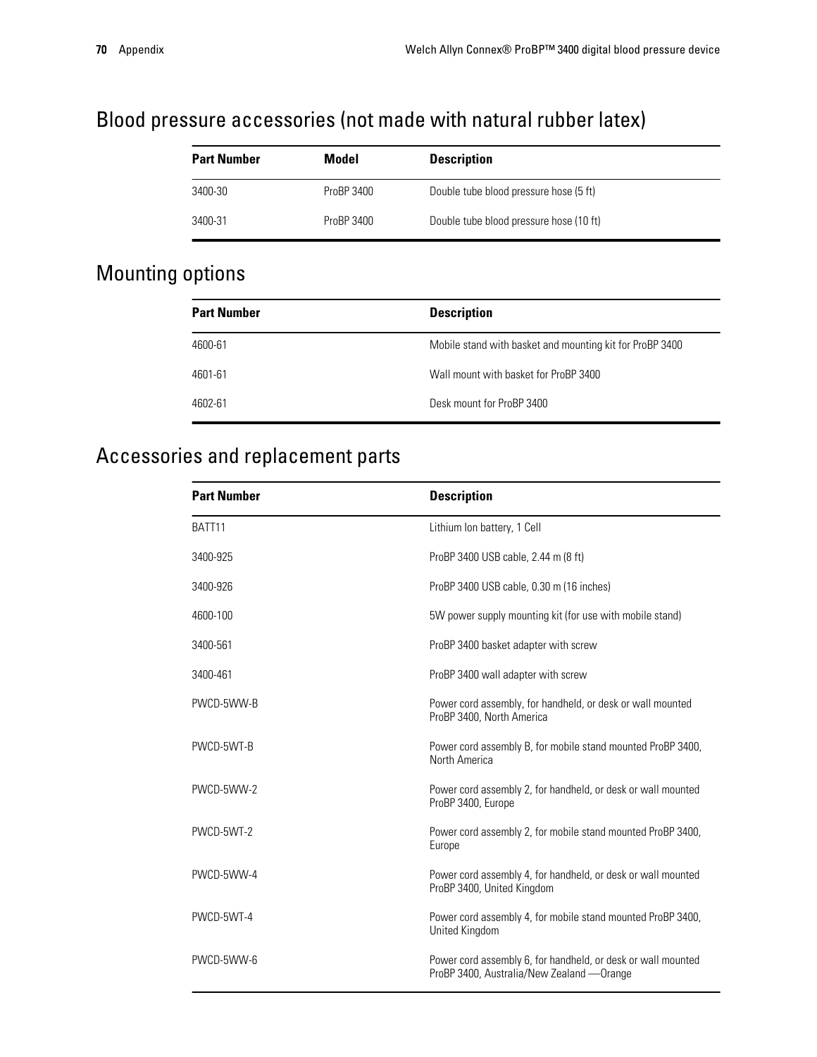## Blood pressure accessories (not made with natural rubber latex)

| Part Number | Model | Description |
| --- | --- | --- |
| 3400-30 | ProBP 3400 | Double tube blood pressure hose (5 ft) |
| 3400-31 | ProBP 3400 | Double tube blood pressure hose (10 ft) |

## Mounting options

| Part Number | Description |
| --- | --- |
| 4600-61 | Mobile stand with basket and mounting kit for ProBP 3400 |
| 4601-61 | Wall mount with basket for ProBP 3400 |
| 4602-61 | Desk mount for ProBP 3400 |

## Accessories and replacement parts

| Part Number | Description |
| --- | --- |
| BATT11 | Lithium Ion battery, 1 Cell |
| 3400-925 | ProBP 3400 USB cable, 2.44 m (8 ft) |
| 3400-926 | ProBP 3400 USB cable, 0.30 m (16 inches) |
| 4600-100 | 5W power supply mounting kit (for use with mobile stand) |
| 3400-561 | ProBP 3400 basket adapter with screw |
| 3400-461 | ProBP 3400 wall adapter with screw |
| PWCD-5WW-B | Power cord assembly, for handheld, or desk or wall mounted ProBP 3400, North America |
| PWCD-5WT-B | Power cord assembly B, for mobile stand mounted ProBP 3400, North America |
| PWCD-5WW-2 | Power cord assembly 2, for handheld, or desk or wall mounted ProBP 3400, Europe |
| PWCD-5WT-2 | Power cord assembly 2, for mobile stand mounted ProBP 3400, Europe |
| PWCD-5WW-4 | Power cord assembly 4, for handheld, or desk or wall mounted ProBP 3400, United Kingdom |
| PWCD-5WT-4 | Power cord assembly 4, for mobile stand mounted ProBP 3400, United Kingdom |
| PWCD-5WW-6 | Power cord assembly 6, for handheld, or desk or wall mounted ProBP 3400, Australia/New Zealand —Orange |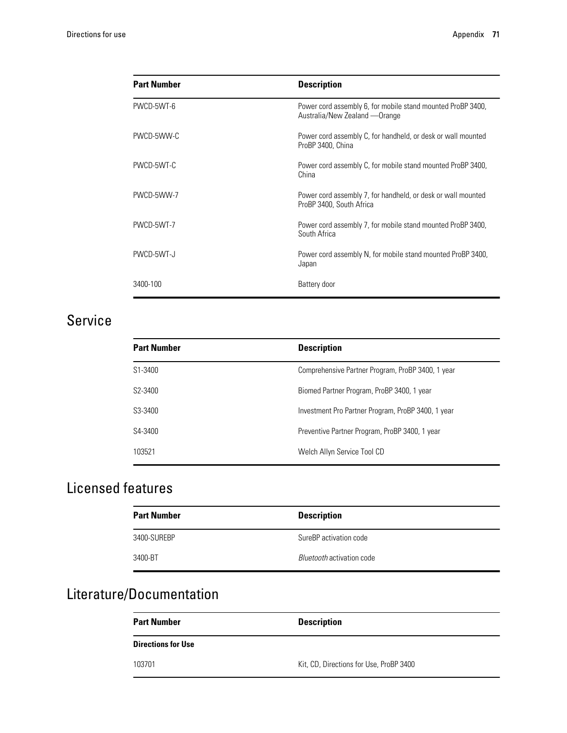| Part Number | Description |
| --- | --- |
| PWCD-5WT-6 | Power cord assembly 6, for mobile stand mounted ProBP 3400, Australia/New Zealand —Orange |
| PWCD-5WW-C | Power cord assembly C, for handheld, or desk or wall mounted ProBP 3400, China |
| PWCD-5WT-C | Power cord assembly C, for mobile stand mounted ProBP 3400, China |
| PWCD-5WW-7 | Power cord assembly 7, for handheld, or desk or wall mounted ProBP 3400, South Africa |
| PWCD-5WT-7 | Power cord assembly 7, for mobile stand mounted ProBP 3400, South Africa |
| PWCD-5WT-J | Power cord assembly N, for mobile stand mounted ProBP 3400, Japan |
| 3400-100 | Battery door |

## Service

| Part Number | Description |
| --- | --- |
| S1-3400 | Comprehensive Partner Program, ProBP 3400, 1 year |
| S2-3400 | Biomed Partner Program, ProBP 3400, 1 year |
| S3-3400 | Investment Pro Partner Program, ProBP 3400, 1 year |
| S4-3400 | Preventive Partner Program, ProBP 3400, 1 year |
| 103521 | Welch Allyn Service Tool CD |

## Licensed features

| Part Number | Description |
| --- | --- |
| 3400-SUREBP | SureBP activation code |
| 3400-BT | *Bluetooth* activation code |

## Literature/Documentation

| Part Number | Description |
| --- | --- |
| **Directions for Use** | |
| 103701 | Kit, CD, Directions for Use, ProBP 3400 |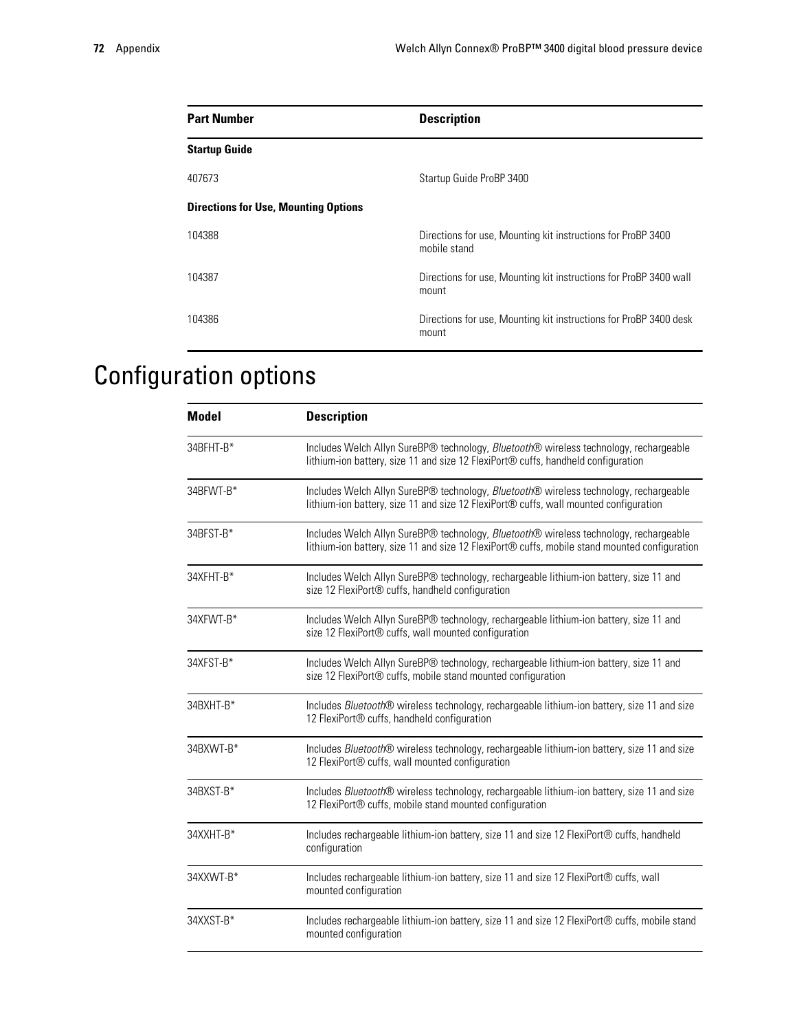| Part Number | Description |
| --- | --- |
| **Startup Guide** | |
| 407673 | Startup Guide ProBP 3400 |
| **Directions for Use, Mounting Options** | |
| 104388 | Directions for use, Mounting kit instructions for ProBP 3400 mobile stand |
| 104387 | Directions for use, Mounting kit instructions for ProBP 3400 wall mount |
| 104386 | Directions for use, Mounting kit instructions for ProBP 3400 desk mount |

# Configuration options

| Model | Description |
| --- | --- |
| 34BFHT-B* | Includes Welch Allyn SureBP® technology, *Bluetooth*® wireless technology, rechargeable lithium-ion battery, size 11 and size 12 FlexiPort® cuffs, handheld configuration |
| 34BFWT-B* | Includes Welch Allyn SureBP® technology, *Bluetooth*® wireless technology, rechargeable lithium-ion battery, size 11 and size 12 FlexiPort® cuffs, wall mounted configuration |
| 34BFST-B* | Includes Welch Allyn SureBP® technology, *Bluetooth*® wireless technology, rechargeable lithium-ion battery, size 11 and size 12 FlexiPort® cuffs, mobile stand mounted configuration |
| 34XFHT-B* | Includes Welch Allyn SureBP® technology, rechargeable lithium-ion battery, size 11 and size 12 FlexiPort® cuffs, handheld configuration |
| 34XFWT-B* | Includes Welch Allyn SureBP® technology, rechargeable lithium-ion battery, size 11 and size 12 FlexiPort® cuffs, wall mounted configuration |
| 34XFST-B* | Includes Welch Allyn SureBP® technology, rechargeable lithium-ion battery, size 11 and size 12 FlexiPort® cuffs, mobile stand mounted configuration |
| 34BXHT-B* | Includes *Bluetooth*® wireless technology, rechargeable lithium-ion battery, size 11 and size 12 FlexiPort® cuffs, handheld configuration |
| 34BXWT-B* | Includes *Bluetooth*® wireless technology, rechargeable lithium-ion battery, size 11 and size 12 FlexiPort® cuffs, wall mounted configuration |
| 34BXST-B* | Includes *Bluetooth*® wireless technology, rechargeable lithium-ion battery, size 11 and size 12 FlexiPort® cuffs, mobile stand mounted configuration |
| 34XXHT-B* | Includes rechargeable lithium-ion battery, size 11 and size 12 FlexiPort® cuffs, handheld configuration |
| 34XXWT-B* | Includes rechargeable lithium-ion battery, size 11 and size 12 FlexiPort® cuffs, wall mounted configuration |
| 34XXST-B* | Includes rechargeable lithium-ion battery, size 11 and size 12 FlexiPort® cuffs, mobile stand mounted configuration |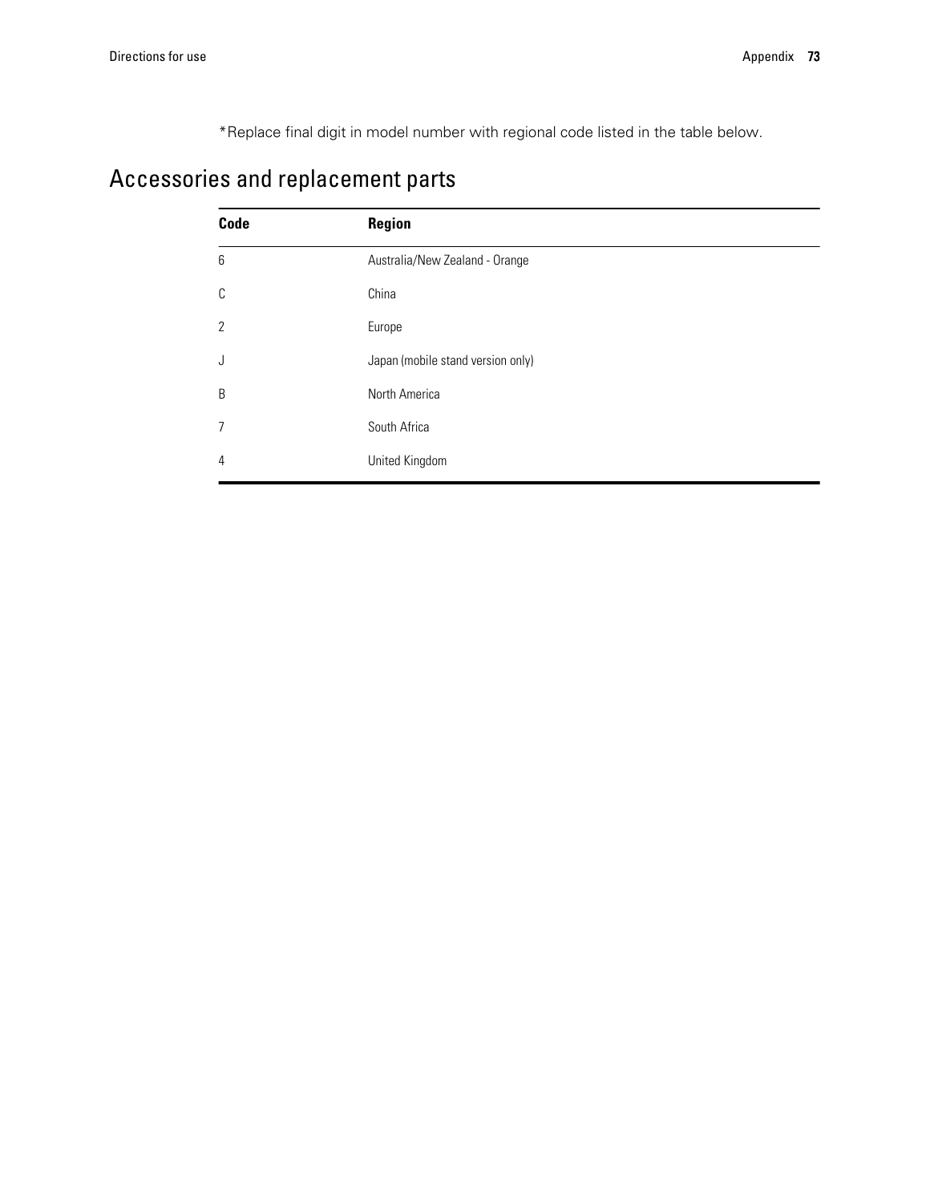*Replace final digit in model number with regional code listed in the table below.

## Accessories and replacement parts

| Code | Region |
|---|---|
| 6 | Australia/New Zealand - Orange |
| C | China |
| 2 | Europe |
| J | Japan (mobile stand version only) |
| B | North America |
| 7 | South Africa |
| 4 | United Kingdom |